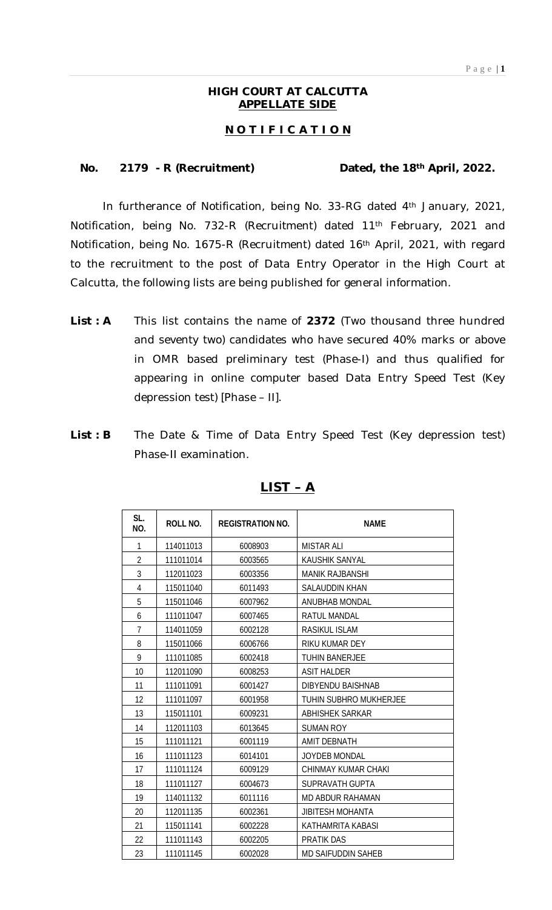**HIGH COURT AT CALCUTTA**
**APPELLATE SIDE**

**N O T I F I C A T I O N**

**No. 2179 - R (Recruitment) Dated, the 18th April, 2022.**

In furtherance of Notification, being No. 33-RG dated 4th January, 2021, Notification, being No. 732-R (Recruitment) dated 11th February, 2021 and Notification, being No. 1675-R (Recruitment) dated 16th April, 2021, with regard to the recruitment to the post of Data Entry Operator in the High Court at Calcutta, the following lists are being published for general information.

**List : A** This list contains the name of **2372** (Two thousand three hundred and seventy two) candidates who have secured 40% marks or above in OMR based preliminary test (Phase-I) and thus qualified for appearing in online computer based Data Entry Speed Test (Key depression test) [Phase – II].

**List : B** The Date & Time of Data Entry Speed Test (Key depression test) Phase-II examination.

## LIST – A

| SL. NO. | ROLL NO. | REGISTRATION NO. | NAME |
|---|---|---|---|
| 1 | 114011013 | 6008903 | MISTAR ALI |
| 2 | 111011014 | 6003565 | KAUSHIK SANYAL |
| 3 | 112011023 | 6003356 | MANIK RAJBANSHI |
| 4 | 115011040 | 6011493 | SALAUDDIN KHAN |
| 5 | 115011046 | 6007962 | ANUBHAB MONDAL |
| 6 | 111011047 | 6007465 | RATUL MANDAL |
| 7 | 114011059 | 6002128 | RASIKUL ISLAM |
| 8 | 115011066 | 6006766 | RIKU KUMAR DEY |
| 9 | 111011085 | 6002418 | TUHIN BANERJEE |
| 10 | 112011090 | 6008253 | ASIT HALDER |
| 11 | 111011091 | 6001427 | DIBYENDU BAISHNAB |
| 12 | 111011097 | 6001958 | TUHIN SUBHRO MUKHERJEE |
| 13 | 115011101 | 6009231 | ABHISHEK SARKAR |
| 14 | 112011103 | 6013645 | SUMAN ROY |
| 15 | 111011121 | 6001119 | AMIT DEBNATH |
| 16 | 111011123 | 6014101 | JOYDEB MONDAL |
| 17 | 111011124 | 6009129 | CHINMAY KUMAR CHAKI |
| 18 | 111011127 | 6004673 | SUPRAVATH GUPTA |
| 19 | 114011132 | 6011116 | MD ABDUR RAHAMAN |
| 20 | 112011135 | 6002361 | JIBITESH MOHANTA |
| 21 | 115011141 | 6002228 | KATHAMRITA KABASI |
| 22 | 111011143 | 6002205 | PRATIK DAS |
| 23 | 111011145 | 6002028 | MD SAIFUDDIN SAHEB |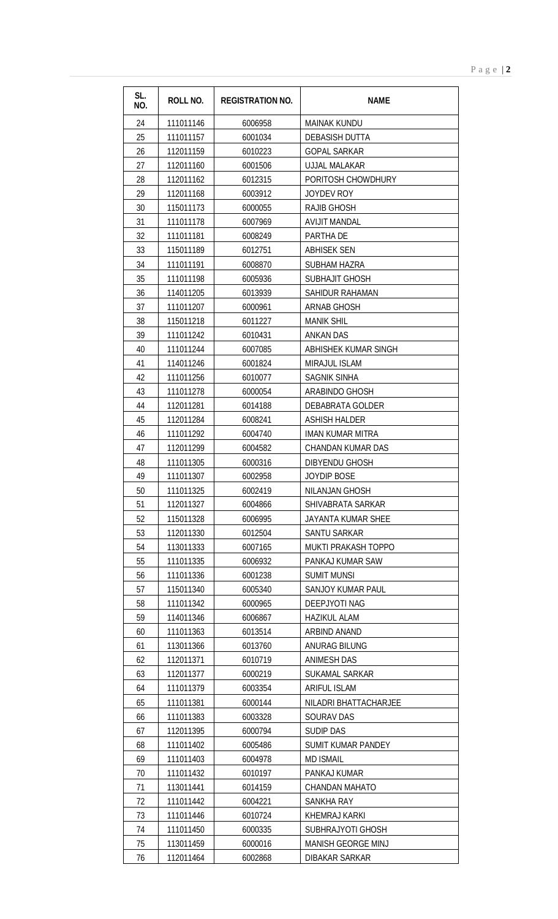| SL. NO. | ROLL NO. | REGISTRATION NO. | NAME |
|---|---|---|---|
| 24 | 111011146 | 6006958 | MAINAK KUNDU |
| 25 | 111011157 | 6001034 | DEBASISH DUTTA |
| 26 | 112011159 | 6010223 | GOPAL SARKAR |
| 27 | 112011160 | 6001506 | UJJAL MALAKAR |
| 28 | 112011162 | 6012315 | PORITOSH CHOWDHURY |
| 29 | 112011168 | 6003912 | JOYDEV ROY |
| 30 | 115011173 | 6000055 | RAJIB GHOSH |
| 31 | 111011178 | 6007969 | AVIJIT MANDAL |
| 32 | 111011181 | 6008249 | PARTHA DE |
| 33 | 115011189 | 6012751 | ABHISEK SEN |
| 34 | 111011191 | 6008870 | SUBHAM HAZRA |
| 35 | 111011198 | 6005936 | SUBHAJIT GHOSH |
| 36 | 114011205 | 6013939 | SAHIDUR RAHAMAN |
| 37 | 111011207 | 6000961 | ARNAB GHOSH |
| 38 | 115011218 | 6011227 | MANIK SHIL |
| 39 | 111011242 | 6010431 | ANKAN DAS |
| 40 | 111011244 | 6007085 | ABHISHEK KUMAR SINGH |
| 41 | 114011246 | 6001824 | MIRAJUL ISLAM |
| 42 | 111011256 | 6010077 | SAGNIK SINHA |
| 43 | 111011278 | 6000054 | ARABINDO GHOSH |
| 44 | 112011281 | 6014188 | DEBABRATA GOLDER |
| 45 | 112011284 | 6008241 | ASHISH HALDER |
| 46 | 111011292 | 6004740 | IMAN KUMAR MITRA |
| 47 | 112011299 | 6004582 | CHANDAN KUMAR DAS |
| 48 | 111011305 | 6000316 | DIBYENDU GHOSH |
| 49 | 111011307 | 6002958 | JOYDIP BOSE |
| 50 | 111011325 | 6002419 | NILANJAN GHOSH |
| 51 | 112011327 | 6004866 | SHIVABRATA SARKAR |
| 52 | 115011328 | 6006995 | JAYANTA KUMAR SHEE |
| 53 | 112011330 | 6012504 | SANTU SARKAR |
| 54 | 113011333 | 6007165 | MUKTI PRAKASH TOPPO |
| 55 | 111011335 | 6006932 | PANKAJ KUMAR SAW |
| 56 | 111011336 | 6001238 | SUMIT MUNSI |
| 57 | 115011340 | 6005340 | SANJOY KUMAR PAUL |
| 58 | 111011342 | 6000965 | DEEPJYOTI NAG |
| 59 | 114011346 | 6006867 | HAZIKUL ALAM |
| 60 | 111011363 | 6013514 | ARBIND ANAND |
| 61 | 113011366 | 6013760 | ANURAG BILUNG |
| 62 | 112011371 | 6010719 | ANIMESH DAS |
| 63 | 112011377 | 6000219 | SUKAMAL SARKAR |
| 64 | 111011379 | 6003354 | ARIFUL ISLAM |
| 65 | 111011381 | 6000144 | NILADRI BHATTACHARJEE |
| 66 | 111011383 | 6003328 | SOURAV DAS |
| 67 | 112011395 | 6000794 | SUDIP DAS |
| 68 | 111011402 | 6005486 | SUMIT KUMAR PANDEY |
| 69 | 111011403 | 6004978 | MD ISMAIL |
| 70 | 111011432 | 6010197 | PANKAJ KUMAR |
| 71 | 113011441 | 6014159 | CHANDAN MAHATO |
| 72 | 111011442 | 6004221 | SANKHA RAY |
| 73 | 111011446 | 6010724 | KHEMRAJ KARKI |
| 74 | 111011450 | 6000335 | SUBHRAJYOTI GHOSH |
| 75 | 113011459 | 6000016 | MANISH GEORGE MINJ |
| 76 | 112011464 | 6002868 | DIBAKAR SARKAR |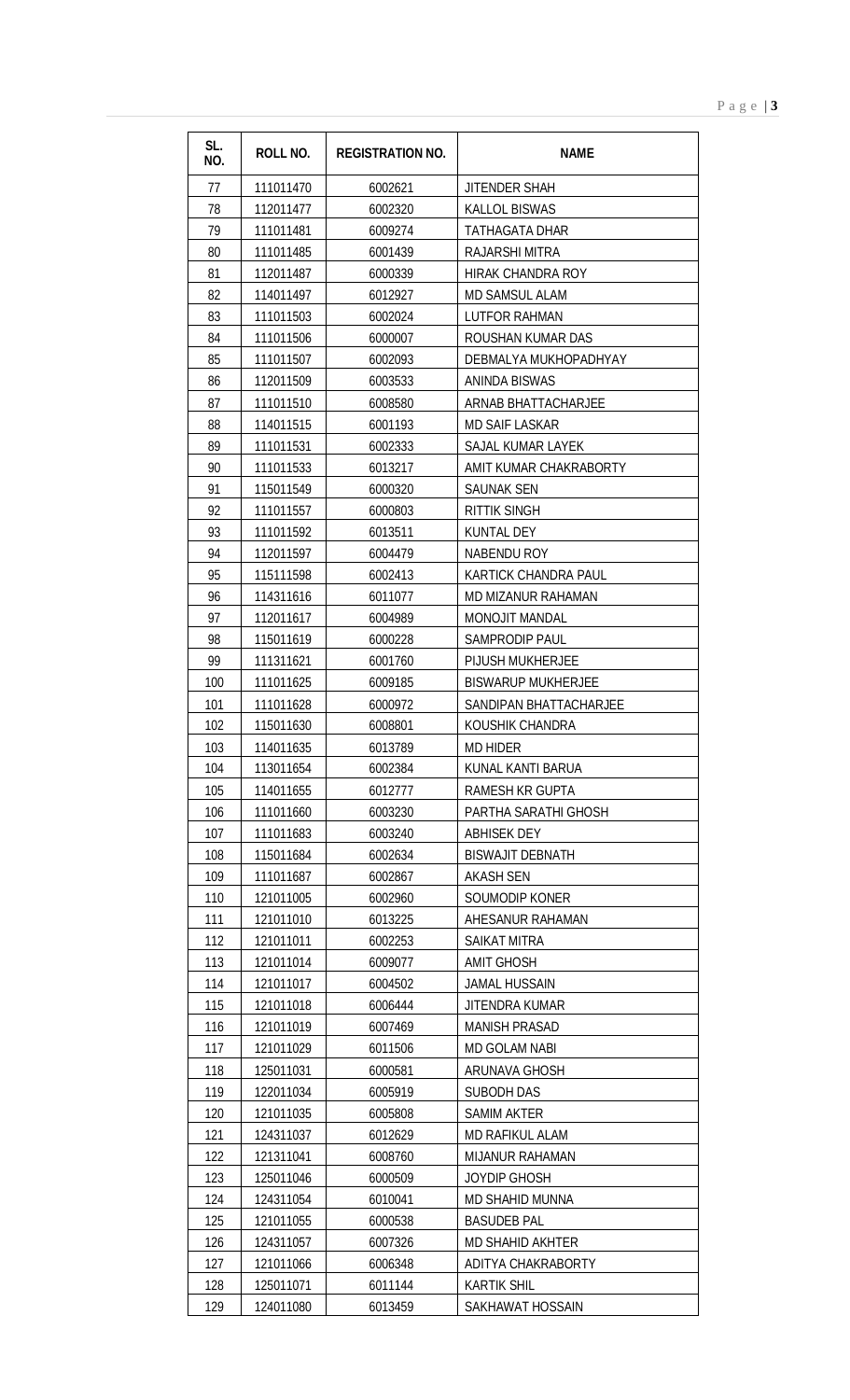| SL. NO. | ROLL NO. | REGISTRATION NO. | NAME |
|---|---|---|---|
| 77 | 111011470 | 6002621 | JITENDER SHAH |
| 78 | 112011477 | 6002320 | KALLOL BISWAS |
| 79 | 111011481 | 6009274 | TATHAGATA DHAR |
| 80 | 111011485 | 6001439 | RAJARSHI MITRA |
| 81 | 112011487 | 6000339 | HIRAK CHANDRA ROY |
| 82 | 114011497 | 6012927 | MD SAMSUL ALAM |
| 83 | 111011503 | 6002024 | LUTFOR RAHMAN |
| 84 | 111011506 | 6000007 | ROUSHAN KUMAR DAS |
| 85 | 111011507 | 6002093 | DEBMALYA MUKHOPADHYAY |
| 86 | 112011509 | 6003533 | ANINDA BISWAS |
| 87 | 111011510 | 6008580 | ARNAB BHATTACHARJEE |
| 88 | 114011515 | 6001193 | MD SAIF LASKAR |
| 89 | 111011531 | 6002333 | SAJAL KUMAR LAYEK |
| 90 | 111011533 | 6013217 | AMIT KUMAR CHAKRABORTY |
| 91 | 115011549 | 6000320 | SAUNAK SEN |
| 92 | 111011557 | 6000803 | RITTIK SINGH |
| 93 | 111011592 | 6013511 | KUNTAL DEY |
| 94 | 112011597 | 6004479 | NABENDU ROY |
| 95 | 115111598 | 6002413 | KARTICK CHANDRA PAUL |
| 96 | 114311616 | 6011077 | MD MIZANUR RAHAMAN |
| 97 | 112011617 | 6004989 | MONOJIT MANDAL |
| 98 | 115011619 | 6000228 | SAMPRODIP PAUL |
| 99 | 111311621 | 6001760 | PIJUSH MUKHERJEE |
| 100 | 111011625 | 6009185 | BISWARUP MUKHERJEE |
| 101 | 111011628 | 6000972 | SANDIPAN BHATTACHARJEE |
| 102 | 115011630 | 6008801 | KOUSHIK CHANDRA |
| 103 | 114011635 | 6013789 | MD HIDER |
| 104 | 113011654 | 6002384 | KUNAL KANTI BARUA |
| 105 | 114011655 | 6012777 | RAMESH KR GUPTA |
| 106 | 111011660 | 6003230 | PARTHA SARATHI GHOSH |
| 107 | 111011683 | 6003240 | ABHISEK DEY |
| 108 | 115011684 | 6002634 | BISWAJIT DEBNATH |
| 109 | 111011687 | 6002867 | AKASH SEN |
| 110 | 121011005 | 6002960 | SOUMODIP KONER |
| 111 | 121011010 | 6013225 | AHESANUR RAHAMAN |
| 112 | 121011011 | 6002253 | SAIKAT MITRA |
| 113 | 121011014 | 6009077 | AMIT GHOSH |
| 114 | 121011017 | 6004502 | JAMAL HUSSAIN |
| 115 | 121011018 | 6006444 | JITENDRA KUMAR |
| 116 | 121011019 | 6007469 | MANISH PRASAD |
| 117 | 121011029 | 6011506 | MD GOLAM NABI |
| 118 | 125011031 | 6000581 | ARUNAVA GHOSH |
| 119 | 122011034 | 6005919 | SUBODH DAS |
| 120 | 121011035 | 6005808 | SAMIM AKTER |
| 121 | 124311037 | 6012629 | MD RAFIKUL ALAM |
| 122 | 121311041 | 6008760 | MIJANUR RAHAMAN |
| 123 | 125011046 | 6000509 | JOYDIP GHOSH |
| 124 | 124311054 | 6010041 | MD SHAHID MUNNA |
| 125 | 121011055 | 6000538 | BASUDEB PAL |
| 126 | 124311057 | 6007326 | MD SHAHID AKHTER |
| 127 | 121011066 | 6006348 | ADITYA CHAKRABORTY |
| 128 | 125011071 | 6011144 | KARTIK SHIL |
| 129 | 124011080 | 6013459 | SAKHAWAT HOSSAIN |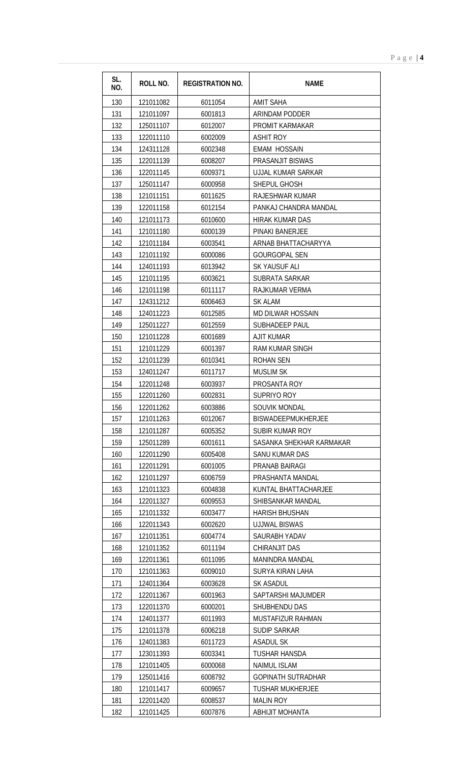| SL. NO. | ROLL NO. | REGISTRATION NO. | NAME |
|---|---|---|---|
| 130 | 121011082 | 6011054 | AMIT SAHA |
| 131 | 121011097 | 6001813 | ARINDAM PODDER |
| 132 | 125011107 | 6012007 | PROMIT KARMAKAR |
| 133 | 122011110 | 6002009 | ASHIT ROY |
| 134 | 124311128 | 6002348 | EMAM HOSSAIN |
| 135 | 122011139 | 6008207 | PRASANJIT BISWAS |
| 136 | 122011145 | 6009371 | UJJAL KUMAR SARKAR |
| 137 | 125011147 | 6000958 | SHEPUL GHOSH |
| 138 | 121011151 | 6011625 | RAJESHWAR KUMAR |
| 139 | 122011158 | 6012154 | PANKAJ CHANDRA MANDAL |
| 140 | 121011173 | 6010600 | HIRAK KUMAR DAS |
| 141 | 121011180 | 6000139 | PINAKI BANERJEE |
| 142 | 121011184 | 6003541 | ARNAB BHATTACHARYYA |
| 143 | 121011192 | 6000086 | GOURGOPAL SEN |
| 144 | 124011193 | 6013942 | SK YAUSUF ALI |
| 145 | 121011195 | 6003621 | SUBRATA SARKAR |
| 146 | 121011198 | 6011117 | RAJKUMAR VERMA |
| 147 | 124311212 | 6006463 | SK ALAM |
| 148 | 124011223 | 6012585 | MD DILWAR HOSSAIN |
| 149 | 125011227 | 6012559 | SUBHADEEP PAUL |
| 150 | 121011228 | 6001689 | AJIT KUMAR |
| 151 | 121011229 | 6001397 | RAM KUMAR SINGH |
| 152 | 121011239 | 6010341 | ROHAN SEN |
| 153 | 124011247 | 6011717 | MUSLIM SK |
| 154 | 122011248 | 6003937 | PROSANTA ROY |
| 155 | 122011260 | 6002831 | SUPRIYO ROY |
| 156 | 122011262 | 6003886 | SOUVIK MONDAL |
| 157 | 121011263 | 6012067 | BISWADEEPMUKHERJEE |
| 158 | 121011287 | 6005352 | SUBIR KUMAR ROY |
| 159 | 125011289 | 6001611 | SASANKA SHEKHAR KARMAKAR |
| 160 | 122011290 | 6005408 | SANU KUMAR DAS |
| 161 | 122011291 | 6001005 | PRANAB BAIRAGI |
| 162 | 121011297 | 6006759 | PRASHANTA MANDAL |
| 163 | 121011323 | 6004838 | KUNTAL BHATTACHARJEE |
| 164 | 122011327 | 6009553 | SHIBSANKAR MANDAL |
| 165 | 121011332 | 6003477 | HARISH BHUSHAN |
| 166 | 122011343 | 6002620 | UJJWAL BISWAS |
| 167 | 121011351 | 6004774 | SAURABH YADAV |
| 168 | 121011352 | 6011194 | CHIRANJIT DAS |
| 169 | 122011361 | 6011095 | MANINDRA MANDAL |
| 170 | 121011363 | 6009010 | SURYA KIRAN LAHA |
| 171 | 124011364 | 6003628 | SK ASADUL |
| 172 | 122011367 | 6001963 | SAPTARSHI MAJUMDER |
| 173 | 122011370 | 6000201 | SHUBHENDU DAS |
| 174 | 124011377 | 6011993 | MUSTAFIZUR RAHMAN |
| 175 | 121011378 | 6006218 | SUDIP SARKAR |
| 176 | 124011383 | 6011723 | ASADUL SK |
| 177 | 123011393 | 6003341 | TUSHAR HANSDA |
| 178 | 121011405 | 6000068 | NAIMUL ISLAM |
| 179 | 125011416 | 6008792 | GOPINATH SUTRADHAR |
| 180 | 121011417 | 6009657 | TUSHAR MUKHERJEE |
| 181 | 122011420 | 6008537 | MALIN ROY |
| 182 | 121011425 | 6007876 | ABHIJIT MOHANTA |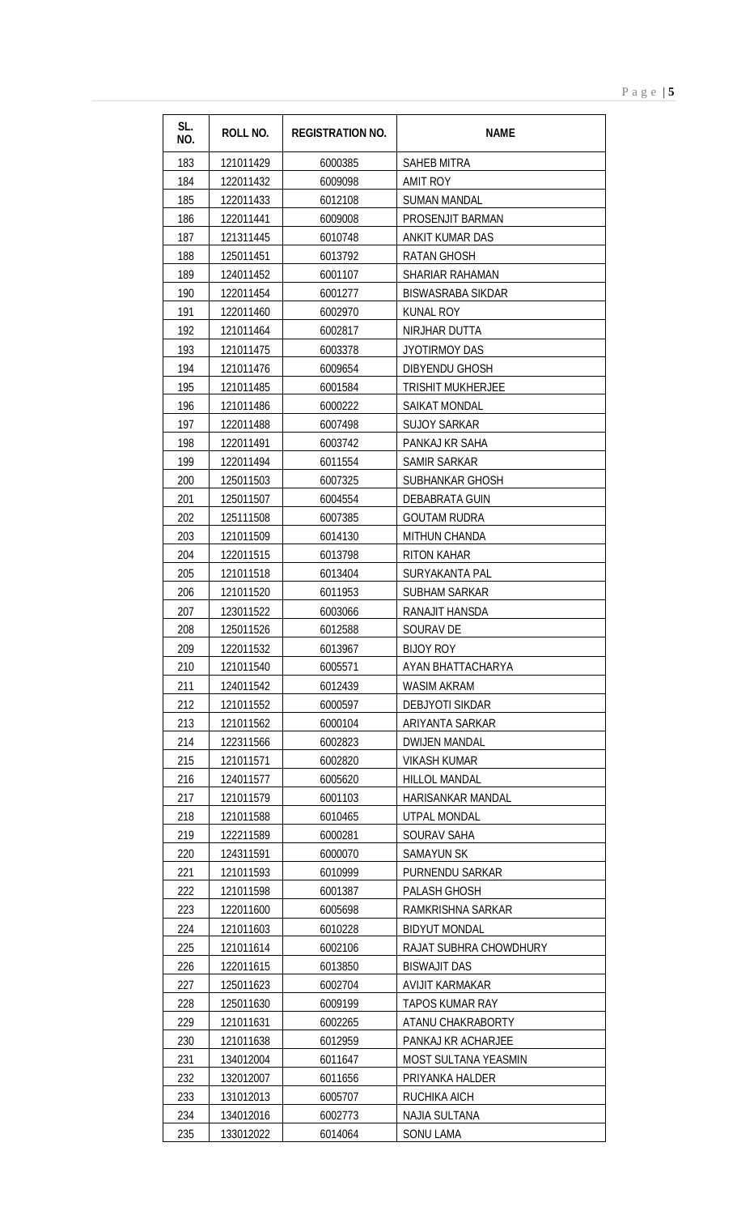| SL. NO. | ROLL NO. | REGISTRATION NO. | NAME |
|---|---|---|---|
| 183 | 121011429 | 6000385 | SAHEB MITRA |
| 184 | 122011432 | 6009098 | AMIT ROY |
| 185 | 122011433 | 6012108 | SUMAN MANDAL |
| 186 | 122011441 | 6009008 | PROSENJIT BARMAN |
| 187 | 121311445 | 6010748 | ANKIT KUMAR DAS |
| 188 | 125011451 | 6013792 | RATAN GHOSH |
| 189 | 124011452 | 6001107 | SHARIAR RAHAMAN |
| 190 | 122011454 | 6001277 | BISWASRABA SIKDAR |
| 191 | 122011460 | 6002970 | KUNAL ROY |
| 192 | 121011464 | 6002817 | NIRJHAR DUTTA |
| 193 | 121011475 | 6003378 | JYOTIRMOY DAS |
| 194 | 121011476 | 6009654 | DIBYENDU GHOSH |
| 195 | 121011485 | 6001584 | TRISHIT MUKHERJEE |
| 196 | 121011486 | 6000222 | SAIKAT MONDAL |
| 197 | 122011488 | 6007498 | SUJOY SARKAR |
| 198 | 122011491 | 6003742 | PANKAJ KR SAHA |
| 199 | 122011494 | 6011554 | SAMIR SARKAR |
| 200 | 125011503 | 6007325 | SUBHANKAR GHOSH |
| 201 | 125011507 | 6004554 | DEBABRATA GUIN |
| 202 | 125111508 | 6007385 | GOUTAM RUDRA |
| 203 | 121011509 | 6014130 | MITHUN CHANDA |
| 204 | 122011515 | 6013798 | RITON KAHAR |
| 205 | 121011518 | 6013404 | SURYAKANTA PAL |
| 206 | 121011520 | 6011953 | SUBHAM SARKAR |
| 207 | 123011522 | 6003066 | RANAJIT HANSDA |
| 208 | 125011526 | 6012588 | SOURAV DE |
| 209 | 122011532 | 6013967 | BIJOY ROY |
| 210 | 121011540 | 6005571 | AYAN BHATTACHARYA |
| 211 | 124011542 | 6012439 | WASIM AKRAM |
| 212 | 121011552 | 6000597 | DEBJYOTI SIKDAR |
| 213 | 121011562 | 6000104 | ARIYANTA SARKAR |
| 214 | 122311566 | 6002823 | DWIJEN MANDAL |
| 215 | 121011571 | 6002820 | VIKASH KUMAR |
| 216 | 124011577 | 6005620 | HILLOL MANDAL |
| 217 | 121011579 | 6001103 | HARISANKAR MANDAL |
| 218 | 121011588 | 6010465 | UTPAL MONDAL |
| 219 | 122211589 | 6000281 | SOURAV SAHA |
| 220 | 124311591 | 6000070 | SAMAYUN SK |
| 221 | 121011593 | 6010999 | PURNENDU SARKAR |
| 222 | 121011598 | 6001387 | PALASH GHOSH |
| 223 | 122011600 | 6005698 | RAMKRISHNA SARKAR |
| 224 | 121011603 | 6010228 | BIDYUT MONDAL |
| 225 | 121011614 | 6002106 | RAJAT SUBHRA CHOWDHURY |
| 226 | 122011615 | 6013850 | BISWAJIT DAS |
| 227 | 125011623 | 6002704 | AVIJIT KARMAKAR |
| 228 | 125011630 | 6009199 | TAPOS KUMAR RAY |
| 229 | 121011631 | 6002265 | ATANU CHAKRABORTY |
| 230 | 121011638 | 6012959 | PANKAJ KR ACHARJEE |
| 231 | 134012004 | 6011647 | MOST SULTANA YEASMIN |
| 232 | 132012007 | 6011656 | PRIYANKA HALDER |
| 233 | 131012013 | 6005707 | RUCHIKA AICH |
| 234 | 134012016 | 6002773 | NAJIA SULTANA |
| 235 | 133012022 | 6014064 | SONU LAMA |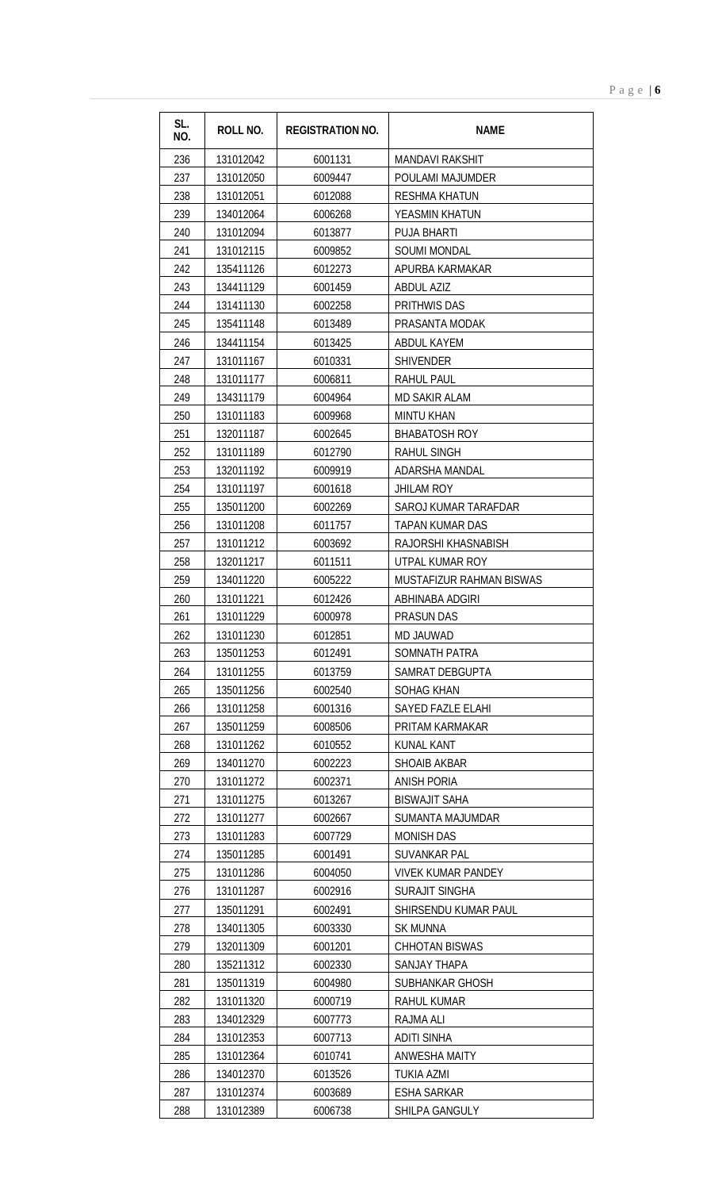| SL. NO. | ROLL NO. | REGISTRATION NO. | NAME |
|---|---|---|---|
| 236 | 131012042 | 6001131 | MANDAVI RAKSHIT |
| 237 | 131012050 | 6009447 | POULAMI MAJUMDER |
| 238 | 131012051 | 6012088 | RESHMA KHATUN |
| 239 | 134012064 | 6006268 | YEASMIN KHATUN |
| 240 | 131012094 | 6013877 | PUJA BHARTI |
| 241 | 131012115 | 6009852 | SOUMI MONDAL |
| 242 | 135411126 | 6012273 | APURBA KARMAKAR |
| 243 | 134411129 | 6001459 | ABDUL AZIZ |
| 244 | 131411130 | 6002258 | PRITHWIS DAS |
| 245 | 135411148 | 6013489 | PRASANTA MODAK |
| 246 | 134411154 | 6013425 | ABDUL KAYEM |
| 247 | 131011167 | 6010331 | SHIVENDER |
| 248 | 131011177 | 6006811 | RAHUL PAUL |
| 249 | 134311179 | 6004964 | MD SAKIR ALAM |
| 250 | 131011183 | 6009968 | MINTU KHAN |
| 251 | 132011187 | 6002645 | BHABATOSH ROY |
| 252 | 131011189 | 6012790 | RAHUL SINGH |
| 253 | 132011192 | 6009919 | ADARSHA MANDAL |
| 254 | 131011197 | 6001618 | JHILAM ROY |
| 255 | 135011200 | 6002269 | SAROJ KUMAR TARAFDAR |
| 256 | 131011208 | 6011757 | TAPAN KUMAR DAS |
| 257 | 131011212 | 6003692 | RAJORSHI KHASNABISH |
| 258 | 132011217 | 6011511 | UTPAL KUMAR ROY |
| 259 | 134011220 | 6005222 | MUSTAFIZUR RAHMAN BISWAS |
| 260 | 131011221 | 6012426 | ABHINABA ADGIRI |
| 261 | 131011229 | 6000978 | PRASUN DAS |
| 262 | 131011230 | 6012851 | MD JAUWAD |
| 263 | 135011253 | 6012491 | SOMNATH PATRA |
| 264 | 131011255 | 6013759 | SAMRAT DEBGUPTA |
| 265 | 135011256 | 6002540 | SOHAG KHAN |
| 266 | 131011258 | 6001316 | SAYED FAZLE ELAHI |
| 267 | 135011259 | 6008506 | PRITAM KARMAKAR |
| 268 | 131011262 | 6010552 | KUNAL KANT |
| 269 | 134011270 | 6002223 | SHOAIB AKBAR |
| 270 | 131011272 | 6002371 | ANISH PORIA |
| 271 | 131011275 | 6013267 | BISWAJIT SAHA |
| 272 | 131011277 | 6002667 | SUMANTA MAJUMDAR |
| 273 | 131011283 | 6007729 | MONISH DAS |
| 274 | 135011285 | 6001491 | SUVANKAR PAL |
| 275 | 131011286 | 6004050 | VIVEK KUMAR PANDEY |
| 276 | 131011287 | 6002916 | SURAJIT SINGHA |
| 277 | 135011291 | 6002491 | SHIRSENDU KUMAR PAUL |
| 278 | 134011305 | 6003330 | SK MUNNA |
| 279 | 132011309 | 6001201 | CHHOTAN BISWAS |
| 280 | 135211312 | 6002330 | SANJAY THAPA |
| 281 | 135011319 | 6004980 | SUBHANKAR GHOSH |
| 282 | 131011320 | 6000719 | RAHUL KUMAR |
| 283 | 134012329 | 6007773 | RAJMA ALI |
| 284 | 131012353 | 6007713 | ADITI SINHA |
| 285 | 131012364 | 6010741 | ANWESHA MAITY |
| 286 | 134012370 | 6013526 | TUKIA AZMI |
| 287 | 131012374 | 6003689 | ESHA SARKAR |
| 288 | 131012389 | 6006738 | SHILPA GANGULY |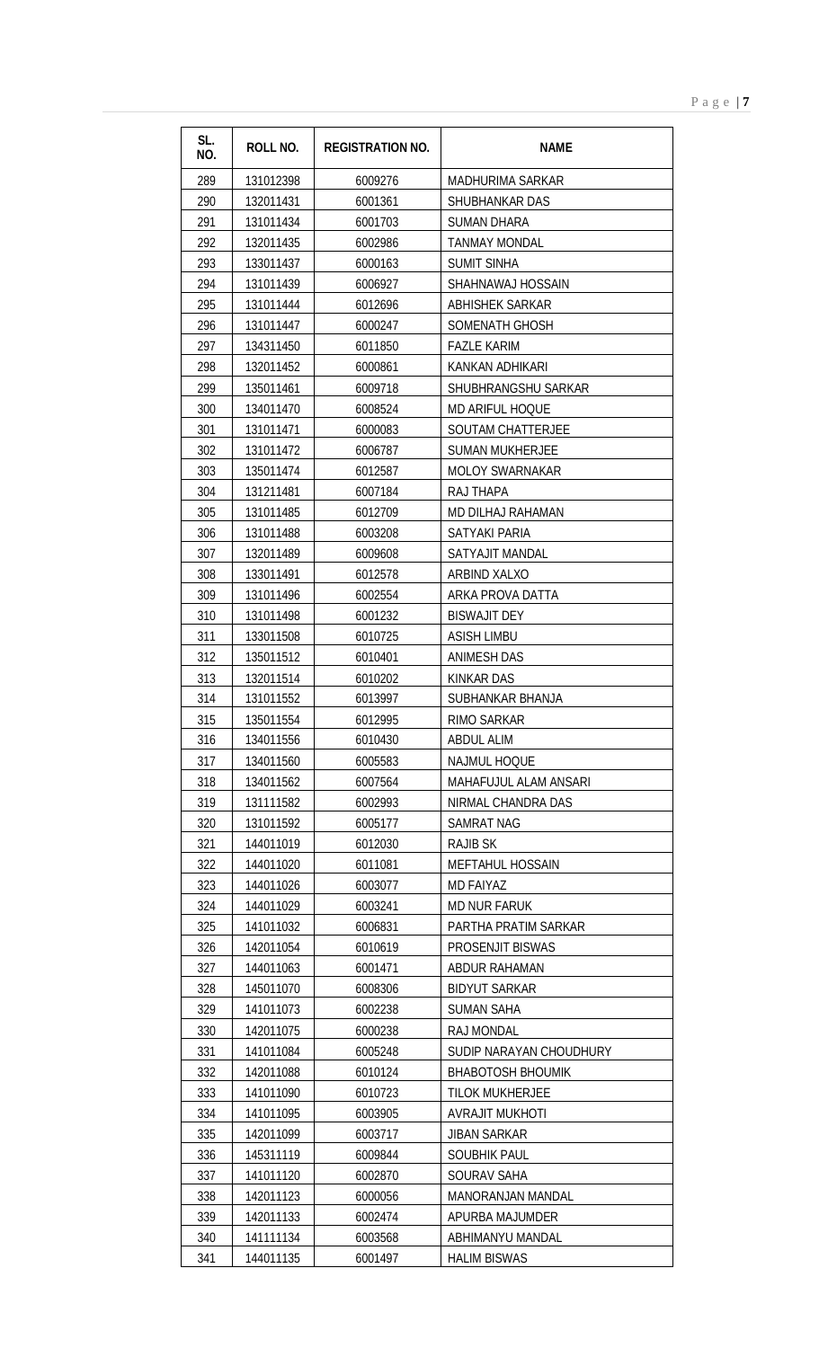| SL. NO. | ROLL NO. | REGISTRATION NO. | NAME |
|---|---|---|---|
| 289 | 131012398 | 6009276 | MADHURIMA SARKAR |
| 290 | 132011431 | 6001361 | SHUBHANKAR DAS |
| 291 | 131011434 | 6001703 | SUMAN DHARA |
| 292 | 132011435 | 6002986 | TANMAY MONDAL |
| 293 | 133011437 | 6000163 | SUMIT SINHA |
| 294 | 131011439 | 6006927 | SHAHNAWAJ HOSSAIN |
| 295 | 131011444 | 6012696 | ABHISHEK SARKAR |
| 296 | 131011447 | 6000247 | SOMENATH GHOSH |
| 297 | 134311450 | 6011850 | FAZLE KARIM |
| 298 | 132011452 | 6000861 | KANKAN ADHIKARI |
| 299 | 135011461 | 6009718 | SHUBHRANGSHU SARKAR |
| 300 | 134011470 | 6008524 | MD ARIFUL HOQUE |
| 301 | 131011471 | 6000083 | SOUTAM CHATTERJEE |
| 302 | 131011472 | 6006787 | SUMAN MUKHERJEE |
| 303 | 135011474 | 6012587 | MOLOY SWARNAKAR |
| 304 | 131211481 | 6007184 | RAJ THAPA |
| 305 | 131011485 | 6012709 | MD DILHAJ RAHAMAN |
| 306 | 131011488 | 6003208 | SATYAKI PARIA |
| 307 | 132011489 | 6009608 | SATYAJIT MANDAL |
| 308 | 133011491 | 6012578 | ARBIND XALXO |
| 309 | 131011496 | 6002554 | ARKA PROVA DATTA |
| 310 | 131011498 | 6001232 | BISWAJIT DEY |
| 311 | 133011508 | 6010725 | ASISH LIMBU |
| 312 | 135011512 | 6010401 | ANIMESH DAS |
| 313 | 132011514 | 6010202 | KINKAR DAS |
| 314 | 131011552 | 6013997 | SUBHANKAR BHANJA |
| 315 | 135011554 | 6012995 | RIMO SARKAR |
| 316 | 134011556 | 6010430 | ABDUL ALIM |
| 317 | 134011560 | 6005583 | NAJMUL HOQUE |
| 318 | 134011562 | 6007564 | MAHAFUJUL ALAM ANSARI |
| 319 | 131111582 | 6002993 | NIRMAL CHANDRA DAS |
| 320 | 131011592 | 6005177 | SAMRAT NAG |
| 321 | 144011019 | 6012030 | RAJIB SK |
| 322 | 144011020 | 6011081 | MEFTAHUL HOSSAIN |
| 323 | 144011026 | 6003077 | MD FAIYAZ |
| 324 | 144011029 | 6003241 | MD NUR FARUK |
| 325 | 141011032 | 6006831 | PARTHA PRATIM SARKAR |
| 326 | 142011054 | 6010619 | PROSENJIT BISWAS |
| 327 | 144011063 | 6001471 | ABDUR RAHAMAN |
| 328 | 145011070 | 6008306 | BIDYUT SARKAR |
| 329 | 141011073 | 6002238 | SUMAN SAHA |
| 330 | 142011075 | 6000238 | RAJ MONDAL |
| 331 | 141011084 | 6005248 | SUDIP NARAYAN CHOUDHURY |
| 332 | 142011088 | 6010124 | BHABOTOSH BHOUMIK |
| 333 | 141011090 | 6010723 | TILOK MUKHERJEE |
| 334 | 141011095 | 6003905 | AVRAJIT MUKHOTI |
| 335 | 142011099 | 6003717 | JIBAN SARKAR |
| 336 | 145311119 | 6009844 | SOUBHIK PAUL |
| 337 | 141011120 | 6002870 | SOURAV SAHA |
| 338 | 142011123 | 6000056 | MANORANJAN MANDAL |
| 339 | 142011133 | 6002474 | APURBA MAJUMDER |
| 340 | 141111134 | 6003568 | ABHIMANYU MANDAL |
| 341 | 144011135 | 6001497 | HALIM BISWAS |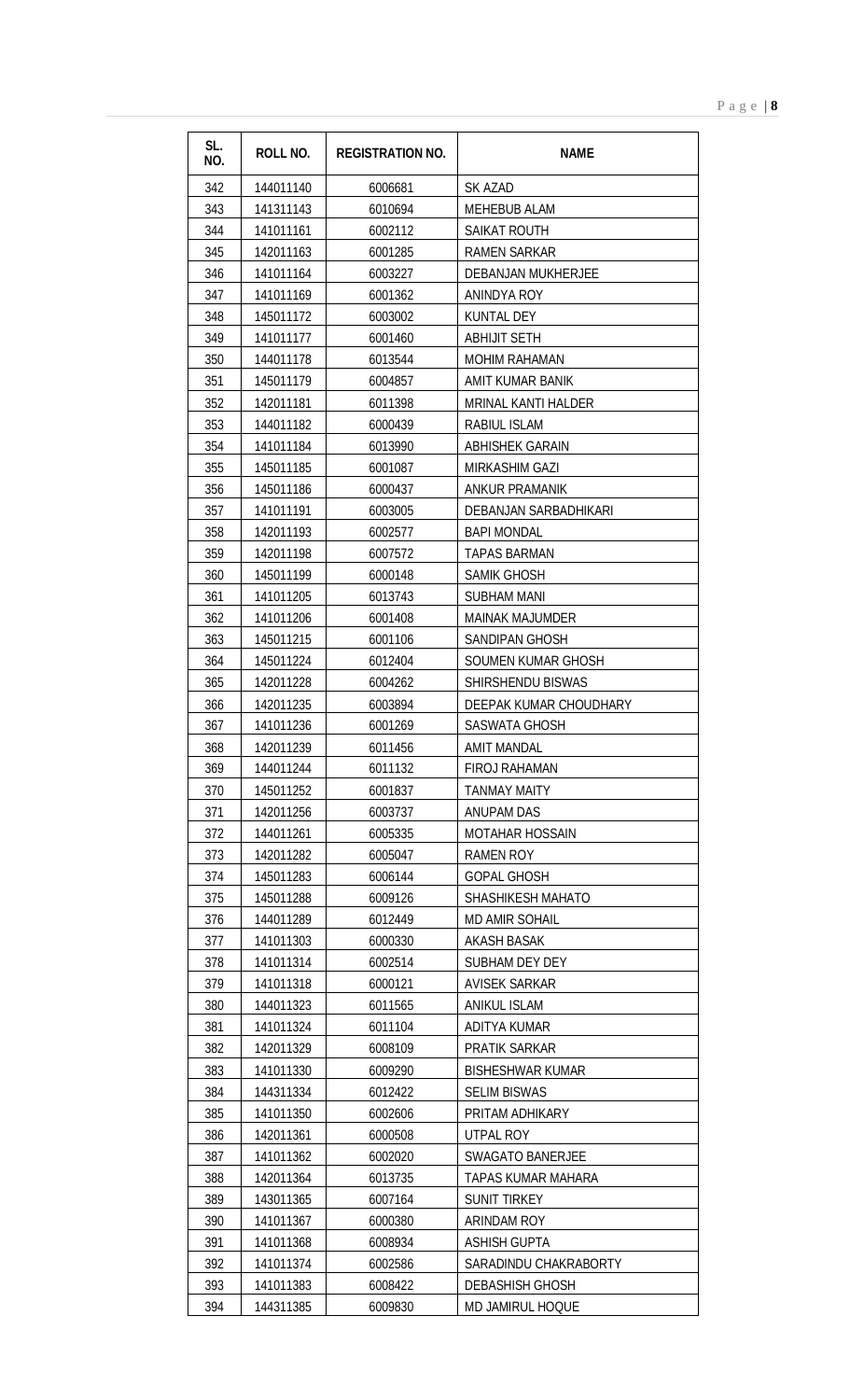| SL. NO. | ROLL NO. | REGISTRATION NO. | NAME |
|---|---|---|---|
| 342 | 144011140 | 6006681 | SK AZAD |
| 343 | 141311143 | 6010694 | MEHEBUB ALAM |
| 344 | 141011161 | 6002112 | SAIKAT ROUTH |
| 345 | 142011163 | 6001285 | RAMEN SARKAR |
| 346 | 141011164 | 6003227 | DEBANJAN MUKHERJEE |
| 347 | 141011169 | 6001362 | ANINDYA ROY |
| 348 | 145011172 | 6003002 | KUNTAL DEY |
| 349 | 141011177 | 6001460 | ABHIJIT SETH |
| 350 | 144011178 | 6013544 | MOHIM RAHAMAN |
| 351 | 145011179 | 6004857 | AMIT KUMAR BANIK |
| 352 | 142011181 | 6011398 | MRINAL KANTI HALDER |
| 353 | 144011182 | 6000439 | RABIUL ISLAM |
| 354 | 141011184 | 6013990 | ABHISHEK GARAIN |
| 355 | 145011185 | 6001087 | MIRKASHIM GAZI |
| 356 | 145011186 | 6000437 | ANKUR PRAMANIK |
| 357 | 141011191 | 6003005 | DEBANJAN SARBADHIKARI |
| 358 | 142011193 | 6002577 | BAPI MONDAL |
| 359 | 142011198 | 6007572 | TAPAS BARMAN |
| 360 | 145011199 | 6000148 | SAMIK GHOSH |
| 361 | 141011205 | 6013743 | SUBHAM MANI |
| 362 | 141011206 | 6001408 | MAINAK MAJUMDER |
| 363 | 145011215 | 6001106 | SANDIPAN GHOSH |
| 364 | 145011224 | 6012404 | SOUMEN KUMAR GHOSH |
| 365 | 142011228 | 6004262 | SHIRSHENDU BISWAS |
| 366 | 142011235 | 6003894 | DEEPAK KUMAR CHOUDHARY |
| 367 | 141011236 | 6001269 | SASWATA GHOSH |
| 368 | 142011239 | 6011456 | AMIT MANDAL |
| 369 | 144011244 | 6011132 | FIROJ RAHAMAN |
| 370 | 145011252 | 6001837 | TANMAY MAITY |
| 371 | 142011256 | 6003737 | ANUPAM DAS |
| 372 | 144011261 | 6005335 | MOTAHAR HOSSAIN |
| 373 | 142011282 | 6005047 | RAMEN ROY |
| 374 | 145011283 | 6006144 | GOPAL GHOSH |
| 375 | 145011288 | 6009126 | SHASHIKESH MAHATO |
| 376 | 144011289 | 6012449 | MD AMIR SOHAIL |
| 377 | 141011303 | 6000330 | AKASH BASAK |
| 378 | 141011314 | 6002514 | SUBHAM DEY DEY |
| 379 | 141011318 | 6000121 | AVISEK SARKAR |
| 380 | 144011323 | 6011565 | ANIKUL ISLAM |
| 381 | 141011324 | 6011104 | ADITYA KUMAR |
| 382 | 142011329 | 6008109 | PRATIK SARKAR |
| 383 | 141011330 | 6009290 | BISHESHWAR KUMAR |
| 384 | 144311334 | 6012422 | SELIM BISWAS |
| 385 | 141011350 | 6002606 | PRITAM ADHIKARY |
| 386 | 142011361 | 6000508 | UTPAL ROY |
| 387 | 141011362 | 6002020 | SWAGATO BANERJEE |
| 388 | 142011364 | 6013735 | TAPAS KUMAR MAHARA |
| 389 | 143011365 | 6007164 | SUNIT TIRKEY |
| 390 | 141011367 | 6000380 | ARINDAM ROY |
| 391 | 141011368 | 6008934 | ASHISH GUPTA |
| 392 | 141011374 | 6002586 | SARADINDU CHAKRABORTY |
| 393 | 141011383 | 6008422 | DEBASHISH GHOSH |
| 394 | 144311385 | 6009830 | MD JAMIRUL HOQUE |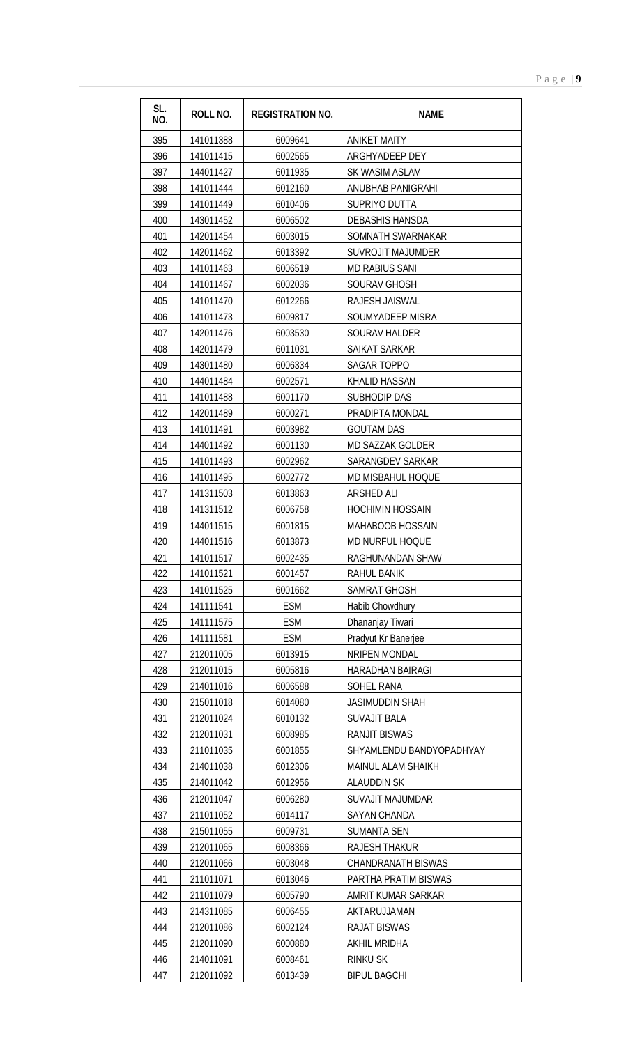| SL. NO. | ROLL NO. | REGISTRATION NO. | NAME |
|---|---|---|---|
| 395 | 141011388 | 6009641 | ANIKET MAITY |
| 396 | 141011415 | 6002565 | ARGHYADEEP DEY |
| 397 | 144011427 | 6011935 | SK WASIM ASLAM |
| 398 | 141011444 | 6012160 | ANUBHAB PANIGRAHI |
| 399 | 141011449 | 6010406 | SUPRIYO DUTTA |
| 400 | 143011452 | 6006502 | DEBASHIS HANSDA |
| 401 | 142011454 | 6003015 | SOMNATH SWARNAKAR |
| 402 | 142011462 | 6013392 | SUVROJIT MAJUMDER |
| 403 | 141011463 | 6006519 | MD RABIUS SANI |
| 404 | 141011467 | 6002036 | SOURAV GHOSH |
| 405 | 141011470 | 6012266 | RAJESH JAISWAL |
| 406 | 141011473 | 6009817 | SOUMYADEEP MISRA |
| 407 | 142011476 | 6003530 | SOURAV HALDER |
| 408 | 142011479 | 6011031 | SAIKAT SARKAR |
| 409 | 143011480 | 6006334 | SAGAR TOPPO |
| 410 | 144011484 | 6002571 | KHALID HASSAN |
| 411 | 141011488 | 6001170 | SUBHODIP DAS |
| 412 | 142011489 | 6000271 | PRADIPTA MONDAL |
| 413 | 141011491 | 6003982 | GOUTAM DAS |
| 414 | 144011492 | 6001130 | MD SAZZAK GOLDER |
| 415 | 141011493 | 6002962 | SARANGDEV SARKAR |
| 416 | 141011495 | 6002772 | MD MISBAHUL HOQUE |
| 417 | 141311503 | 6013863 | ARSHED ALI |
| 418 | 141311512 | 6006758 | HOCHIMIN HOSSAIN |
| 419 | 144011515 | 6001815 | MAHABOOB HOSSAIN |
| 420 | 144011516 | 6013873 | MD NURFUL HOQUE |
| 421 | 141011517 | 6002435 | RAGHUNANDAN SHAW |
| 422 | 141011521 | 6001457 | RAHUL BANIK |
| 423 | 141011525 | 6001662 | SAMRAT GHOSH |
| 424 | 141111541 | ESM | Habib Chowdhury |
| 425 | 141111575 | ESM | Dhananjay Tiwari |
| 426 | 141111581 | ESM | Pradyut Kr Banerjee |
| 427 | 212011005 | 6013915 | NRIPEN MONDAL |
| 428 | 212011015 | 6005816 | HARADHAN BAIRAGI |
| 429 | 214011016 | 6006588 | SOHEL RANA |
| 430 | 215011018 | 6014080 | JASIMUDDIN SHAH |
| 431 | 212011024 | 6010132 | SUVAJIT BALA |
| 432 | 212011031 | 6008985 | RANJIT BISWAS |
| 433 | 211011035 | 6001855 | SHYAMLENDU BANDYOPADHYAY |
| 434 | 214011038 | 6012306 | MAINUL ALAM SHAIKH |
| 435 | 214011042 | 6012956 | ALAUDDIN SK |
| 436 | 212011047 | 6006280 | SUVAJIT MAJUMDAR |
| 437 | 211011052 | 6014117 | SAYAN CHANDA |
| 438 | 215011055 | 6009731 | SUMANTA SEN |
| 439 | 212011065 | 6008366 | RAJESH THAKUR |
| 440 | 212011066 | 6003048 | CHANDRANATH BISWAS |
| 441 | 211011071 | 6013046 | PARTHA PRATIM BISWAS |
| 442 | 211011079 | 6005790 | AMRIT KUMAR SARKAR |
| 443 | 214311085 | 6006455 | AKTARUJJAMAN |
| 444 | 212011086 | 6002124 | RAJAT BISWAS |
| 445 | 212011090 | 6000880 | AKHIL MRIDHA |
| 446 | 214011091 | 6008461 | RINKU SK |
| 447 | 212011092 | 6013439 | BIPUL BAGCHI |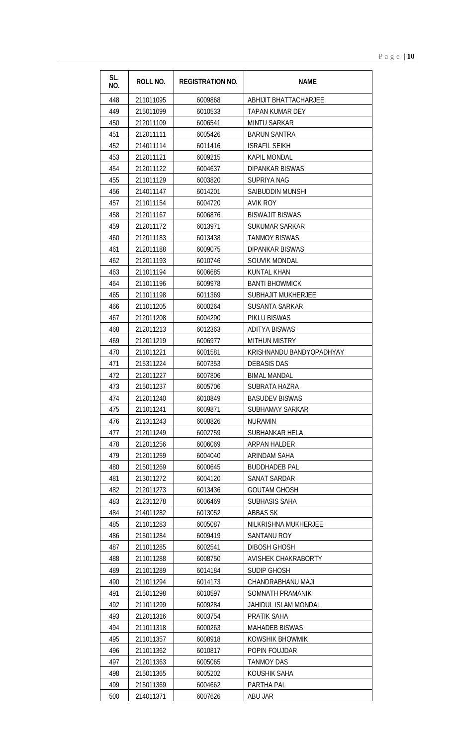| SL. NO. | ROLL NO. | REGISTRATION NO. | NAME |
|---|---|---|---|
| 448 | 211011095 | 6009868 | ABHIJIT BHATTACHARJEE |
| 449 | 215011099 | 6010533 | TAPAN KUMAR DEY |
| 450 | 212011109 | 6006541 | MINTU SARKAR |
| 451 | 212011111 | 6005426 | BARUN SANTRA |
| 452 | 214011114 | 6011416 | ISRAFIL SEIKH |
| 453 | 212011121 | 6009215 | KAPIL MONDAL |
| 454 | 212011122 | 6004637 | DIPANKAR BISWAS |
| 455 | 211011129 | 6003820 | SUPRIYA NAG |
| 456 | 214011147 | 6014201 | SAIBUDDIN MUNSHI |
| 457 | 211011154 | 6004720 | AVIK ROY |
| 458 | 212011167 | 6006876 | BISWAJIT BISWAS |
| 459 | 212011172 | 6013971 | SUKUMAR SARKAR |
| 460 | 212011183 | 6013438 | TANMOY BISWAS |
| 461 | 212011188 | 6009075 | DIPANKAR BISWAS |
| 462 | 212011193 | 6010746 | SOUVIK MONDAL |
| 463 | 211011194 | 6006685 | KUNTAL KHAN |
| 464 | 211011196 | 6009978 | BANTI BHOWMICK |
| 465 | 211011198 | 6011369 | SUBHAJIT MUKHERJEE |
| 466 | 211011205 | 6000264 | SUSANTA SARKAR |
| 467 | 212011208 | 6004290 | PIKLU BISWAS |
| 468 | 212011213 | 6012363 | ADITYA BISWAS |
| 469 | 212011219 | 6006977 | MITHUN MISTRY |
| 470 | 211011221 | 6001581 | KRISHNANDU BANDYOPADHYAY |
| 471 | 215311224 | 6007353 | DEBASIS DAS |
| 472 | 212011227 | 6007806 | BIMAL MANDAL |
| 473 | 215011237 | 6005706 | SUBRATA HAZRA |
| 474 | 212011240 | 6010849 | BASUDEV BISWAS |
| 475 | 211011241 | 6009871 | SUBHAMAY SARKAR |
| 476 | 211311243 | 6008826 | NURAMIN |
| 477 | 212011249 | 6002759 | SUBHANKAR HELA |
| 478 | 212011256 | 6006069 | ARPAN HALDER |
| 479 | 212011259 | 6004040 | ARINDAM SAHA |
| 480 | 215011269 | 6000645 | BUDDHADEB PAL |
| 481 | 213011272 | 6004120 | SANAT SARDAR |
| 482 | 212011273 | 6013436 | GOUTAM GHOSH |
| 483 | 212311278 | 6006469 | SUBHASIS SAHA |
| 484 | 214011282 | 6013052 | ABBAS SK |
| 485 | 211011283 | 6005087 | NILKRISHNA MUKHERJEE |
| 486 | 215011284 | 6009419 | SANTANU ROY |
| 487 | 211011285 | 6002541 | DIBOSH GHOSH |
| 488 | 211011288 | 6008750 | AVISHEK CHAKRABORTY |
| 489 | 211011289 | 6014184 | SUDIP GHOSH |
| 490 | 211011294 | 6014173 | CHANDRABHANU MAJI |
| 491 | 215011298 | 6010597 | SOMNATH PRAMANIK |
| 492 | 211011299 | 6009284 | JAHIDUL ISLAM MONDAL |
| 493 | 212011316 | 6003754 | PRATIK SAHA |
| 494 | 211011318 | 6000263 | MAHADEB BISWAS |
| 495 | 211011357 | 6008918 | KOWSHIK BHOWMIK |
| 496 | 211011362 | 6010817 | POPIN FOUJDAR |
| 497 | 212011363 | 6005065 | TANMOY DAS |
| 498 | 215011365 | 6005202 | KOUSHIK SAHA |
| 499 | 215011369 | 6004662 | PARTHA PAL |
| 500 | 214011371 | 6007626 | ABU JAR |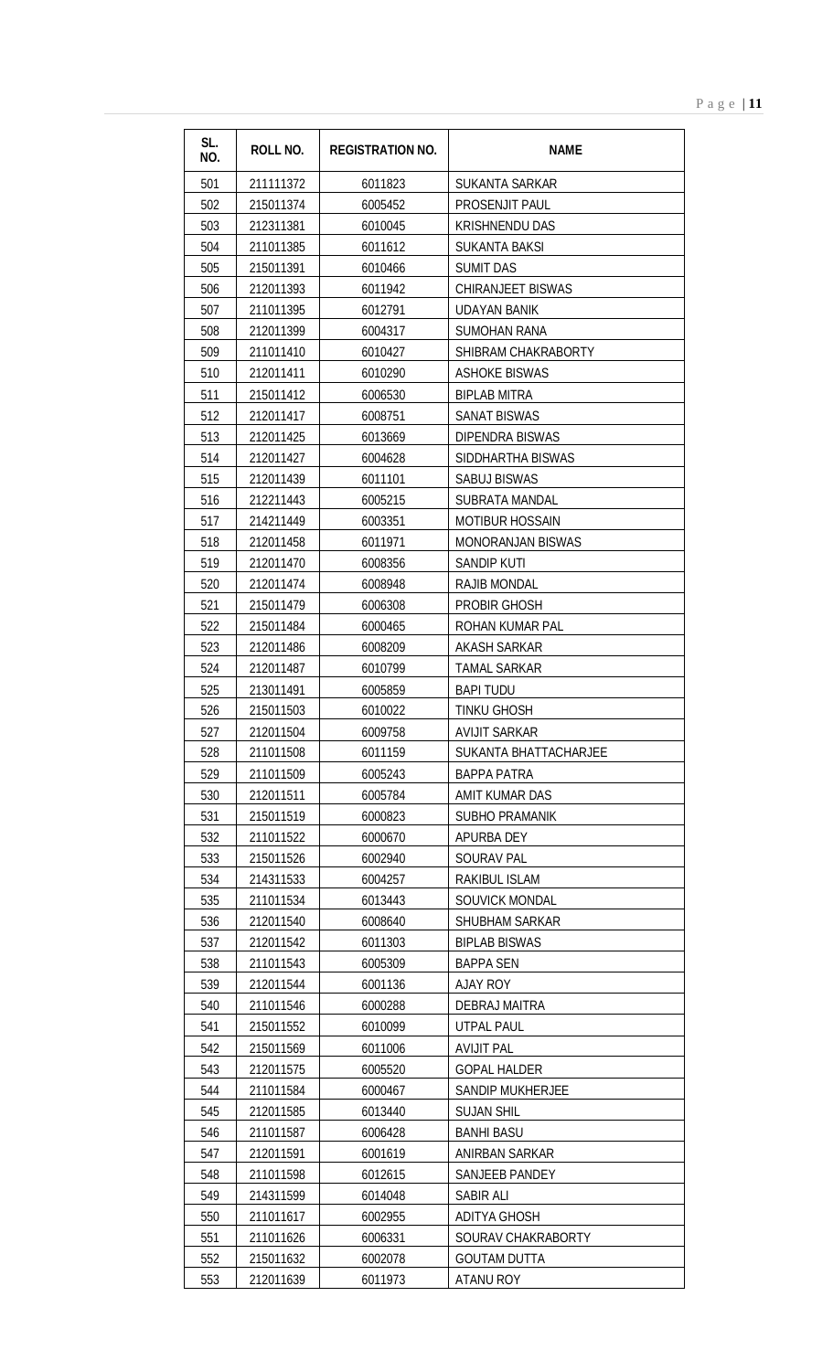| SL. NO. | ROLL NO. | REGISTRATION NO. | NAME |
|---|---|---|---|
| 501 | 211111372 | 6011823 | SUKANTA SARKAR |
| 502 | 215011374 | 6005452 | PROSENJIT PAUL |
| 503 | 212311381 | 6010045 | KRISHNENDU DAS |
| 504 | 211011385 | 6011612 | SUKANTA BAKSI |
| 505 | 215011391 | 6010466 | SUMIT DAS |
| 506 | 212011393 | 6011942 | CHIRANJEET BISWAS |
| 507 | 211011395 | 6012791 | UDAYAN BANIK |
| 508 | 212011399 | 6004317 | SUMOHAN RANA |
| 509 | 211011410 | 6010427 | SHIBRAM CHAKRABORTY |
| 510 | 212011411 | 6010290 | ASHOKE BISWAS |
| 511 | 215011412 | 6006530 | BIPLAB MITRA |
| 512 | 212011417 | 6008751 | SANAT BISWAS |
| 513 | 212011425 | 6013669 | DIPENDRA BISWAS |
| 514 | 212011427 | 6004628 | SIDDHARTHA BISWAS |
| 515 | 212011439 | 6011101 | SABUJ BISWAS |
| 516 | 212211443 | 6005215 | SUBRATA MANDAL |
| 517 | 214211449 | 6003351 | MOTIBUR HOSSAIN |
| 518 | 212011458 | 6011971 | MONORANJAN BISWAS |
| 519 | 212011470 | 6008356 | SANDIP KUTI |
| 520 | 212011474 | 6008948 | RAJIB MONDAL |
| 521 | 215011479 | 6006308 | PROBIR GHOSH |
| 522 | 215011484 | 6000465 | ROHAN KUMAR PAL |
| 523 | 212011486 | 6008209 | AKASH SARKAR |
| 524 | 212011487 | 6010799 | TAMAL SARKAR |
| 525 | 213011491 | 6005859 | BAPI TUDU |
| 526 | 215011503 | 6010022 | TINKU GHOSH |
| 527 | 212011504 | 6009758 | AVIJIT SARKAR |
| 528 | 211011508 | 6011159 | SUKANTA BHATTACHARJEE |
| 529 | 211011509 | 6005243 | BAPPA PATRA |
| 530 | 212011511 | 6005784 | AMIT KUMAR DAS |
| 531 | 215011519 | 6000823 | SUBHO PRAMANIK |
| 532 | 211011522 | 6000670 | APURBA DEY |
| 533 | 215011526 | 6002940 | SOURAV PAL |
| 534 | 214311533 | 6004257 | RAKIBUL ISLAM |
| 535 | 211011534 | 6013443 | SOUVICK MONDAL |
| 536 | 212011540 | 6008640 | SHUBHAM SARKAR |
| 537 | 212011542 | 6011303 | BIPLAB BISWAS |
| 538 | 211011543 | 6005309 | BAPPA SEN |
| 539 | 212011544 | 6001136 | AJAY ROY |
| 540 | 211011546 | 6000288 | DEBRAJ MAITRA |
| 541 | 215011552 | 6010099 | UTPAL PAUL |
| 542 | 215011569 | 6011006 | AVIJIT PAL |
| 543 | 212011575 | 6005520 | GOPAL HALDER |
| 544 | 211011584 | 6000467 | SANDIP MUKHERJEE |
| 545 | 212011585 | 6013440 | SUJAN SHIL |
| 546 | 211011587 | 6006428 | BANHI BASU |
| 547 | 212011591 | 6001619 | ANIRBAN SARKAR |
| 548 | 211011598 | 6012615 | SANJEEB PANDEY |
| 549 | 214311599 | 6014048 | SABIR ALI |
| 550 | 211011617 | 6002955 | ADITYA GHOSH |
| 551 | 211011626 | 6006331 | SOURAV CHAKRABORTY |
| 552 | 215011632 | 6002078 | GOUTAM DUTTA |
| 553 | 212011639 | 6011973 | ATANU ROY |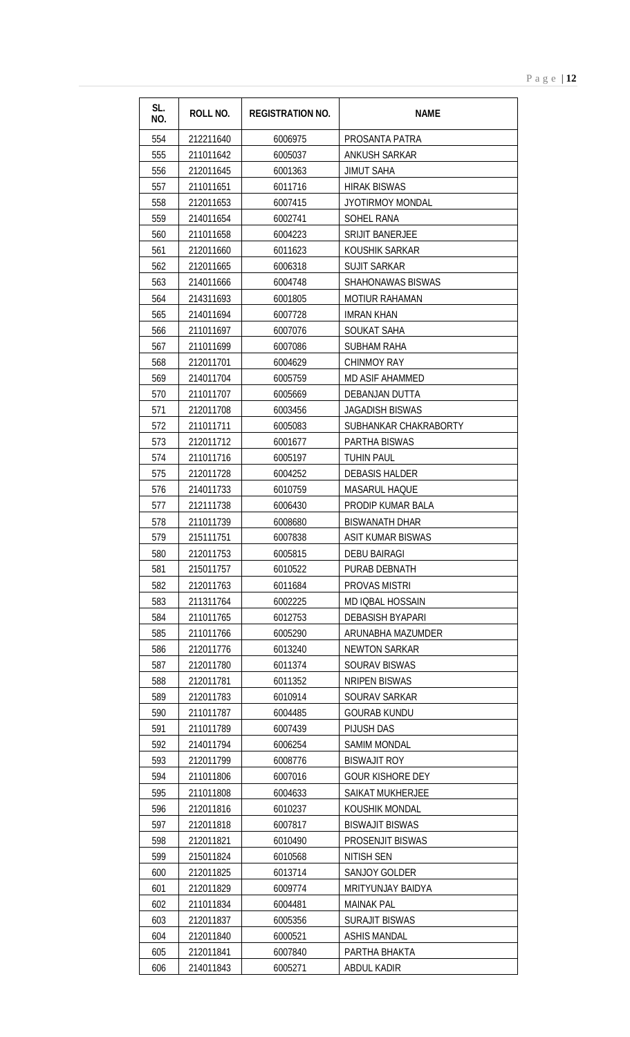| SL. NO. | ROLL NO. | REGISTRATION NO. | NAME |
|---|---|---|---|
| 554 | 212211640 | 6006975 | PROSANTA PATRA |
| 555 | 211011642 | 6005037 | ANKUSH SARKAR |
| 556 | 212011645 | 6001363 | JIMUT SAHA |
| 557 | 211011651 | 6011716 | HIRAK BISWAS |
| 558 | 212011653 | 6007415 | JYOTIRMOY MONDAL |
| 559 | 214011654 | 6002741 | SOHEL RANA |
| 560 | 211011658 | 6004223 | SRIJIT BANERJEE |
| 561 | 212011660 | 6011623 | KOUSHIK SARKAR |
| 562 | 212011665 | 6006318 | SUJIT SARKAR |
| 563 | 214011666 | 6004748 | SHAHONAWAS BISWAS |
| 564 | 214311693 | 6001805 | MOTIUR RAHAMAN |
| 565 | 214011694 | 6007728 | IMRAN KHAN |
| 566 | 211011697 | 6007076 | SOUKAT SAHA |
| 567 | 211011699 | 6007086 | SUBHAM RAHA |
| 568 | 212011701 | 6004629 | CHINMOY RAY |
| 569 | 214011704 | 6005759 | MD ASIF AHAMMED |
| 570 | 211011707 | 6005669 | DEBANJAN DUTTA |
| 571 | 212011708 | 6003456 | JAGADISH BISWAS |
| 572 | 211011711 | 6005083 | SUBHANKAR CHAKRABORTY |
| 573 | 212011712 | 6001677 | PARTHA BISWAS |
| 574 | 211011716 | 6005197 | TUHIN PAUL |
| 575 | 212011728 | 6004252 | DEBASIS HALDER |
| 576 | 214011733 | 6010759 | MASARUL HAQUE |
| 577 | 212111738 | 6006430 | PRODIP KUMAR BALA |
| 578 | 211011739 | 6008680 | BISWANATH DHAR |
| 579 | 215111751 | 6007838 | ASIT KUMAR BISWAS |
| 580 | 212011753 | 6005815 | DEBU BAIRAGI |
| 581 | 215011757 | 6010522 | PURAB DEBNATH |
| 582 | 212011763 | 6011684 | PROVAS MISTRI |
| 583 | 211311764 | 6002225 | MD IQBAL HOSSAIN |
| 584 | 211011765 | 6012753 | DEBASISH BYAPARI |
| 585 | 211011766 | 6005290 | ARUNABHA MAZUMDER |
| 586 | 212011776 | 6013240 | NEWTON SARKAR |
| 587 | 212011780 | 6011374 | SOURAV BISWAS |
| 588 | 212011781 | 6011352 | NRIPEN BISWAS |
| 589 | 212011783 | 6010914 | SOURAV SARKAR |
| 590 | 211011787 | 6004485 | GOURAB KUNDU |
| 591 | 211011789 | 6007439 | PIJUSH DAS |
| 592 | 214011794 | 6006254 | SAMIM MONDAL |
| 593 | 212011799 | 6008776 | BISWAJIT ROY |
| 594 | 211011806 | 6007016 | GOUR KISHORE DEY |
| 595 | 211011808 | 6004633 | SAIKAT MUKHERJEE |
| 596 | 212011816 | 6010237 | KOUSHIK MONDAL |
| 597 | 212011818 | 6007817 | BISWAJIT BISWAS |
| 598 | 212011821 | 6010490 | PROSENJIT BISWAS |
| 599 | 215011824 | 6010568 | NITISH SEN |
| 600 | 212011825 | 6013714 | SANJOY GOLDER |
| 601 | 212011829 | 6009774 | MRITYUNJAY BAIDYA |
| 602 | 211011834 | 6004481 | MAINAK PAL |
| 603 | 212011837 | 6005356 | SURAJIT BISWAS |
| 604 | 212011840 | 6000521 | ASHIS MANDAL |
| 605 | 212011841 | 6007840 | PARTHA BHAKTA |
| 606 | 214011843 | 6005271 | ABDUL KADIR |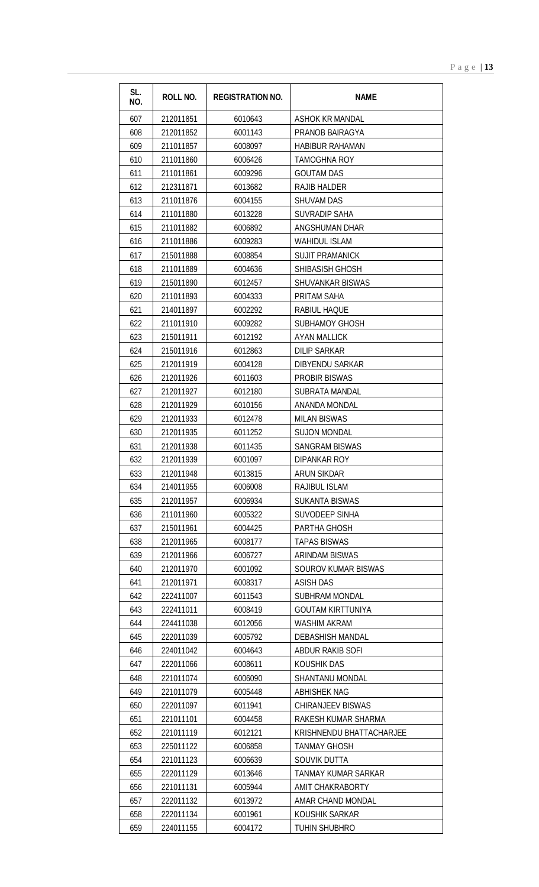| SL. NO. | ROLL NO. | REGISTRATION NO. | NAME |
|---|---|---|---|
| 607 | 212011851 | 6010643 | ASHOK KR MANDAL |
| 608 | 212011852 | 6001143 | PRANOB BAIRAGYA |
| 609 | 211011857 | 6008097 | HABIBUR RAHAMAN |
| 610 | 211011860 | 6006426 | TAMOGHNA ROY |
| 611 | 211011861 | 6009296 | GOUTAM DAS |
| 612 | 212311871 | 6013682 | RAJIB HALDER |
| 613 | 211011876 | 6004155 | SHUVAM DAS |
| 614 | 211011880 | 6013228 | SUVRADIP SAHA |
| 615 | 211011882 | 6006892 | ANGSHUMAN DHAR |
| 616 | 211011886 | 6009283 | WAHIDUL ISLAM |
| 617 | 215011888 | 6008854 | SUJIT PRAMANICK |
| 618 | 211011889 | 6004636 | SHIBASISH GHOSH |
| 619 | 215011890 | 6012457 | SHUVANKAR BISWAS |
| 620 | 211011893 | 6004333 | PRITAM SAHA |
| 621 | 214011897 | 6002292 | RABIUL HAQUE |
| 622 | 211011910 | 6009282 | SUBHAMOY GHOSH |
| 623 | 215011911 | 6012192 | AYAN MALLICK |
| 624 | 215011916 | 6012863 | DILIP SARKAR |
| 625 | 212011919 | 6004128 | DIBYENDU SARKAR |
| 626 | 212011926 | 6011603 | PROBIR BISWAS |
| 627 | 212011927 | 6012180 | SUBRATA MANDAL |
| 628 | 212011929 | 6010156 | ANANDA MONDAL |
| 629 | 212011933 | 6012478 | MILAN BISWAS |
| 630 | 212011935 | 6011252 | SUJON MONDAL |
| 631 | 212011938 | 6011435 | SANGRAM BISWAS |
| 632 | 212011939 | 6001097 | DIPANKAR ROY |
| 633 | 212011948 | 6013815 | ARUN SIKDAR |
| 634 | 214011955 | 6006008 | RAJIBUL ISLAM |
| 635 | 212011957 | 6006934 | SUKANTA BISWAS |
| 636 | 211011960 | 6005322 | SUVODEEP SINHA |
| 637 | 215011961 | 6004425 | PARTHA GHOSH |
| 638 | 212011965 | 6008177 | TAPAS BISWAS |
| 639 | 212011966 | 6006727 | ARINDAM BISWAS |
| 640 | 212011970 | 6001092 | SOUROV KUMAR BISWAS |
| 641 | 212011971 | 6008317 | ASISH DAS |
| 642 | 222411007 | 6011543 | SUBHRAM MONDAL |
| 643 | 222411011 | 6008419 | GOUTAM KIRTTUNIYA |
| 644 | 224411038 | 6012056 | WASHIM AKRAM |
| 645 | 222011039 | 6005792 | DEBASHISH MANDAL |
| 646 | 224011042 | 6004643 | ABDUR RAKIB SOFI |
| 647 | 222011066 | 6008611 | KOUSHIK DAS |
| 648 | 221011074 | 6006090 | SHANTANU MONDAL |
| 649 | 221011079 | 6005448 | ABHISHEK NAG |
| 650 | 222011097 | 6011941 | CHIRANJEEV BISWAS |
| 651 | 221011101 | 6004458 | RAKESH KUMAR SHARMA |
| 652 | 221011119 | 6012121 | KRISHNENDU BHATTACHARJEE |
| 653 | 225011122 | 6006858 | TANMAY GHOSH |
| 654 | 221011123 | 6006639 | SOUVIK DUTTA |
| 655 | 222011129 | 6013646 | TANMAY KUMAR SARKAR |
| 656 | 221011131 | 6005944 | AMIT CHAKRABORTY |
| 657 | 222011132 | 6013972 | AMAR CHAND MONDAL |
| 658 | 222011134 | 6001961 | KOUSHIK SARKAR |
| 659 | 224011155 | 6004172 | TUHIN SHUBHRO |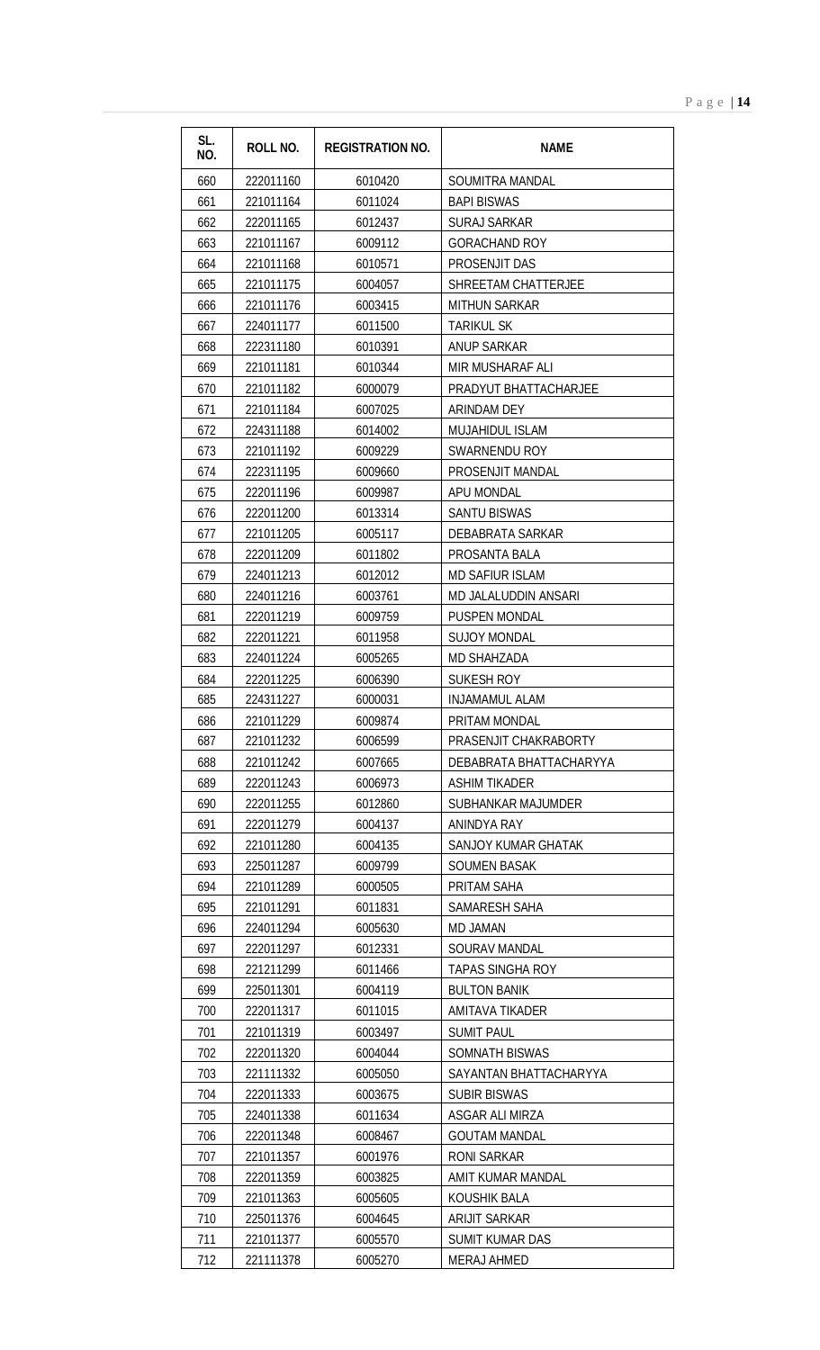| SL. NO. | ROLL NO. | REGISTRATION NO. | NAME |
|---|---|---|---|
| 660 | 222011160 | 6010420 | SOUMITRA MANDAL |
| 661 | 221011164 | 6011024 | BAPI BISWAS |
| 662 | 222011165 | 6012437 | SURAJ SARKAR |
| 663 | 221011167 | 6009112 | GORACHAND ROY |
| 664 | 221011168 | 6010571 | PROSENJIT DAS |
| 665 | 221011175 | 6004057 | SHREETAM CHATTERJEE |
| 666 | 221011176 | 6003415 | MITHUN SARKAR |
| 667 | 224011177 | 6011500 | TARIKUL SK |
| 668 | 222311180 | 6010391 | ANUP SARKAR |
| 669 | 221011181 | 6010344 | MIR MUSHARAF ALI |
| 670 | 221011182 | 6000079 | PRADYUT BHATTACHARJEE |
| 671 | 221011184 | 6007025 | ARINDAM DEY |
| 672 | 224311188 | 6014002 | MUJAHIDUL ISLAM |
| 673 | 221011192 | 6009229 | SWARNENDU ROY |
| 674 | 222311195 | 6009660 | PROSENJIT MANDAL |
| 675 | 222011196 | 6009987 | APU MONDAL |
| 676 | 222011200 | 6013314 | SANTU BISWAS |
| 677 | 221011205 | 6005117 | DEBABRATA SARKAR |
| 678 | 222011209 | 6011802 | PROSANTA BALA |
| 679 | 224011213 | 6012012 | MD SAFIUR ISLAM |
| 680 | 224011216 | 6003761 | MD JALALUDDIN ANSARI |
| 681 | 222011219 | 6009759 | PUSPEN MONDAL |
| 682 | 222011221 | 6011958 | SUJOY MONDAL |
| 683 | 224011224 | 6005265 | MD SHAHZADA |
| 684 | 222011225 | 6006390 | SUKESH ROY |
| 685 | 224311227 | 6000031 | INJAMAMUL ALAM |
| 686 | 221011229 | 6009874 | PRITAM MONDAL |
| 687 | 221011232 | 6006599 | PRASENJIT CHAKRABORTY |
| 688 | 221011242 | 6007665 | DEBABRATA BHATTACHARYYA |
| 689 | 222011243 | 6006973 | ASHIM TIKADER |
| 690 | 222011255 | 6012860 | SUBHANKAR MAJUMDER |
| 691 | 222011279 | 6004137 | ANINDYA RAY |
| 692 | 221011280 | 6004135 | SANJOY KUMAR GHATAK |
| 693 | 225011287 | 6009799 | SOUMEN BASAK |
| 694 | 221011289 | 6000505 | PRITAM SAHA |
| 695 | 221011291 | 6011831 | SAMARESH SAHA |
| 696 | 224011294 | 6005630 | MD JAMAN |
| 697 | 222011297 | 6012331 | SOURAV MANDAL |
| 698 | 221211299 | 6011466 | TAPAS SINGHA ROY |
| 699 | 225011301 | 6004119 | BULTON BANIK |
| 700 | 222011317 | 6011015 | AMITAVA TIKADER |
| 701 | 221011319 | 6003497 | SUMIT PAUL |
| 702 | 222011320 | 6004044 | SOMNATH BISWAS |
| 703 | 221111332 | 6005050 | SAYANTAN BHATTACHARYYA |
| 704 | 222011333 | 6003675 | SUBIR BISWAS |
| 705 | 224011338 | 6011634 | ASGAR ALI MIRZA |
| 706 | 222011348 | 6008467 | GOUTAM MANDAL |
| 707 | 221011357 | 6001976 | RONI SARKAR |
| 708 | 222011359 | 6003825 | AMIT KUMAR MANDAL |
| 709 | 221011363 | 6005605 | KOUSHIK BALA |
| 710 | 225011376 | 6004645 | ARIJIT SARKAR |
| 711 | 221011377 | 6005570 | SUMIT KUMAR DAS |
| 712 | 221111378 | 6005270 | MERAJ AHMED |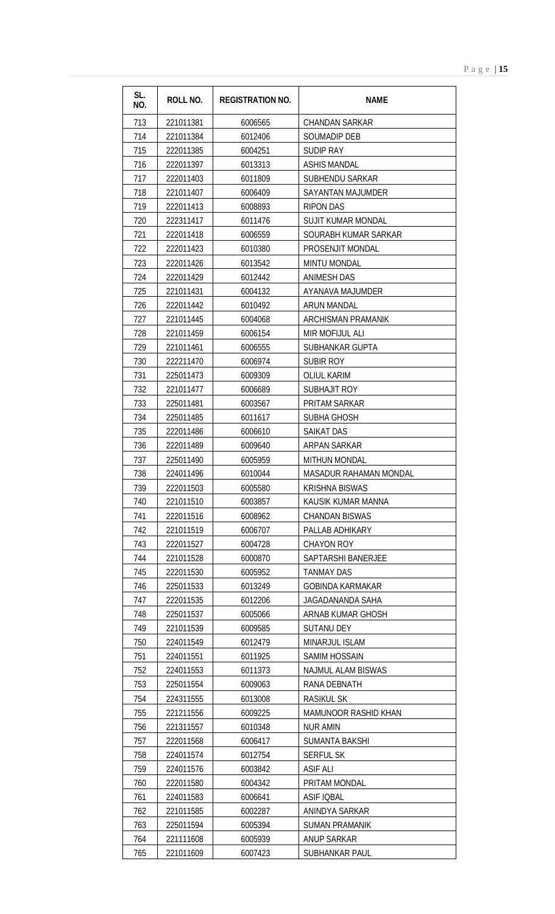| SL. NO. | ROLL NO. | REGISTRATION NO. | NAME |
|---|---|---|---|
| 713 | 221011381 | 6006565 | CHANDAN SARKAR |
| 714 | 221011384 | 6012406 | SOUMADIP DEB |
| 715 | 222011385 | 6004251 | SUDIP RAY |
| 716 | 222011397 | 6013313 | ASHIS MANDAL |
| 717 | 222011403 | 6011809 | SUBHENDU SARKAR |
| 718 | 221011407 | 6006409 | SAYANTAN MAJUMDER |
| 719 | 222011413 | 6008893 | RIPON DAS |
| 720 | 222311417 | 6011476 | SUJIT KUMAR MONDAL |
| 721 | 222011418 | 6006559 | SOURABH KUMAR SARKAR |
| 722 | 222011423 | 6010380 | PROSENJIT MONDAL |
| 723 | 222011426 | 6013542 | MINTU MONDAL |
| 724 | 222011429 | 6012442 | ANIMESH DAS |
| 725 | 221011431 | 6004132 | AYANAVA MAJUMDER |
| 726 | 222011442 | 6010492 | ARUN MANDAL |
| 727 | 221011445 | 6004068 | ARCHISMAN PRAMANIK |
| 728 | 221011459 | 6006154 | MIR MOFIJUL ALI |
| 729 | 221011461 | 6006555 | SUBHANKAR GUPTA |
| 730 | 222211470 | 6006974 | SUBIR ROY |
| 731 | 225011473 | 6009309 | OLIUL KARIM |
| 732 | 221011477 | 6006689 | SUBHAJIT ROY |
| 733 | 225011481 | 6003567 | PRITAM SARKAR |
| 734 | 225011485 | 6011617 | SUBHA GHOSH |
| 735 | 222011486 | 6006610 | SAIKAT DAS |
| 736 | 222011489 | 6009640 | ARPAN SARKAR |
| 737 | 225011490 | 6005959 | MITHUN MONDAL |
| 738 | 224011496 | 6010044 | MASADUR RAHAMAN MONDAL |
| 739 | 222011503 | 6005580 | KRISHNA BISWAS |
| 740 | 221011510 | 6003857 | KAUSIK KUMAR MANNA |
| 741 | 222011516 | 6008962 | CHANDAN BISWAS |
| 742 | 221011519 | 6006707 | PALLAB ADHIKARY |
| 743 | 222011527 | 6004728 | CHAYON ROY |
| 744 | 221011528 | 6000870 | SAPTARSHI BANERJEE |
| 745 | 222011530 | 6005952 | TANMAY DAS |
| 746 | 225011533 | 6013249 | GOBINDA KARMAKAR |
| 747 | 222011535 | 6012206 | JAGADANANDA SAHA |
| 748 | 225011537 | 6005066 | ARNAB KUMAR GHOSH |
| 749 | 221011539 | 6009585 | SUTANU DEY |
| 750 | 224011549 | 6012479 | MINARJUL ISLAM |
| 751 | 224011551 | 6011925 | SAMIM HOSSAIN |
| 752 | 224011553 | 6011373 | NAJMUL ALAM BISWAS |
| 753 | 225011554 | 6009063 | RANA DEBNATH |
| 754 | 224311555 | 6013008 | RASIKUL SK |
| 755 | 221211556 | 6009225 | MAMUNOOR RASHID KHAN |
| 756 | 221311557 | 6010348 | NUR AMIN |
| 757 | 222011568 | 6006417 | SUMANTA BAKSHI |
| 758 | 224011574 | 6012754 | SERFUL SK |
| 759 | 224011576 | 6003842 | ASIF ALI |
| 760 | 222011580 | 6004342 | PRITAM MONDAL |
| 761 | 224011583 | 6006641 | ASIF IQBAL |
| 762 | 221011585 | 6002287 | ANINDYA SARKAR |
| 763 | 225011594 | 6005394 | SUMAN PRAMANIK |
| 764 | 221111608 | 6005939 | ANUP SARKAR |
| 765 | 221011609 | 6007423 | SUBHANKAR PAUL |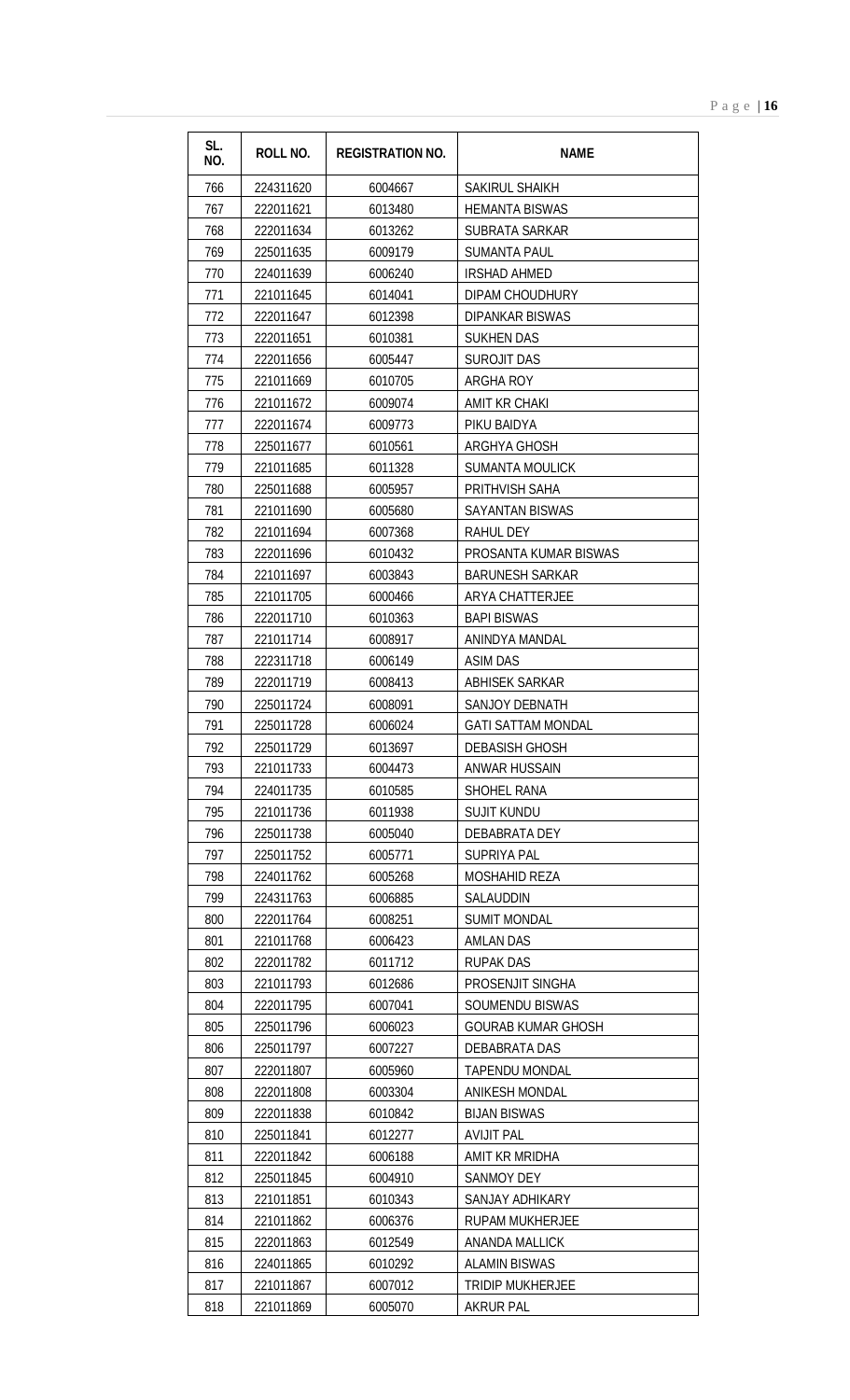| SL. NO. | ROLL NO. | REGISTRATION NO. | NAME |
|---|---|---|---|
| 766 | 224311620 | 6004667 | SAKIRUL SHAIKH |
| 767 | 222011621 | 6013480 | HEMANTA BISWAS |
| 768 | 222011634 | 6013262 | SUBRATA SARKAR |
| 769 | 225011635 | 6009179 | SUMANTA PAUL |
| 770 | 224011639 | 6006240 | IRSHAD AHMED |
| 771 | 221011645 | 6014041 | DIPAM CHOUDHURY |
| 772 | 222011647 | 6012398 | DIPANKAR BISWAS |
| 773 | 222011651 | 6010381 | SUKHEN DAS |
| 774 | 222011656 | 6005447 | SUROJIT DAS |
| 775 | 221011669 | 6010705 | ARGHA ROY |
| 776 | 221011672 | 6009074 | AMIT KR CHAKI |
| 777 | 222011674 | 6009773 | PIKU BAIDYA |
| 778 | 225011677 | 6010561 | ARGHYA GHOSH |
| 779 | 221011685 | 6011328 | SUMANTA MOULICK |
| 780 | 225011688 | 6005957 | PRITHVISH SAHA |
| 781 | 221011690 | 6005680 | SAYANTAN BISWAS |
| 782 | 221011694 | 6007368 | RAHUL DEY |
| 783 | 222011696 | 6010432 | PROSANTA KUMAR BISWAS |
| 784 | 221011697 | 6003843 | BARUNESH SARKAR |
| 785 | 221011705 | 6000466 | ARYA CHATTERJEE |
| 786 | 222011710 | 6010363 | BAPI BISWAS |
| 787 | 221011714 | 6008917 | ANINDYA MANDAL |
| 788 | 222311718 | 6006149 | ASIM DAS |
| 789 | 222011719 | 6008413 | ABHISEK SARKAR |
| 790 | 225011724 | 6008091 | SANJOY DEBNATH |
| 791 | 225011728 | 6006024 | GATI SATTAM MONDAL |
| 792 | 225011729 | 6013697 | DEBASISH GHOSH |
| 793 | 221011733 | 6004473 | ANWAR HUSSAIN |
| 794 | 224011735 | 6010585 | SHOHEL RANA |
| 795 | 221011736 | 6011938 | SUJIT KUNDU |
| 796 | 225011738 | 6005040 | DEBABRATA DEY |
| 797 | 225011752 | 6005771 | SUPRIYA PAL |
| 798 | 224011762 | 6005268 | MOSHAHID REZA |
| 799 | 224311763 | 6006885 | SALAUDDIN |
| 800 | 222011764 | 6008251 | SUMIT MONDAL |
| 801 | 221011768 | 6006423 | AMLAN DAS |
| 802 | 222011782 | 6011712 | RUPAK DAS |
| 803 | 221011793 | 6012686 | PROSENJIT SINGHA |
| 804 | 222011795 | 6007041 | SOUMENDU BISWAS |
| 805 | 225011796 | 6006023 | GOURAB KUMAR GHOSH |
| 806 | 225011797 | 6007227 | DEBABRATA DAS |
| 807 | 222011807 | 6005960 | TAPENDU MONDAL |
| 808 | 222011808 | 6003304 | ANIKESH MONDAL |
| 809 | 222011838 | 6010842 | BIJAN BISWAS |
| 810 | 225011841 | 6012277 | AVIJIT PAL |
| 811 | 222011842 | 6006188 | AMIT KR MRIDHA |
| 812 | 225011845 | 6004910 | SANMOY DEY |
| 813 | 221011851 | 6010343 | SANJAY ADHIKARY |
| 814 | 221011862 | 6006376 | RUPAM MUKHERJEE |
| 815 | 222011863 | 6012549 | ANANDA MALLICK |
| 816 | 224011865 | 6010292 | ALAMIN BISWAS |
| 817 | 221011867 | 6007012 | TRIDIP MUKHERJEE |
| 818 | 221011869 | 6005070 | AKRUR PAL |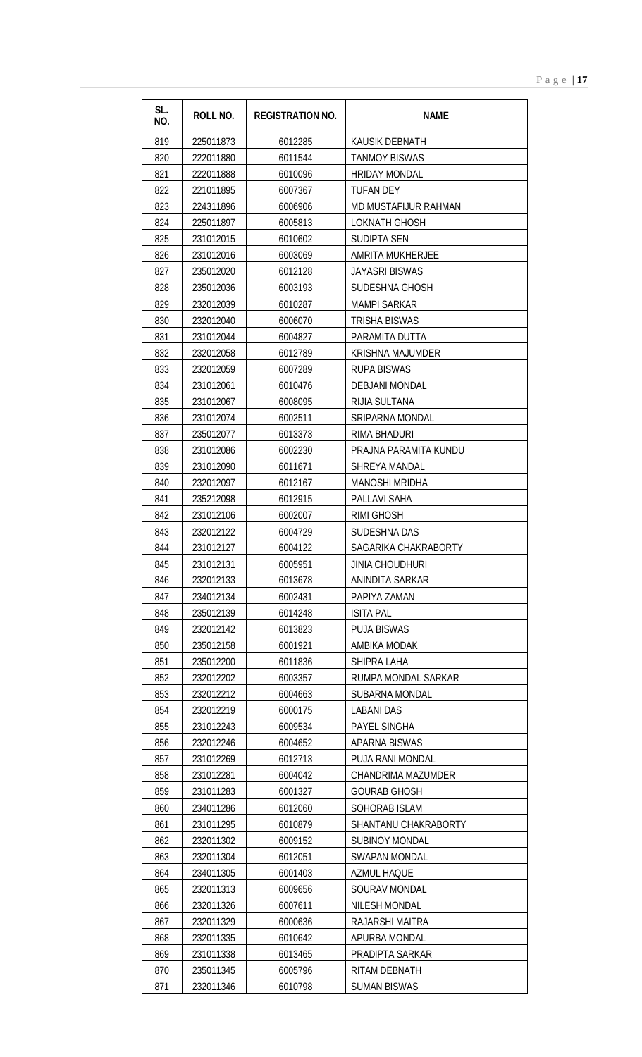| SL. NO. | ROLL NO. | REGISTRATION NO. | NAME |
|---|---|---|---|
| 819 | 225011873 | 6012285 | KAUSIK DEBNATH |
| 820 | 222011880 | 6011544 | TANMOY BISWAS |
| 821 | 222011888 | 6010096 | HRIDAY MONDAL |
| 822 | 221011895 | 6007367 | TUFAN DEY |
| 823 | 224311896 | 6006906 | MD MUSTAFIJUR RAHMAN |
| 824 | 225011897 | 6005813 | LOKNATH GHOSH |
| 825 | 231012015 | 6010602 | SUDIPTA SEN |
| 826 | 231012016 | 6003069 | AMRITA MUKHERJEE |
| 827 | 235012020 | 6012128 | JAYASRI BISWAS |
| 828 | 235012036 | 6003193 | SUDESHNA GHOSH |
| 829 | 232012039 | 6010287 | MAMPI SARKAR |
| 830 | 232012040 | 6006070 | TRISHA BISWAS |
| 831 | 231012044 | 6004827 | PARAMITA DUTTA |
| 832 | 232012058 | 6012789 | KRISHNA MAJUMDER |
| 833 | 232012059 | 6007289 | RUPA BISWAS |
| 834 | 231012061 | 6010476 | DEBJANI MONDAL |
| 835 | 231012067 | 6008095 | RIJIA SULTANA |
| 836 | 231012074 | 6002511 | SRIPARNA MONDAL |
| 837 | 235012077 | 6013373 | RIMA BHADURI |
| 838 | 231012086 | 6002230 | PRAJNA PARAMITA KUNDU |
| 839 | 231012090 | 6011671 | SHREYA MANDAL |
| 840 | 232012097 | 6012167 | MANOSHI MRIDHA |
| 841 | 235212098 | 6012915 | PALLAVI SAHA |
| 842 | 231012106 | 6002007 | RIMI GHOSH |
| 843 | 232012122 | 6004729 | SUDESHNA DAS |
| 844 | 231012127 | 6004122 | SAGARIKA CHAKRABORTY |
| 845 | 231012131 | 6005951 | JINIA CHOUDHURI |
| 846 | 232012133 | 6013678 | ANINDITA SARKAR |
| 847 | 234012134 | 6002431 | PAPIYA ZAMAN |
| 848 | 235012139 | 6014248 | ISITA PAL |
| 849 | 232012142 | 6013823 | PUJA BISWAS |
| 850 | 235012158 | 6001921 | AMBIKA MODAK |
| 851 | 235012200 | 6011836 | SHIPRA LAHA |
| 852 | 232012202 | 6003357 | RUMPA MONDAL SARKAR |
| 853 | 232012212 | 6004663 | SUBARNA MONDAL |
| 854 | 232012219 | 6000175 | LABANI DAS |
| 855 | 231012243 | 6009534 | PAYEL SINGHA |
| 856 | 232012246 | 6004652 | APARNA BISWAS |
| 857 | 231012269 | 6012713 | PUJA RANI MONDAL |
| 858 | 231012281 | 6004042 | CHANDRIMA MAZUMDER |
| 859 | 231011283 | 6001327 | GOURAB GHOSH |
| 860 | 234011286 | 6012060 | SOHORAB ISLAM |
| 861 | 231011295 | 6010879 | SHANTANU CHAKRABORTY |
| 862 | 232011302 | 6009152 | SUBINOY MONDAL |
| 863 | 232011304 | 6012051 | SWAPAN MONDAL |
| 864 | 234011305 | 6001403 | AZMUL HAQUE |
| 865 | 232011313 | 6009656 | SOURAV MONDAL |
| 866 | 232011326 | 6007611 | NILESH MONDAL |
| 867 | 232011329 | 6000636 | RAJARSHI MAITRA |
| 868 | 232011335 | 6010642 | APURBA MONDAL |
| 869 | 231011338 | 6013465 | PRADIPTA SARKAR |
| 870 | 235011345 | 6005796 | RITAM DEBNATH |
| 871 | 232011346 | 6010798 | SUMAN BISWAS |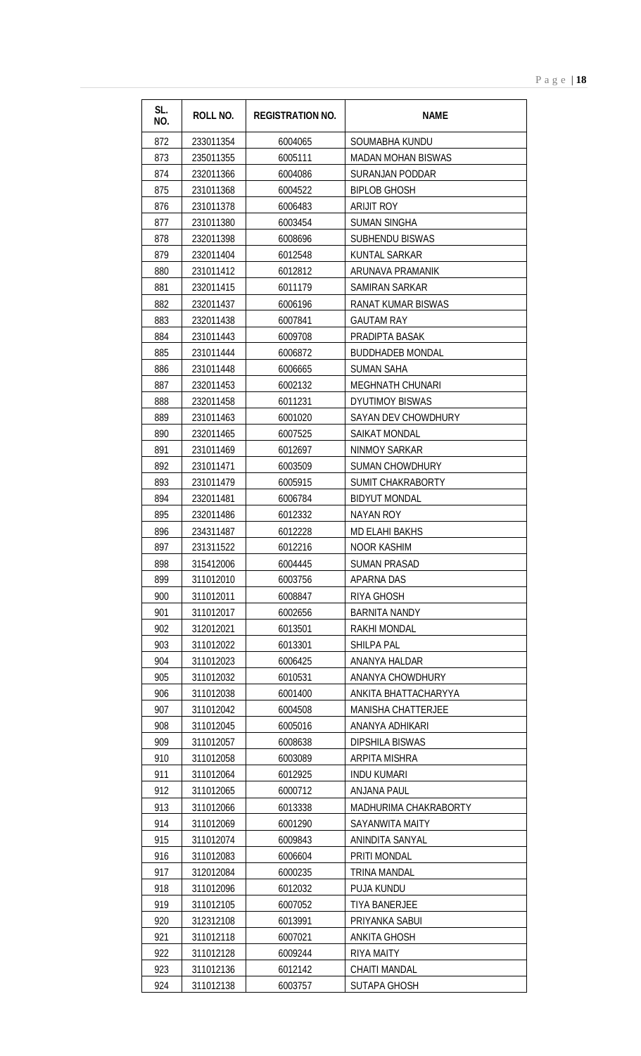| SL. NO. | ROLL NO. | REGISTRATION NO. | NAME |
|---|---|---|---|
| 872 | 233011354 | 6004065 | SOUMABHA KUNDU |
| 873 | 235011355 | 6005111 | MADAN MOHAN BISWAS |
| 874 | 232011366 | 6004086 | SURANJAN PODDAR |
| 875 | 231011368 | 6004522 | BIPLOB GHOSH |
| 876 | 231011378 | 6006483 | ARIJIT ROY |
| 877 | 231011380 | 6003454 | SUMAN SINGHA |
| 878 | 232011398 | 6008696 | SUBHENDU BISWAS |
| 879 | 232011404 | 6012548 | KUNTAL SARKAR |
| 880 | 231011412 | 6012812 | ARUNAVA PRAMANIK |
| 881 | 232011415 | 6011179 | SAMIRAN SARKAR |
| 882 | 232011437 | 6006196 | RANAT KUMAR BISWAS |
| 883 | 232011438 | 6007841 | GAUTAM RAY |
| 884 | 231011443 | 6009708 | PRADIPTA BASAK |
| 885 | 231011444 | 6006872 | BUDDHADEB MONDAL |
| 886 | 231011448 | 6006665 | SUMAN SAHA |
| 887 | 232011453 | 6002132 | MEGHNATH CHUNARI |
| 888 | 232011458 | 6011231 | DYUTIMOY BISWAS |
| 889 | 231011463 | 6001020 | SAYAN DEV CHOWDHURY |
| 890 | 232011465 | 6007525 | SAIKAT MONDAL |
| 891 | 231011469 | 6012697 | NINMOY SARKAR |
| 892 | 231011471 | 6003509 | SUMAN CHOWDHURY |
| 893 | 231011479 | 6005915 | SUMIT CHAKRABORTY |
| 894 | 232011481 | 6006784 | BIDYUT MONDAL |
| 895 | 232011486 | 6012332 | NAYAN ROY |
| 896 | 234311487 | 6012228 | MD ELAHI BAKHS |
| 897 | 231311522 | 6012216 | NOOR KASHIM |
| 898 | 315412006 | 6004445 | SUMAN PRASAD |
| 899 | 311012010 | 6003756 | APARNA DAS |
| 900 | 311012011 | 6008847 | RIYA GHOSH |
| 901 | 311012017 | 6002656 | BARNITA NANDY |
| 902 | 312012021 | 6013501 | RAKHI MONDAL |
| 903 | 311012022 | 6013301 | SHILPA PAL |
| 904 | 311012023 | 6006425 | ANANYA HALDAR |
| 905 | 311012032 | 6010531 | ANANYA CHOWDHURY |
| 906 | 311012038 | 6001400 | ANKITA BHATTACHARYYA |
| 907 | 311012042 | 6004508 | MANISHA CHATTERJEE |
| 908 | 311012045 | 6005016 | ANANYA ADHIKARI |
| 909 | 311012057 | 6008638 | DIPSHILA BISWAS |
| 910 | 311012058 | 6003089 | ARPITA MISHRA |
| 911 | 311012064 | 6012925 | INDU KUMARI |
| 912 | 311012065 | 6000712 | ANJANA PAUL |
| 913 | 311012066 | 6013338 | MADHURIMA CHAKRABORTY |
| 914 | 311012069 | 6001290 | SAYANWITA MAITY |
| 915 | 311012074 | 6009843 | ANINDITA SANYAL |
| 916 | 311012083 | 6006604 | PRITI MONDAL |
| 917 | 312012084 | 6000235 | TRINA MANDAL |
| 918 | 311012096 | 6012032 | PUJA KUNDU |
| 919 | 311012105 | 6007052 | TIYA BANERJEE |
| 920 | 312312108 | 6013991 | PRIYANKA SABUI |
| 921 | 311012118 | 6007021 | ANKITA GHOSH |
| 922 | 311012128 | 6009244 | RIYA MAITY |
| 923 | 311012136 | 6012142 | CHAITI MANDAL |
| 924 | 311012138 | 6003757 | SUTAPA GHOSH |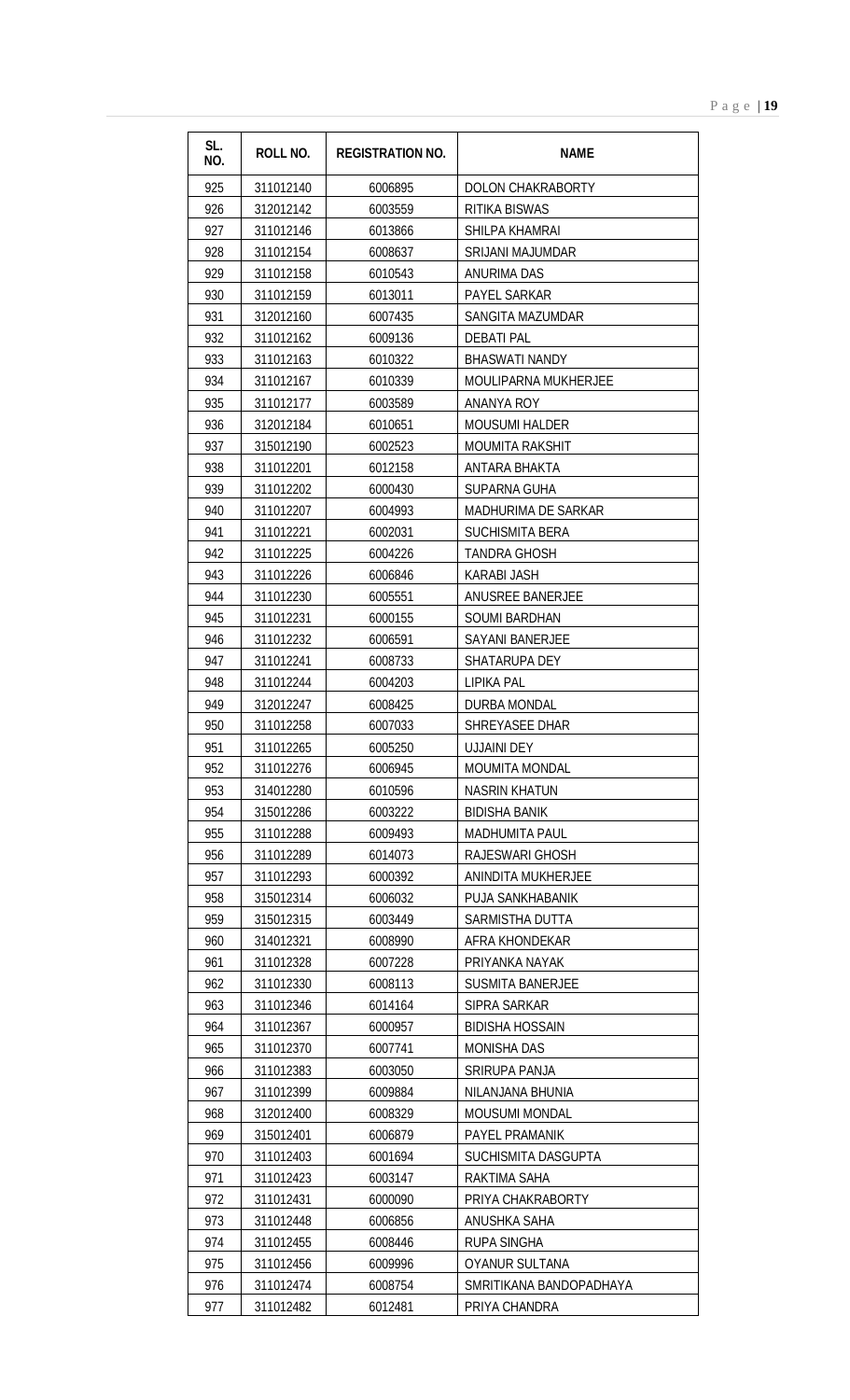| SL. NO. | ROLL NO. | REGISTRATION NO. | NAME |
|---|---|---|---|
| 925 | 311012140 | 6006895 | DOLON CHAKRABORTY |
| 926 | 312012142 | 6003559 | RITIKA BISWAS |
| 927 | 311012146 | 6013866 | SHILPA KHAMRAI |
| 928 | 311012154 | 6008637 | SRIJANI MAJUMDAR |
| 929 | 311012158 | 6010543 | ANURIMA DAS |
| 930 | 311012159 | 6013011 | PAYEL SARKAR |
| 931 | 312012160 | 6007435 | SANGITA MAZUMDAR |
| 932 | 311012162 | 6009136 | DEBATI PAL |
| 933 | 311012163 | 6010322 | BHASWATI NANDY |
| 934 | 311012167 | 6010339 | MOULIPARNA MUKHERJEE |
| 935 | 311012177 | 6003589 | ANANYA ROY |
| 936 | 312012184 | 6010651 | MOUSUMI HALDER |
| 937 | 315012190 | 6002523 | MOUMITA RAKSHIT |
| 938 | 311012201 | 6012158 | ANTARA BHAKTA |
| 939 | 311012202 | 6000430 | SUPARNA GUHA |
| 940 | 311012207 | 6004993 | MADHURIMA DE SARKAR |
| 941 | 311012221 | 6002031 | SUCHISMITA BERA |
| 942 | 311012225 | 6004226 | TANDRA GHOSH |
| 943 | 311012226 | 6006846 | KARABI JASH |
| 944 | 311012230 | 6005551 | ANUSREE BANERJEE |
| 945 | 311012231 | 6000155 | SOUMI BARDHAN |
| 946 | 311012232 | 6006591 | SAYANI BANERJEE |
| 947 | 311012241 | 6008733 | SHATARUPA DEY |
| 948 | 311012244 | 6004203 | LIPIKA PAL |
| 949 | 312012247 | 6008425 | DURBA MONDAL |
| 950 | 311012258 | 6007033 | SHREYASEE DHAR |
| 951 | 311012265 | 6005250 | UJJAINI DEY |
| 952 | 311012276 | 6006945 | MOUMITA MONDAL |
| 953 | 314012280 | 6010596 | NASRIN KHATUN |
| 954 | 315012286 | 6003222 | BIDISHA BANIK |
| 955 | 311012288 | 6009493 | MADHUMITA PAUL |
| 956 | 311012289 | 6014073 | RAJESWARI GHOSH |
| 957 | 311012293 | 6000392 | ANINDITA MUKHERJEE |
| 958 | 315012314 | 6006032 | PUJA SANKHABANIK |
| 959 | 315012315 | 6003449 | SARMISTHA DUTTA |
| 960 | 314012321 | 6008990 | AFRA KHONDEKAR |
| 961 | 311012328 | 6007228 | PRIYANKA NAYAK |
| 962 | 311012330 | 6008113 | SUSMITA BANERJEE |
| 963 | 311012346 | 6014164 | SIPRA SARKAR |
| 964 | 311012367 | 6000957 | BIDISHA HOSSAIN |
| 965 | 311012370 | 6007741 | MONISHA DAS |
| 966 | 311012383 | 6003050 | SRIRUPA PANJA |
| 967 | 311012399 | 6009884 | NILANJANA BHUNIA |
| 968 | 312012400 | 6008329 | MOUSUMI MONDAL |
| 969 | 315012401 | 6006879 | PAYEL PRAMANIK |
| 970 | 311012403 | 6001694 | SUCHISMITA DASGUPTA |
| 971 | 311012423 | 6003147 | RAKTIMA SAHA |
| 972 | 311012431 | 6000090 | PRIYA CHAKRABORTY |
| 973 | 311012448 | 6006856 | ANUSHKA SAHA |
| 974 | 311012455 | 6008446 | RUPA SINGHA |
| 975 | 311012456 | 6009996 | OYANUR SULTANA |
| 976 | 311012474 | 6008754 | SMRITIKANA BANDOPADHAYA |
| 977 | 311012482 | 6012481 | PRIYA CHANDRA |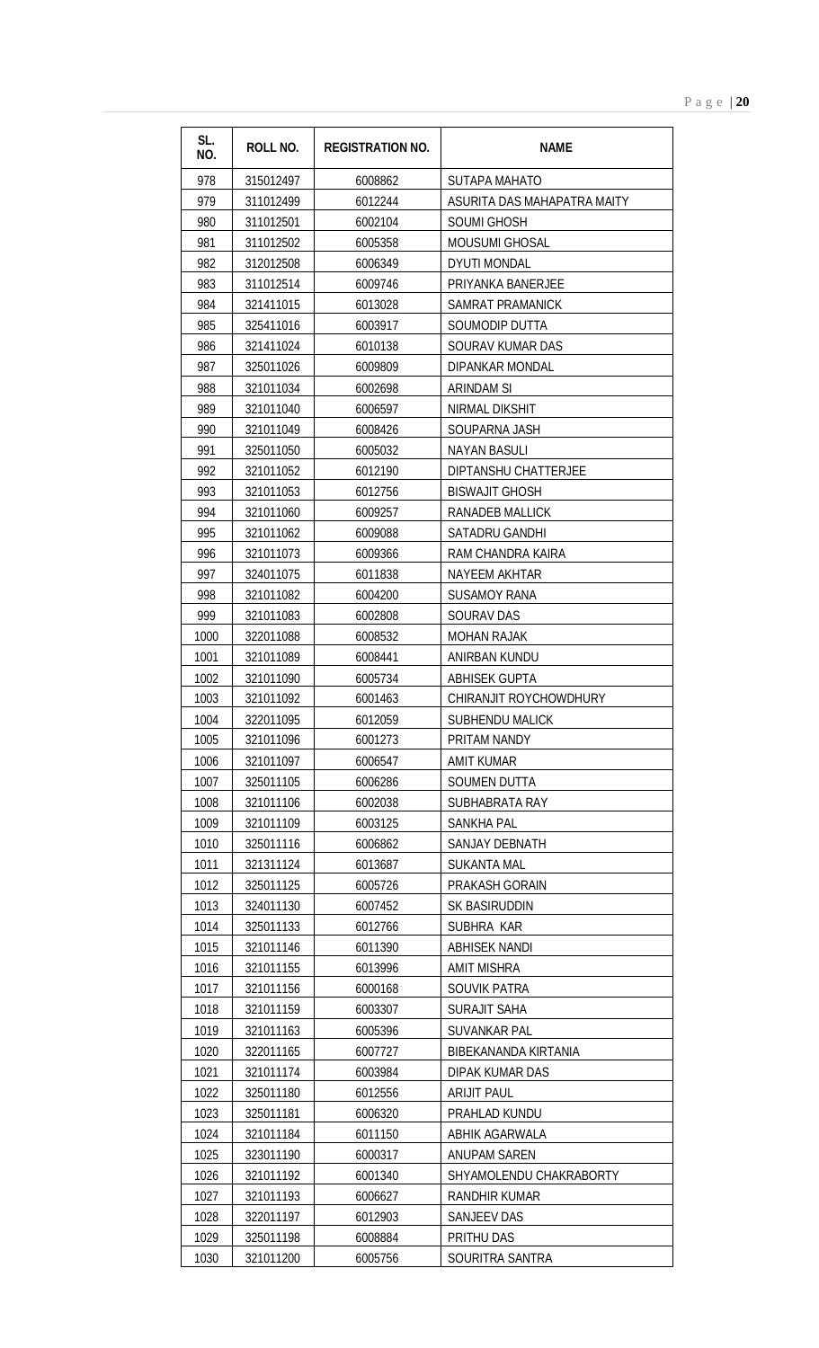| SL. NO. | ROLL NO. | REGISTRATION NO. | NAME |
|---|---|---|---|
| 978 | 315012497 | 6008862 | SUTAPA MAHATO |
| 979 | 311012499 | 6012244 | ASURITA DAS MAHAPATRA MAITY |
| 980 | 311012501 | 6002104 | SOUMI GHOSH |
| 981 | 311012502 | 6005358 | MOUSUMI GHOSAL |
| 982 | 312012508 | 6006349 | DYUTI MONDAL |
| 983 | 311012514 | 6009746 | PRIYANKA BANERJEE |
| 984 | 321411015 | 6013028 | SAMRAT PRAMANICK |
| 985 | 325411016 | 6003917 | SOUMODIP DUTTA |
| 986 | 321411024 | 6010138 | SOURAV KUMAR DAS |
| 987 | 325011026 | 6009809 | DIPANKAR MONDAL |
| 988 | 321011034 | 6002698 | ARINDAM SI |
| 989 | 321011040 | 6006597 | NIRMAL DIKSHIT |
| 990 | 321011049 | 6008426 | SOUPARNA JASH |
| 991 | 325011050 | 6005032 | NAYAN BASULI |
| 992 | 321011052 | 6012190 | DIPTANSHU CHATTERJEE |
| 993 | 321011053 | 6012756 | BISWAJIT GHOSH |
| 994 | 321011060 | 6009257 | RANADEB MALLICK |
| 995 | 321011062 | 6009088 | SATADRU GANDHI |
| 996 | 321011073 | 6009366 | RAM CHANDRA KAIRA |
| 997 | 324011075 | 6011838 | NAYEEM AKHTAR |
| 998 | 321011082 | 6004200 | SUSAMOY RANA |
| 999 | 321011083 | 6002808 | SOURAV DAS |
| 1000 | 322011088 | 6008532 | MOHAN RAJAK |
| 1001 | 321011089 | 6008441 | ANIRBAN KUNDU |
| 1002 | 321011090 | 6005734 | ABHISEK GUPTA |
| 1003 | 321011092 | 6001463 | CHIRANJIT ROYCHOWDHURY |
| 1004 | 322011095 | 6012059 | SUBHENDU MALICK |
| 1005 | 321011096 | 6001273 | PRITAM NANDY |
| 1006 | 321011097 | 6006547 | AMIT KUMAR |
| 1007 | 325011105 | 6006286 | SOUMEN DUTTA |
| 1008 | 321011106 | 6002038 | SUBHABRATA RAY |
| 1009 | 321011109 | 6003125 | SANKHA PAL |
| 1010 | 325011116 | 6006862 | SANJAY DEBNATH |
| 1011 | 321311124 | 6013687 | SUKANTA MAL |
| 1012 | 325011125 | 6005726 | PRAKASH GORAIN |
| 1013 | 324011130 | 6007452 | SK BASIRUDDIN |
| 1014 | 325011133 | 6012766 | SUBHRA KAR |
| 1015 | 321011146 | 6011390 | ABHISEK NANDI |
| 1016 | 321011155 | 6013996 | AMIT MISHRA |
| 1017 | 321011156 | 6000168 | SOUVIK PATRA |
| 1018 | 321011159 | 6003307 | SURAJIT SAHA |
| 1019 | 321011163 | 6005396 | SUVANKAR PAL |
| 1020 | 322011165 | 6007727 | BIBEKANANDA KIRTANIA |
| 1021 | 321011174 | 6003984 | DIPAK KUMAR DAS |
| 1022 | 325011180 | 6012556 | ARIJIT PAUL |
| 1023 | 325011181 | 6006320 | PRAHLAD KUNDU |
| 1024 | 321011184 | 6011150 | ABHIK AGARWALA |
| 1025 | 323011190 | 6000317 | ANUPAM SAREN |
| 1026 | 321011192 | 6001340 | SHYAMOLENDU CHAKRABORTY |
| 1027 | 321011193 | 6006627 | RANDHIR KUMAR |
| 1028 | 322011197 | 6012903 | SANJEEV DAS |
| 1029 | 325011198 | 6008884 | PRITHU DAS |
| 1030 | 321011200 | 6005756 | SOURITRA SANTRA |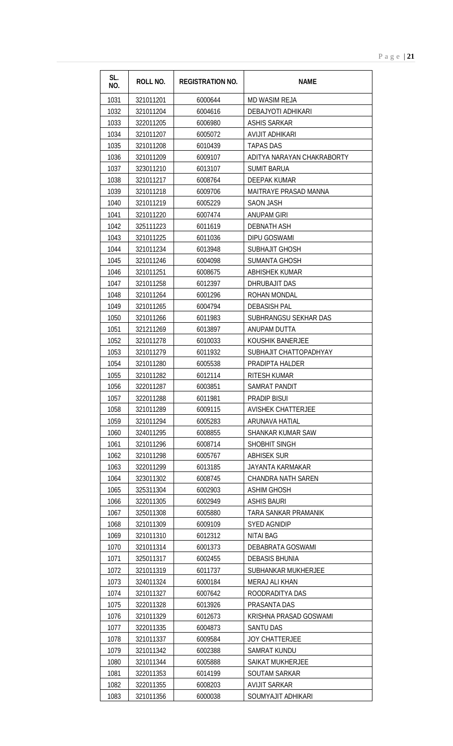| SL. NO. | ROLL NO. | REGISTRATION NO. | NAME |
|---|---|---|---|
| 1031 | 321011201 | 6000644 | MD WASIM REJA |
| 1032 | 321011204 | 6004616 | DEBAJYOTI ADHIKARI |
| 1033 | 322011205 | 6006980 | ASHIS SARKAR |
| 1034 | 321011207 | 6005072 | AVIJIT ADHIKARI |
| 1035 | 321011208 | 6010439 | TAPAS DAS |
| 1036 | 321011209 | 6009107 | ADITYA NARAYAN CHAKRABORTY |
| 1037 | 323011210 | 6013107 | SUMIT BARUA |
| 1038 | 321011217 | 6008764 | DEEPAK KUMAR |
| 1039 | 321011218 | 6009706 | MAITRAYE PRASAD MANNA |
| 1040 | 321011219 | 6005229 | SAON JASH |
| 1041 | 321011220 | 6007474 | ANUPAM GIRI |
| 1042 | 325111223 | 6011619 | DEBNATH ASH |
| 1043 | 321011225 | 6011036 | DIPU GOSWAMI |
| 1044 | 321011234 | 6013948 | SUBHAJIT GHOSH |
| 1045 | 321011246 | 6004098 | SUMANTA GHOSH |
| 1046 | 321011251 | 6008675 | ABHISHEK KUMAR |
| 1047 | 321011258 | 6012397 | DHRUBAJIT DAS |
| 1048 | 321011264 | 6001296 | ROHAN MONDAL |
| 1049 | 321011265 | 6004794 | DEBASISH PAL |
| 1050 | 321011266 | 6011983 | SUBHRANGSU SEKHAR DAS |
| 1051 | 321211269 | 6013897 | ANUPAM DUTTA |
| 1052 | 321011278 | 6010033 | KOUSHIK BANERJEE |
| 1053 | 321011279 | 6011932 | SUBHAJIT CHATTOPADHYAY |
| 1054 | 321011280 | 6005538 | PRADIPTA HALDER |
| 1055 | 321011282 | 6012114 | RITESH KUMAR |
| 1056 | 322011287 | 6003851 | SAMRAT PANDIT |
| 1057 | 322011288 | 6011981 | PRADIP BISUI |
| 1058 | 321011289 | 6009115 | AVISHEK CHATTERJEE |
| 1059 | 321011294 | 6005283 | ARUNAVA HATIAL |
| 1060 | 324011295 | 6008855 | SHANKAR KUMAR SAW |
| 1061 | 321011296 | 6008714 | SHOBHIT SINGH |
| 1062 | 321011298 | 6005767 | ABHISEK SUR |
| 1063 | 322011299 | 6013185 | JAYANTA KARMAKAR |
| 1064 | 323011302 | 6008745 | CHANDRA NATH SAREN |
| 1065 | 325311304 | 6002903 | ASHIM GHOSH |
| 1066 | 322011305 | 6002949 | ASHIS BAURI |
| 1067 | 325011308 | 6005880 | TARA SANKAR PRAMANIK |
| 1068 | 321011309 | 6009109 | SYED AGNIDIP |
| 1069 | 321011310 | 6012312 | NITAI BAG |
| 1070 | 321011314 | 6001373 | DEBABRATA GOSWAMI |
| 1071 | 325011317 | 6002455 | DEBASIS BHUNIA |
| 1072 | 321011319 | 6011737 | SUBHANKAR MUKHERJEE |
| 1073 | 324011324 | 6000184 | MERAJ ALI KHAN |
| 1074 | 321011327 | 6007642 | ROODRADITYA DAS |
| 1075 | 322011328 | 6013926 | PRASANTA DAS |
| 1076 | 321011329 | 6012673 | KRISHNA PRASAD GOSWAMI |
| 1077 | 322011335 | 6004873 | SANTU DAS |
| 1078 | 321011337 | 6009584 | JOY CHATTERJEE |
| 1079 | 321011342 | 6002388 | SAMRAT KUNDU |
| 1080 | 321011344 | 6005888 | SAIKAT MUKHERJEE |
| 1081 | 322011353 | 6014199 | SOUTAM SARKAR |
| 1082 | 322011355 | 6008203 | AVIJIT SARKAR |
| 1083 | 321011356 | 6000038 | SOUMYAJIT ADHIKARI |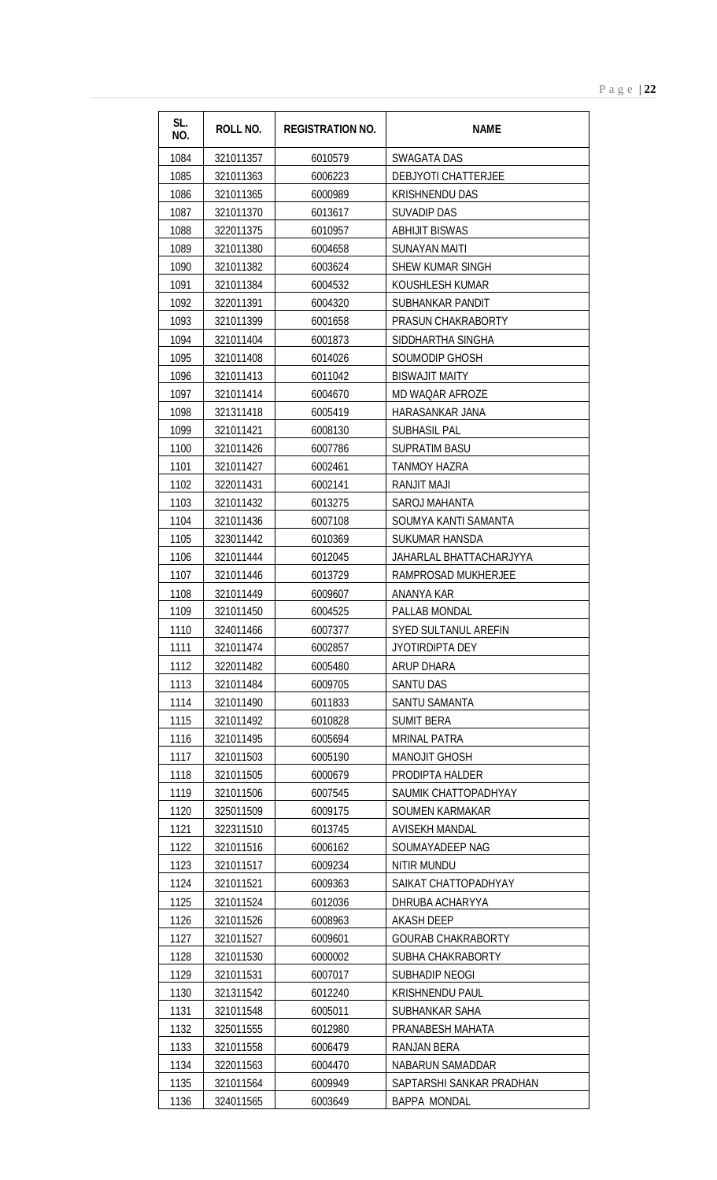| SL. NO. | ROLL NO. | REGISTRATION NO. | NAME |
|---|---|---|---|
| 1084 | 321011357 | 6010579 | SWAGATA DAS |
| 1085 | 321011363 | 6006223 | DEBJYOTI CHATTERJEE |
| 1086 | 321011365 | 6000989 | KRISHNENDU DAS |
| 1087 | 321011370 | 6013617 | SUVADIP DAS |
| 1088 | 322011375 | 6010957 | ABHIJIT BISWAS |
| 1089 | 321011380 | 6004658 | SUNAYAN MAITI |
| 1090 | 321011382 | 6003624 | SHEW KUMAR SINGH |
| 1091 | 321011384 | 6004532 | KOUSHLESH KUMAR |
| 1092 | 322011391 | 6004320 | SUBHANKAR PANDIT |
| 1093 | 321011399 | 6001658 | PRASUN CHAKRABORTY |
| 1094 | 321011404 | 6001873 | SIDDHARTHA SINGHA |
| 1095 | 321011408 | 6014026 | SOUMODIP GHOSH |
| 1096 | 321011413 | 6011042 | BISWAJIT MAITY |
| 1097 | 321011414 | 6004670 | MD WAQAR AFROZE |
| 1098 | 321311418 | 6005419 | HARASANKAR JANA |
| 1099 | 321011421 | 6008130 | SUBHASIL PAL |
| 1100 | 321011426 | 6007786 | SUPRATIM BASU |
| 1101 | 321011427 | 6002461 | TANMOY HAZRA |
| 1102 | 322011431 | 6002141 | RANJIT MAJI |
| 1103 | 321011432 | 6013275 | SAROJ MAHANTA |
| 1104 | 321011436 | 6007108 | SOUMYA KANTI SAMANTA |
| 1105 | 323011442 | 6010369 | SUKUMAR HANSDA |
| 1106 | 321011444 | 6012045 | JAHARLAL BHATTACHARJYYA |
| 1107 | 321011446 | 6013729 | RAMPROSAD MUKHERJEE |
| 1108 | 321011449 | 6009607 | ANANYA KAR |
| 1109 | 321011450 | 6004525 | PALLAB MONDAL |
| 1110 | 324011466 | 6007377 | SYED SULTANUL AREFIN |
| 1111 | 321011474 | 6002857 | JYOTIRDIPTA DEY |
| 1112 | 322011482 | 6005480 | ARUP DHARA |
| 1113 | 321011484 | 6009705 | SANTU DAS |
| 1114 | 321011490 | 6011833 | SANTU SAMANTA |
| 1115 | 321011492 | 6010828 | SUMIT BERA |
| 1116 | 321011495 | 6005694 | MRINAL PATRA |
| 1117 | 321011503 | 6005190 | MANOJIT GHOSH |
| 1118 | 321011505 | 6000679 | PRODIPTA HALDER |
| 1119 | 321011506 | 6007545 | SAUMIK CHATTOPADHYAY |
| 1120 | 325011509 | 6009175 | SOUMEN KARMAKAR |
| 1121 | 322311510 | 6013745 | AVISEKH MANDAL |
| 1122 | 321011516 | 6006162 | SOUMAYADEEP NAG |
| 1123 | 321011517 | 6009234 | NITIR MUNDU |
| 1124 | 321011521 | 6009363 | SAIKAT CHATTOPADHYAY |
| 1125 | 321011524 | 6012036 | DHRUBA ACHARYYA |
| 1126 | 321011526 | 6008963 | AKASH DEEP |
| 1127 | 321011527 | 6009601 | GOURAB CHAKRABORTY |
| 1128 | 321011530 | 6000002 | SUBHA CHAKRABORTY |
| 1129 | 321011531 | 6007017 | SUBHADIP NEOGI |
| 1130 | 321311542 | 6012240 | KRISHNENDU PAUL |
| 1131 | 321011548 | 6005011 | SUBHANKAR SAHA |
| 1132 | 325011555 | 6012980 | PRANABESH MAHATA |
| 1133 | 321011558 | 6006479 | RANJAN BERA |
| 1134 | 322011563 | 6004470 | NABARUN SAMADDAR |
| 1135 | 321011564 | 6009949 | SAPTARSHI SANKAR PRADHAN |
| 1136 | 324011565 | 6003649 | BAPPA MONDAL |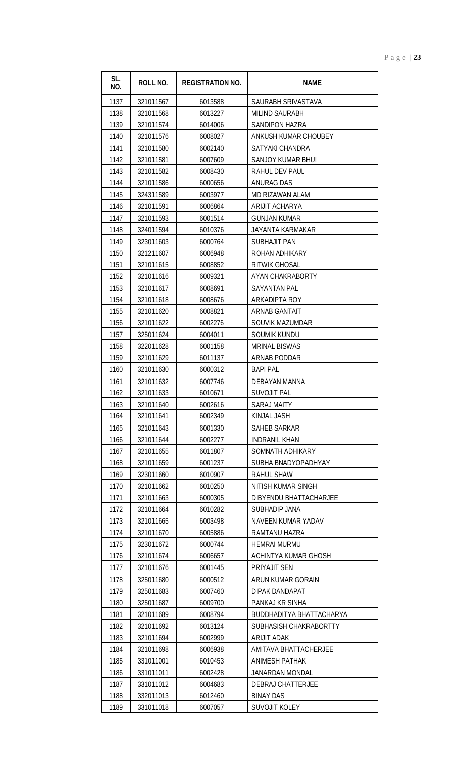| SL. NO. | ROLL NO. | REGISTRATION NO. | NAME |
|---|---|---|---|
| 1137 | 321011567 | 6013588 | SAURABH SRIVASTAVA |
| 1138 | 321011568 | 6013227 | MILIND SAURABH |
| 1139 | 321011574 | 6014006 | SANDIPON HAZRA |
| 1140 | 321011576 | 6008027 | ANKUSH KUMAR CHOUBEY |
| 1141 | 321011580 | 6002140 | SATYAKI CHANDRA |
| 1142 | 321011581 | 6007609 | SANJOY KUMAR BHUI |
| 1143 | 321011582 | 6008430 | RAHUL DEV PAUL |
| 1144 | 321011586 | 6000656 | ANURAG DAS |
| 1145 | 324311589 | 6003977 | MD RIZAWAN ALAM |
| 1146 | 321011591 | 6006864 | ARIJIT ACHARYA |
| 1147 | 321011593 | 6001514 | GUNJAN KUMAR |
| 1148 | 324011594 | 6010376 | JAYANTA KARMAKAR |
| 1149 | 323011603 | 6000764 | SUBHAJIT PAN |
| 1150 | 321211607 | 6006948 | ROHAN ADHIKARY |
| 1151 | 321011615 | 6008852 | RITWIK GHOSAL |
| 1152 | 321011616 | 6009321 | AYAN CHAKRABORTY |
| 1153 | 321011617 | 6008691 | SAYANTAN PAL |
| 1154 | 321011618 | 6008676 | ARKADIPTA ROY |
| 1155 | 321011620 | 6008821 | ARNAB GANTAIT |
| 1156 | 321011622 | 6002276 | SOUVIK MAZUMDAR |
| 1157 | 325011624 | 6004011 | SOUMIK KUNDU |
| 1158 | 322011628 | 6001158 | MRINAL BISWAS |
| 1159 | 321011629 | 6011137 | ARNAB PODDAR |
| 1160 | 321011630 | 6000312 | BAPI PAL |
| 1161 | 321011632 | 6007746 | DEBAYAN MANNA |
| 1162 | 321011633 | 6010671 | SUVOJIT PAL |
| 1163 | 321011640 | 6002616 | SARAJ MAITY |
| 1164 | 321011641 | 6002349 | KINJAL JASH |
| 1165 | 321011643 | 6001330 | SAHEB SARKAR |
| 1166 | 321011644 | 6002277 | INDRANIL KHAN |
| 1167 | 321011655 | 6011807 | SOMNATH ADHIKARY |
| 1168 | 321011659 | 6001237 | SUBHA BNADYOPADHYAY |
| 1169 | 323011660 | 6010907 | RAHUL SHAW |
| 1170 | 321011662 | 6010250 | NITISH KUMAR SINGH |
| 1171 | 321011663 | 6000305 | DIBYENDU BHATTACHARJEE |
| 1172 | 321011664 | 6010282 | SUBHADIP JANA |
| 1173 | 321011665 | 6003498 | NAVEEN KUMAR YADAV |
| 1174 | 321011670 | 6005886 | RAMTANU HAZRA |
| 1175 | 323011672 | 6000744 | HEMRAI MURMU |
| 1176 | 321011674 | 6006657 | ACHINTYA KUMAR GHOSH |
| 1177 | 321011676 | 6001445 | PRIYAJIT SEN |
| 1178 | 325011680 | 6000512 | ARUN KUMAR GORAIN |
| 1179 | 325011683 | 6007460 | DIPAK DANDAPAT |
| 1180 | 325011687 | 6009700 | PANKAJ KR SINHA |
| 1181 | 321011689 | 6008794 | BUDDHADITYA BHATTACHARYA |
| 1182 | 321011692 | 6013124 | SUBHASISH CHAKRABORTTY |
| 1183 | 321011694 | 6002999 | ARIJIT ADAK |
| 1184 | 321011698 | 6006938 | AMITAVA BHATTACHERJEE |
| 1185 | 331011001 | 6010453 | ANIMESH PATHAK |
| 1186 | 331011011 | 6002428 | JANARDAN MONDAL |
| 1187 | 331011012 | 6004683 | DEBRAJ CHATTERJEE |
| 1188 | 332011013 | 6012460 | BINAY DAS |
| 1189 | 331011018 | 6007057 | SUVOJIT KOLEY |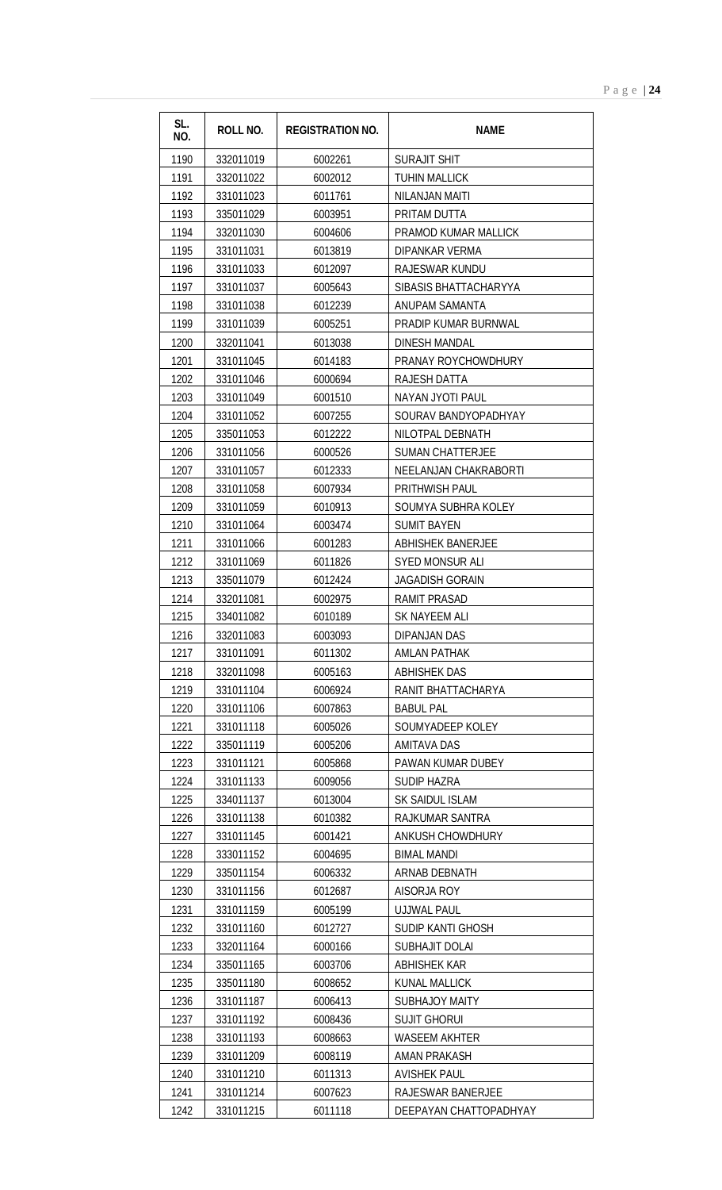| SL. NO. | ROLL NO. | REGISTRATION NO. | NAME |
|---|---|---|---|
| 1190 | 332011019 | 6002261 | SURAJIT SHIT |
| 1191 | 332011022 | 6002012 | TUHIN MALLICK |
| 1192 | 331011023 | 6011761 | NILANJAN MAITI |
| 1193 | 335011029 | 6003951 | PRITAM DUTTA |
| 1194 | 332011030 | 6004606 | PRAMOD KUMAR MALLICK |
| 1195 | 331011031 | 6013819 | DIPANKAR VERMA |
| 1196 | 331011033 | 6012097 | RAJESWAR KUNDU |
| 1197 | 331011037 | 6005643 | SIBASIS BHATTACHARYYA |
| 1198 | 331011038 | 6012239 | ANUPAM SAMANTA |
| 1199 | 331011039 | 6005251 | PRADIP KUMAR BURNWAL |
| 1200 | 332011041 | 6013038 | DINESH MANDAL |
| 1201 | 331011045 | 6014183 | PRANAY ROYCHOWDHURY |
| 1202 | 331011046 | 6000694 | RAJESH DATTA |
| 1203 | 331011049 | 6001510 | NAYAN JYOTI PAUL |
| 1204 | 331011052 | 6007255 | SOURAV BANDYOPADHYAY |
| 1205 | 335011053 | 6012222 | NILOTPAL DEBNATH |
| 1206 | 331011056 | 6000526 | SUMAN CHATTERJEE |
| 1207 | 331011057 | 6012333 | NEELANJAN CHAKRABORTI |
| 1208 | 331011058 | 6007934 | PRITHWISH PAUL |
| 1209 | 331011059 | 6010913 | SOUMYA SUBHRA KOLEY |
| 1210 | 331011064 | 6003474 | SUMIT BAYEN |
| 1211 | 331011066 | 6001283 | ABHISHEK BANERJEE |
| 1212 | 331011069 | 6011826 | SYED MONSUR ALI |
| 1213 | 335011079 | 6012424 | JAGADISH GORAIN |
| 1214 | 332011081 | 6002975 | RAMIT PRASAD |
| 1215 | 334011082 | 6010189 | SK NAYEEM ALI |
| 1216 | 332011083 | 6003093 | DIPANJAN DAS |
| 1217 | 331011091 | 6011302 | AMLAN PATHAK |
| 1218 | 332011098 | 6005163 | ABHISHEK DAS |
| 1219 | 331011104 | 6006924 | RANIT BHATTACHARYA |
| 1220 | 331011106 | 6007863 | BABUL PAL |
| 1221 | 331011118 | 6005026 | SOUMYADEEP KOLEY |
| 1222 | 335011119 | 6005206 | AMITAVA DAS |
| 1223 | 331011121 | 6005868 | PAWAN KUMAR DUBEY |
| 1224 | 331011133 | 6009056 | SUDIP HAZRA |
| 1225 | 334011137 | 6013004 | SK SAIDUL ISLAM |
| 1226 | 331011138 | 6010382 | RAJKUMAR SANTRA |
| 1227 | 331011145 | 6001421 | ANKUSH CHOWDHURY |
| 1228 | 333011152 | 6004695 | BIMAL MANDI |
| 1229 | 335011154 | 6006332 | ARNAB DEBNATH |
| 1230 | 331011156 | 6012687 | AISORJA ROY |
| 1231 | 331011159 | 6005199 | UJJWAL PAUL |
| 1232 | 331011160 | 6012727 | SUDIP KANTI GHOSH |
| 1233 | 332011164 | 6000166 | SUBHAJIT DOLAI |
| 1234 | 335011165 | 6003706 | ABHISHEK KAR |
| 1235 | 335011180 | 6008652 | KUNAL MALLICK |
| 1236 | 331011187 | 6006413 | SUBHAJOY MAITY |
| 1237 | 331011192 | 6008436 | SUJIT GHORUI |
| 1238 | 331011193 | 6008663 | WASEEM AKHTER |
| 1239 | 331011209 | 6008119 | AMAN PRAKASH |
| 1240 | 331011210 | 6011313 | AVISHEK PAUL |
| 1241 | 331011214 | 6007623 | RAJESWAR BANERJEE |
| 1242 | 331011215 | 6011118 | DEEPAYAN CHATTOPADHYAY |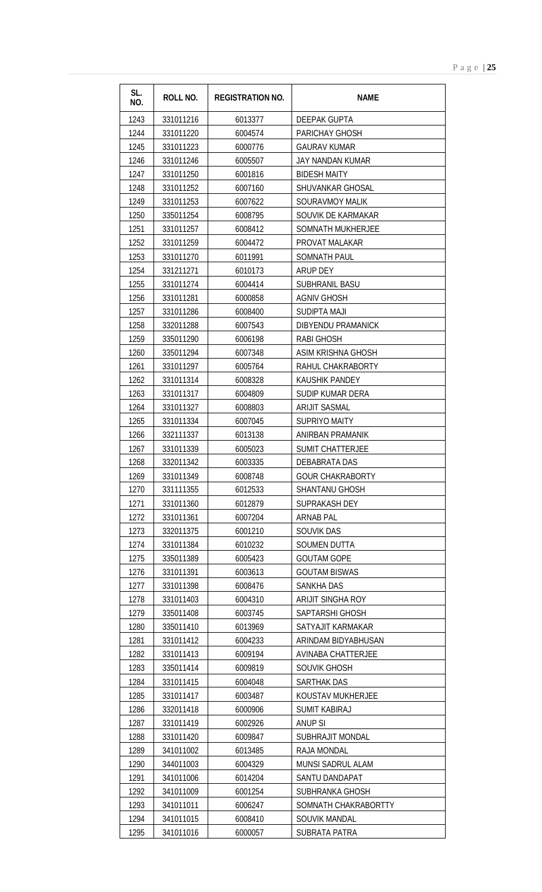| SL. NO. | ROLL NO. | REGISTRATION NO. | NAME |
|---|---|---|---|
| 1243 | 331011216 | 6013377 | DEEPAK GUPTA |
| 1244 | 331011220 | 6004574 | PARICHAY GHOSH |
| 1245 | 331011223 | 6000776 | GAURAV KUMAR |
| 1246 | 331011246 | 6005507 | JAY NANDAN KUMAR |
| 1247 | 331011250 | 6001816 | BIDESH MAITY |
| 1248 | 331011252 | 6007160 | SHUVANKAR GHOSAL |
| 1249 | 331011253 | 6007622 | SOURAVMOY MALIK |
| 1250 | 335011254 | 6008795 | SOUVIK DE KARMAKAR |
| 1251 | 331011257 | 6008412 | SOMNATH MUKHERJEE |
| 1252 | 331011259 | 6004472 | PROVAT MALAKAR |
| 1253 | 331011270 | 6011991 | SOMNATH PAUL |
| 1254 | 331211271 | 6010173 | ARUP DEY |
| 1255 | 331011274 | 6004414 | SUBHRANIL BASU |
| 1256 | 331011281 | 6000858 | AGNIV GHOSH |
| 1257 | 331011286 | 6008400 | SUDIPTA MAJI |
| 1258 | 332011288 | 6007543 | DIBYENDU PRAMANICK |
| 1259 | 335011290 | 6006198 | RABI GHOSH |
| 1260 | 335011294 | 6007348 | ASIM KRISHNA GHOSH |
| 1261 | 331011297 | 6005764 | RAHUL CHAKRABORTY |
| 1262 | 331011314 | 6008328 | KAUSHIK PANDEY |
| 1263 | 331011317 | 6004809 | SUDIP KUMAR DERA |
| 1264 | 331011327 | 6008803 | ARIJIT SASMAL |
| 1265 | 331011334 | 6007045 | SUPRIYO MAITY |
| 1266 | 332111337 | 6013138 | ANIRBAN PRAMANIK |
| 1267 | 331011339 | 6005023 | SUMIT CHATTERJEE |
| 1268 | 332011342 | 6003335 | DEBABRATA DAS |
| 1269 | 331011349 | 6008748 | GOUR CHAKRABORTY |
| 1270 | 331111355 | 6012533 | SHANTANU GHOSH |
| 1271 | 331011360 | 6012879 | SUPRAKASH DEY |
| 1272 | 331011361 | 6007204 | ARNAB PAL |
| 1273 | 332011375 | 6001210 | SOUVIK DAS |
| 1274 | 331011384 | 6010232 | SOUMEN DUTTA |
| 1275 | 335011389 | 6005423 | GOUTAM GOPE |
| 1276 | 331011391 | 6003613 | GOUTAM BISWAS |
| 1277 | 331011398 | 6008476 | SANKHA DAS |
| 1278 | 331011403 | 6004310 | ARIJIT SINGHA ROY |
| 1279 | 335011408 | 6003745 | SAPTARSHI GHOSH |
| 1280 | 335011410 | 6013969 | SATYAJIT KARMAKAR |
| 1281 | 331011412 | 6004233 | ARINDAM BIDYABHUSAN |
| 1282 | 331011413 | 6009194 | AVINABA CHATTERJEE |
| 1283 | 335011414 | 6009819 | SOUVIK GHOSH |
| 1284 | 331011415 | 6004048 | SARTHAK DAS |
| 1285 | 331011417 | 6003487 | KOUSTAV MUKHERJEE |
| 1286 | 332011418 | 6000906 | SUMIT KABIRAJ |
| 1287 | 331011419 | 6002926 | ANUP SI |
| 1288 | 331011420 | 6009847 | SUBHRAJIT MONDAL |
| 1289 | 341011002 | 6013485 | RAJA MONDAL |
| 1290 | 344011003 | 6004329 | MUNSI SADRUL ALAM |
| 1291 | 341011006 | 6014204 | SANTU DANDAPAT |
| 1292 | 341011009 | 6001254 | SUBHRANKA GHOSH |
| 1293 | 341011011 | 6006247 | SOMNATH CHAKRABORTTY |
| 1294 | 341011015 | 6008410 | SOUVIK MANDAL |
| 1295 | 341011016 | 6000057 | SUBRATA PATRA |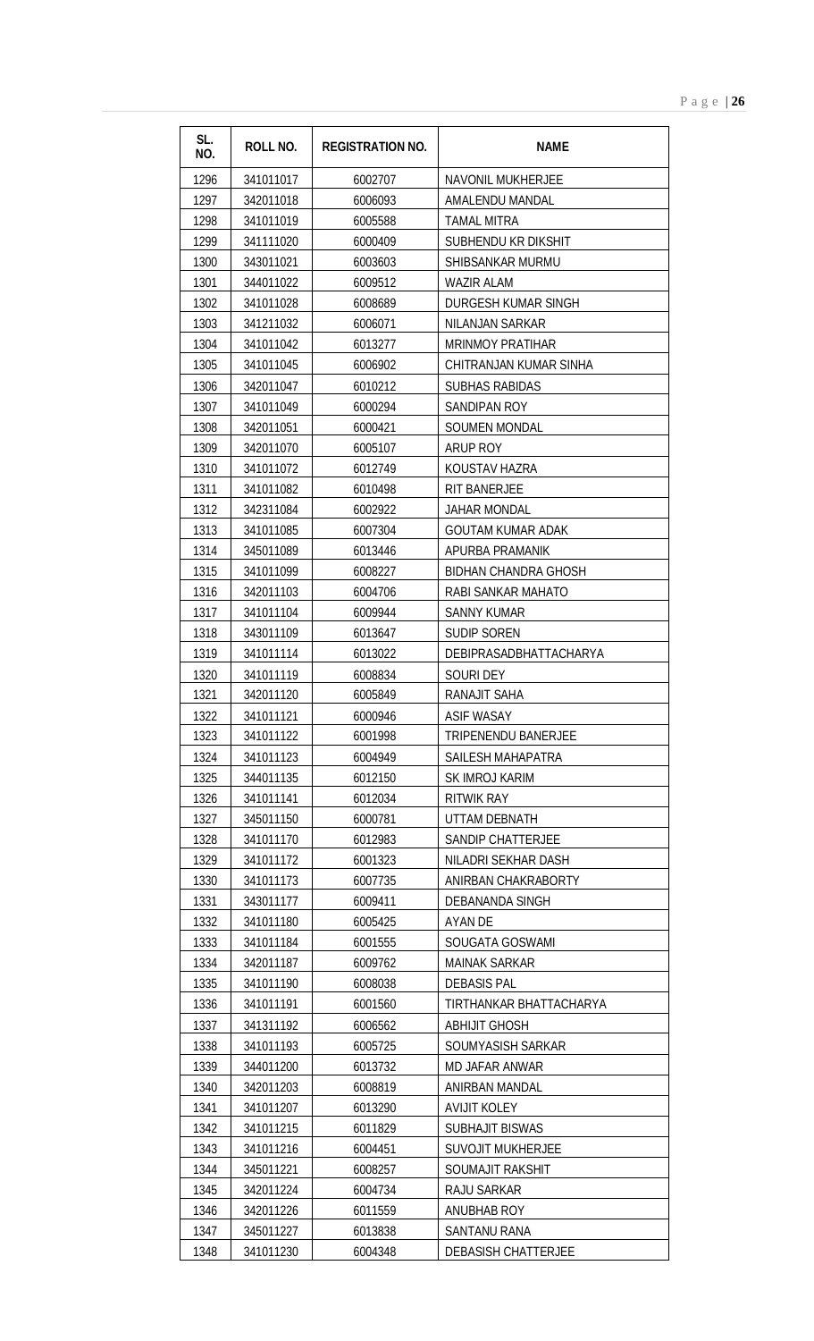| SL. NO. | ROLL NO. | REGISTRATION NO. | NAME |
|---|---|---|---|
| 1296 | 341011017 | 6002707 | NAVONIL MUKHERJEE |
| 1297 | 342011018 | 6006093 | AMALENDU MANDAL |
| 1298 | 341011019 | 6005588 | TAMAL MITRA |
| 1299 | 341111020 | 6000409 | SUBHENDU KR DIKSHIT |
| 1300 | 343011021 | 6003603 | SHIBSANKAR MURMU |
| 1301 | 344011022 | 6009512 | WAZIR ALAM |
| 1302 | 341011028 | 6008689 | DURGESH KUMAR SINGH |
| 1303 | 341211032 | 6006071 | NILANJAN SARKAR |
| 1304 | 341011042 | 6013277 | MRINMOY PRATIHAR |
| 1305 | 341011045 | 6006902 | CHITRANJAN KUMAR SINHA |
| 1306 | 342011047 | 6010212 | SUBHAS RABIDAS |
| 1307 | 341011049 | 6000294 | SANDIPAN ROY |
| 1308 | 342011051 | 6000421 | SOUMEN MONDAL |
| 1309 | 342011070 | 6005107 | ARUP ROY |
| 1310 | 341011072 | 6012749 | KOUSTAV HAZRA |
| 1311 | 341011082 | 6010498 | RIT BANERJEE |
| 1312 | 342311084 | 6002922 | JAHAR MONDAL |
| 1313 | 341011085 | 6007304 | GOUTAM KUMAR ADAK |
| 1314 | 345011089 | 6013446 | APURBA PRAMANIK |
| 1315 | 341011099 | 6008227 | BIDHAN CHANDRA GHOSH |
| 1316 | 342011103 | 6004706 | RABI SANKAR MAHATO |
| 1317 | 341011104 | 6009944 | SANNY KUMAR |
| 1318 | 343011109 | 6013647 | SUDIP SOREN |
| 1319 | 341011114 | 6013022 | DEBIPRASADBHATTACHARYA |
| 1320 | 341011119 | 6008834 | SOURI DEY |
| 1321 | 342011120 | 6005849 | RANAJIT SAHA |
| 1322 | 341011121 | 6000946 | ASIF WASAY |
| 1323 | 341011122 | 6001998 | TRIPENENDU BANERJEE |
| 1324 | 341011123 | 6004949 | SAILESH MAHAPATRA |
| 1325 | 344011135 | 6012150 | SK IMROJ KARIM |
| 1326 | 341011141 | 6012034 | RITWIK RAY |
| 1327 | 345011150 | 6000781 | UTTAM DEBNATH |
| 1328 | 341011170 | 6012983 | SANDIP CHATTERJEE |
| 1329 | 341011172 | 6001323 | NILADRI SEKHAR DASH |
| 1330 | 341011173 | 6007735 | ANIRBAN CHAKRABORTY |
| 1331 | 343011177 | 6009411 | DEBANANDA SINGH |
| 1332 | 341011180 | 6005425 | AYAN DE |
| 1333 | 341011184 | 6001555 | SOUGATA GOSWAMI |
| 1334 | 342011187 | 6009762 | MAINAK SARKAR |
| 1335 | 341011190 | 6008038 | DEBASIS PAL |
| 1336 | 341011191 | 6001560 | TIRTHANKAR BHATTACHARYA |
| 1337 | 341311192 | 6006562 | ABHIJIT GHOSH |
| 1338 | 341011193 | 6005725 | SOUMYASISH SARKAR |
| 1339 | 344011200 | 6013732 | MD JAFAR ANWAR |
| 1340 | 342011203 | 6008819 | ANIRBAN MANDAL |
| 1341 | 341011207 | 6013290 | AVIJIT KOLEY |
| 1342 | 341011215 | 6011829 | SUBHAJIT BISWAS |
| 1343 | 341011216 | 6004451 | SUVOJIT MUKHERJEE |
| 1344 | 345011221 | 6008257 | SOUMAJIT RAKSHIT |
| 1345 | 342011224 | 6004734 | RAJU SARKAR |
| 1346 | 342011226 | 6011559 | ANUBHAB ROY |
| 1347 | 345011227 | 6013838 | SANTANU RANA |
| 1348 | 341011230 | 6004348 | DEBASISH CHATTERJEE |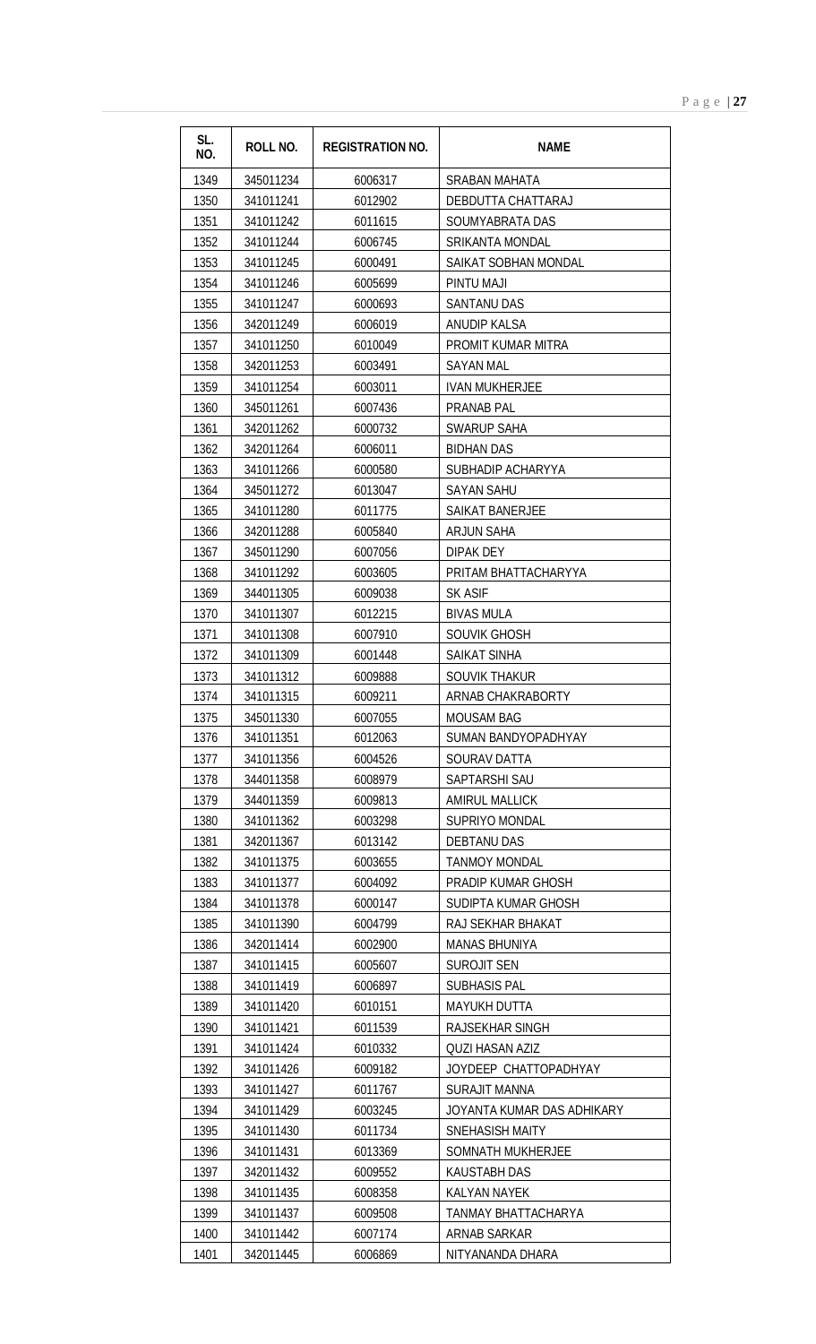| SL. NO. | ROLL NO. | REGISTRATION NO. | NAME |
|---|---|---|---|
| 1349 | 345011234 | 6006317 | SRABAN MAHATA |
| 1350 | 341011241 | 6012902 | DEBDUTTA CHATTARAJ |
| 1351 | 341011242 | 6011615 | SOUMYABRATA DAS |
| 1352 | 341011244 | 6006745 | SRIKANTA MONDAL |
| 1353 | 341011245 | 6000491 | SAIKAT SOBHAN MONDAL |
| 1354 | 341011246 | 6005699 | PINTU MAJI |
| 1355 | 341011247 | 6000693 | SANTANU DAS |
| 1356 | 342011249 | 6006019 | ANUDIP KALSA |
| 1357 | 341011250 | 6010049 | PROMIT KUMAR MITRA |
| 1358 | 342011253 | 6003491 | SAYAN MAL |
| 1359 | 341011254 | 6003011 | IVAN MUKHERJEE |
| 1360 | 345011261 | 6007436 | PRANAB PAL |
| 1361 | 342011262 | 6000732 | SWARUP SAHA |
| 1362 | 342011264 | 6006011 | BIDHAN DAS |
| 1363 | 341011266 | 6000580 | SUBHADIP ACHARYYA |
| 1364 | 345011272 | 6013047 | SAYAN SAHU |
| 1365 | 341011280 | 6011775 | SAIKAT BANERJEE |
| 1366 | 342011288 | 6005840 | ARJUN SAHA |
| 1367 | 345011290 | 6007056 | DIPAK DEY |
| 1368 | 341011292 | 6003605 | PRITAM BHATTACHARYYA |
| 1369 | 344011305 | 6009038 | SK ASIF |
| 1370 | 341011307 | 6012215 | BIVAS MULA |
| 1371 | 341011308 | 6007910 | SOUVIK GHOSH |
| 1372 | 341011309 | 6001448 | SAIKAT SINHA |
| 1373 | 341011312 | 6009888 | SOUVIK THAKUR |
| 1374 | 341011315 | 6009211 | ARNAB CHAKRABORTY |
| 1375 | 345011330 | 6007055 | MOUSAM BAG |
| 1376 | 341011351 | 6012063 | SUMAN BANDYOPADHYAY |
| 1377 | 341011356 | 6004526 | SOURAV DATTA |
| 1378 | 344011358 | 6008979 | SAPTARSHI SAU |
| 1379 | 344011359 | 6009813 | AMIRUL MALLICK |
| 1380 | 341011362 | 6003298 | SUPRIYO MONDAL |
| 1381 | 342011367 | 6013142 | DEBTANU DAS |
| 1382 | 341011375 | 6003655 | TANMOY MONDAL |
| 1383 | 341011377 | 6004092 | PRADIP KUMAR GHOSH |
| 1384 | 341011378 | 6000147 | SUDIPTA KUMAR GHOSH |
| 1385 | 341011390 | 6004799 | RAJ SEKHAR BHAKAT |
| 1386 | 342011414 | 6002900 | MANAS BHUNIYA |
| 1387 | 341011415 | 6005607 | SUROJIT SEN |
| 1388 | 341011419 | 6006897 | SUBHASIS PAL |
| 1389 | 341011420 | 6010151 | MAYUKH DUTTA |
| 1390 | 341011421 | 6011539 | RAJSEKHAR SINGH |
| 1391 | 341011424 | 6010332 | QUZI HASAN AZIZ |
| 1392 | 341011426 | 6009182 | JOYDEEP CHATTOPADHYAY |
| 1393 | 341011427 | 6011767 | SURAJIT MANNA |
| 1394 | 341011429 | 6003245 | JOYANTA KUMAR DAS ADHIKARY |
| 1395 | 341011430 | 6011734 | SNEHASISH MAITY |
| 1396 | 341011431 | 6013369 | SOMNATH MUKHERJEE |
| 1397 | 342011432 | 6009552 | KAUSTABH DAS |
| 1398 | 341011435 | 6008358 | KALYAN NAYEK |
| 1399 | 341011437 | 6009508 | TANMAY BHATTACHARYA |
| 1400 | 341011442 | 6007174 | ARNAB SARKAR |
| 1401 | 342011445 | 6006869 | NITYANANDA DHARA |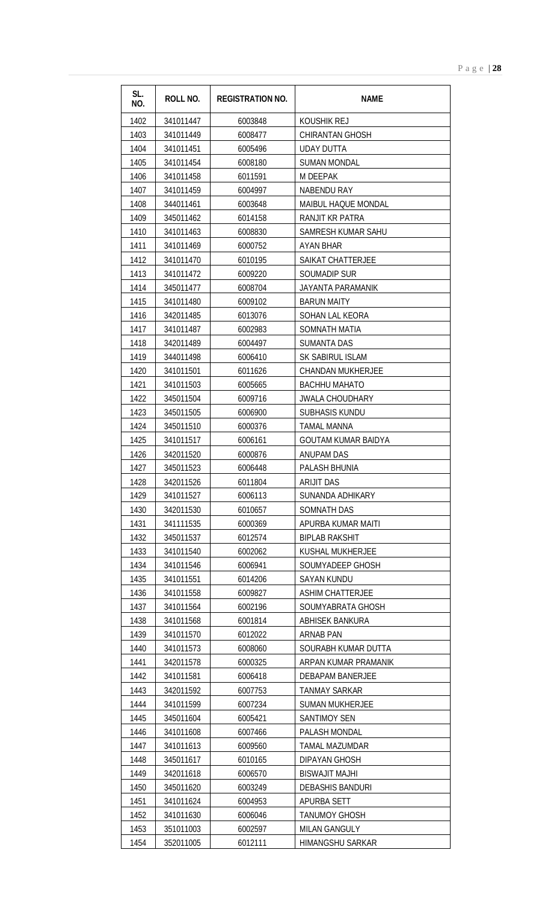| SL. NO. | ROLL NO. | REGISTRATION NO. | NAME |
|---|---|---|---|
| 1402 | 341011447 | 6003848 | KOUSHIK REJ |
| 1403 | 341011449 | 6008477 | CHIRANTAN GHOSH |
| 1404 | 341011451 | 6005496 | UDAY DUTTA |
| 1405 | 341011454 | 6008180 | SUMAN MONDAL |
| 1406 | 341011458 | 6011591 | M DEEPAK |
| 1407 | 341011459 | 6004997 | NABENDU RAY |
| 1408 | 344011461 | 6003648 | MAIBUL HAQUE MONDAL |
| 1409 | 345011462 | 6014158 | RANJIT KR PATRA |
| 1410 | 341011463 | 6008830 | SAMRESH KUMAR SAHU |
| 1411 | 341011469 | 6000752 | AYAN BHAR |
| 1412 | 341011470 | 6010195 | SAIKAT CHATTERJEE |
| 1413 | 341011472 | 6009220 | SOUMADIP SUR |
| 1414 | 345011477 | 6008704 | JAYANTA PARAMANIK |
| 1415 | 341011480 | 6009102 | BARUN MAITY |
| 1416 | 342011485 | 6013076 | SOHAN LAL KEORA |
| 1417 | 341011487 | 6002983 | SOMNATH MATIA |
| 1418 | 342011489 | 6004497 | SUMANTA DAS |
| 1419 | 344011498 | 6006410 | SK SABIRUL ISLAM |
| 1420 | 341011501 | 6011626 | CHANDAN MUKHERJEE |
| 1421 | 341011503 | 6005665 | BACHHU MAHATO |
| 1422 | 345011504 | 6009716 | JWALA CHOUDHARY |
| 1423 | 345011505 | 6006900 | SUBHASIS KUNDU |
| 1424 | 345011510 | 6000376 | TAMAL MANNA |
| 1425 | 341011517 | 6006161 | GOUTAM KUMAR BAIDYA |
| 1426 | 342011520 | 6000876 | ANUPAM DAS |
| 1427 | 345011523 | 6006448 | PALASH BHUNIA |
| 1428 | 342011526 | 6011804 | ARIJIT DAS |
| 1429 | 341011527 | 6006113 | SUNANDA ADHIKARY |
| 1430 | 342011530 | 6010657 | SOMNATH DAS |
| 1431 | 341111535 | 6000369 | APURBA KUMAR MAITI |
| 1432 | 345011537 | 6012574 | BIPLAB RAKSHIT |
| 1433 | 341011540 | 6002062 | KUSHAL MUKHERJEE |
| 1434 | 341011546 | 6006941 | SOUMYADEEP GHOSH |
| 1435 | 341011551 | 6014206 | SAYAN KUNDU |
| 1436 | 341011558 | 6009827 | ASHIM CHATTERJEE |
| 1437 | 341011564 | 6002196 | SOUMYABRATA GHOSH |
| 1438 | 341011568 | 6001814 | ABHISEK BANKURA |
| 1439 | 341011570 | 6012022 | ARNAB PAN |
| 1440 | 341011573 | 6008060 | SOURABH KUMAR DUTTA |
| 1441 | 342011578 | 6000325 | ARPAN KUMAR PRAMANIK |
| 1442 | 341011581 | 6006418 | DEBAPAM BANERJEE |
| 1443 | 342011592 | 6007753 | TANMAY SARKAR |
| 1444 | 341011599 | 6007234 | SUMAN MUKHERJEE |
| 1445 | 345011604 | 6005421 | SANTIMOY SEN |
| 1446 | 341011608 | 6007466 | PALASH MONDAL |
| 1447 | 341011613 | 6009560 | TAMAL MAZUMDAR |
| 1448 | 345011617 | 6010165 | DIPAYAN GHOSH |
| 1449 | 342011618 | 6006570 | BISWAJIT MAJHI |
| 1450 | 345011620 | 6003249 | DEBASHIS BANDURI |
| 1451 | 341011624 | 6004953 | APURBA SETT |
| 1452 | 341011630 | 6006046 | TANUMOY GHOSH |
| 1453 | 351011003 | 6002597 | MILAN GANGULY |
| 1454 | 352011005 | 6012111 | HIMANGSHU SARKAR |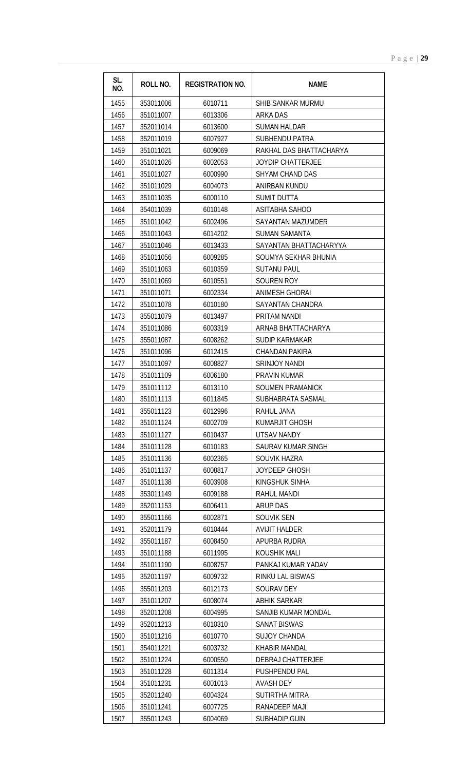| SL. NO. | ROLL NO. | REGISTRATION NO. | NAME |
|---|---|---|---|
| 1455 | 353011006 | 6010711 | SHIB SANKAR MURMU |
| 1456 | 351011007 | 6013306 | ARKA DAS |
| 1457 | 352011014 | 6013600 | SUMAN HALDAR |
| 1458 | 352011019 | 6007927 | SUBHENDU PATRA |
| 1459 | 351011021 | 6009069 | RAKHAL DAS BHATTACHARYA |
| 1460 | 351011026 | 6002053 | JOYDIP CHATTERJEE |
| 1461 | 351011027 | 6000990 | SHYAM CHAND DAS |
| 1462 | 351011029 | 6004073 | ANIRBAN KUNDU |
| 1463 | 351011035 | 6000110 | SUMIT DUTTA |
| 1464 | 354011039 | 6010148 | ASITABHA SAHOO |
| 1465 | 351011042 | 6002496 | SAYANTAN MAZUMDER |
| 1466 | 351011043 | 6014202 | SUMAN SAMANTA |
| 1467 | 351011046 | 6013433 | SAYANTAN BHATTACHARYYA |
| 1468 | 351011056 | 6009285 | SOUMYA SEKHAR BHUNIA |
| 1469 | 351011063 | 6010359 | SUTANU PAUL |
| 1470 | 351011069 | 6010551 | SOUREN ROY |
| 1471 | 351011071 | 6002334 | ANIMESH GHORAI |
| 1472 | 351011078 | 6010180 | SAYANTAN CHANDRA |
| 1473 | 355011079 | 6013497 | PRITAM NANDI |
| 1474 | 351011086 | 6003319 | ARNAB BHATTACHARYA |
| 1475 | 355011087 | 6008262 | SUDIP KARMAKAR |
| 1476 | 351011096 | 6012415 | CHANDAN PAKIRA |
| 1477 | 351011097 | 6008827 | SRINJOY NANDI |
| 1478 | 351011109 | 6006180 | PRAVIN KUMAR |
| 1479 | 351011112 | 6013110 | SOUMEN PRAMANICK |
| 1480 | 351011113 | 6011845 | SUBHABRATA SASMAL |
| 1481 | 355011123 | 6012996 | RAHUL JANA |
| 1482 | 351011124 | 6002709 | KUMARJIT GHOSH |
| 1483 | 351011127 | 6010437 | UTSAV NANDY |
| 1484 | 351011128 | 6010183 | SAURAV KUMAR SINGH |
| 1485 | 351011136 | 6002365 | SOUVIK HAZRA |
| 1486 | 351011137 | 6008817 | JOYDEEP GHOSH |
| 1487 | 351011138 | 6003908 | KINGSHUK SINHA |
| 1488 | 353011149 | 6009188 | RAHUL MANDI |
| 1489 | 352011153 | 6006411 | ARUP DAS |
| 1490 | 355011166 | 6002871 | SOUVIK SEN |
| 1491 | 352011179 | 6010444 | AVIJIT HALDER |
| 1492 | 355011187 | 6008450 | APURBA RUDRA |
| 1493 | 351011188 | 6011995 | KOUSHIK MALI |
| 1494 | 351011190 | 6008757 | PANKAJ KUMAR YADAV |
| 1495 | 352011197 | 6009732 | RINKU LAL BISWAS |
| 1496 | 355011203 | 6012173 | SOURAV DEY |
| 1497 | 351011207 | 6008074 | ABHIK SARKAR |
| 1498 | 352011208 | 6004995 | SANJIB KUMAR MONDAL |
| 1499 | 352011213 | 6010310 | SANAT BISWAS |
| 1500 | 351011216 | 6010770 | SUJOY CHANDA |
| 1501 | 354011221 | 6003732 | KHABIR MANDAL |
| 1502 | 351011224 | 6000550 | DEBRAJ CHATTERJEE |
| 1503 | 351011228 | 6011314 | PUSHPENDU PAL |
| 1504 | 351011231 | 6001013 | AVASH DEY |
| 1505 | 352011240 | 6004324 | SUTIRTHA MITRA |
| 1506 | 351011241 | 6007725 | RANADEEP MAJI |
| 1507 | 355011243 | 6004069 | SUBHADIP GUIN |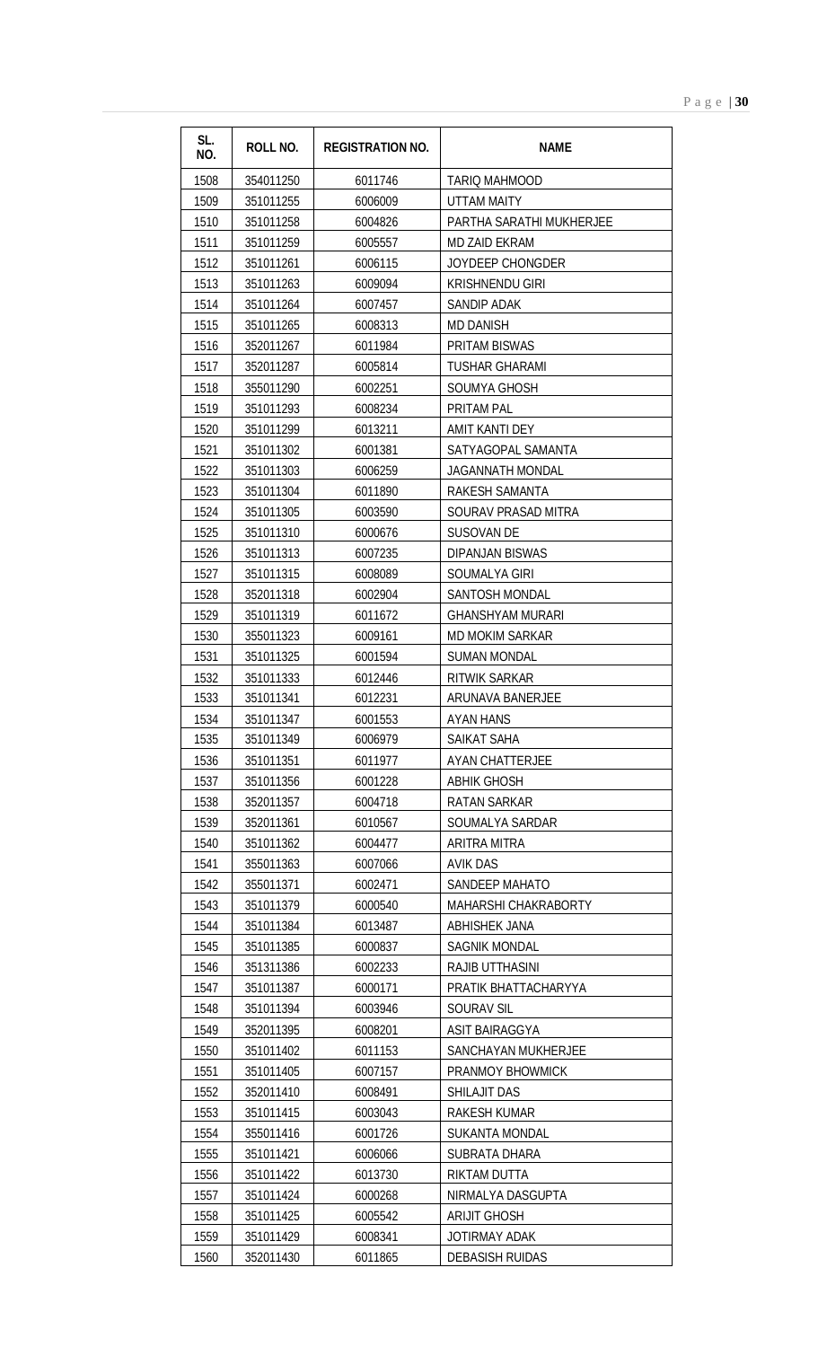| SL. NO. | ROLL NO. | REGISTRATION NO. | NAME |
|---|---|---|---|
| 1508 | 354011250 | 6011746 | TARIQ MAHMOOD |
| 1509 | 351011255 | 6006009 | UTTAM MAITY |
| 1510 | 351011258 | 6004826 | PARTHA SARATHI MUKHERJEE |
| 1511 | 351011259 | 6005557 | MD ZAID EKRAM |
| 1512 | 351011261 | 6006115 | JOYDEEP CHONGDER |
| 1513 | 351011263 | 6009094 | KRISHNENDU GIRI |
| 1514 | 351011264 | 6007457 | SANDIP ADAK |
| 1515 | 351011265 | 6008313 | MD DANISH |
| 1516 | 352011267 | 6011984 | PRITAM BISWAS |
| 1517 | 352011287 | 6005814 | TUSHAR GHARAMI |
| 1518 | 355011290 | 6002251 | SOUMYA GHOSH |
| 1519 | 351011293 | 6008234 | PRITAM PAL |
| 1520 | 351011299 | 6013211 | AMIT KANTI DEY |
| 1521 | 351011302 | 6001381 | SATYAGOPAL SAMANTA |
| 1522 | 351011303 | 6006259 | JAGANNATH MONDAL |
| 1523 | 351011304 | 6011890 | RAKESH SAMANTA |
| 1524 | 351011305 | 6003590 | SOURAV PRASAD MITRA |
| 1525 | 351011310 | 6000676 | SUSOVAN DE |
| 1526 | 351011313 | 6007235 | DIPANJAN BISWAS |
| 1527 | 351011315 | 6008089 | SOUMALYA GIRI |
| 1528 | 352011318 | 6002904 | SANTOSH MONDAL |
| 1529 | 351011319 | 6011672 | GHANSHYAM MURARI |
| 1530 | 355011323 | 6009161 | MD MOKIM SARKAR |
| 1531 | 351011325 | 6001594 | SUMAN MONDAL |
| 1532 | 351011333 | 6012446 | RITWIK SARKAR |
| 1533 | 351011341 | 6012231 | ARUNAVA BANERJEE |
| 1534 | 351011347 | 6001553 | AYAN HANS |
| 1535 | 351011349 | 6006979 | SAIKAT SAHA |
| 1536 | 351011351 | 6011977 | AYAN CHATTERJEE |
| 1537 | 351011356 | 6001228 | ABHIK GHOSH |
| 1538 | 352011357 | 6004718 | RATAN SARKAR |
| 1539 | 352011361 | 6010567 | SOUMALYA SARDAR |
| 1540 | 351011362 | 6004477 | ARITRA MITRA |
| 1541 | 355011363 | 6007066 | AVIK DAS |
| 1542 | 355011371 | 6002471 | SANDEEP MAHATO |
| 1543 | 351011379 | 6000540 | MAHARSHI CHAKRABORTY |
| 1544 | 351011384 | 6013487 | ABHISHEK JANA |
| 1545 | 351011385 | 6000837 | SAGNIK MONDAL |
| 1546 | 351311386 | 6002233 | RAJIB UTTHASINI |
| 1547 | 351011387 | 6000171 | PRATIK BHATTACHARYYA |
| 1548 | 351011394 | 6003946 | SOURAV SIL |
| 1549 | 352011395 | 6008201 | ASIT BAIRAGGYA |
| 1550 | 351011402 | 6011153 | SANCHAYAN MUKHERJEE |
| 1551 | 351011405 | 6007157 | PRANMOY BHOWMICK |
| 1552 | 352011410 | 6008491 | SHILAJIT DAS |
| 1553 | 351011415 | 6003043 | RAKESH KUMAR |
| 1554 | 355011416 | 6001726 | SUKANTA MONDAL |
| 1555 | 351011421 | 6006066 | SUBRATA DHARA |
| 1556 | 351011422 | 6013730 | RIKTAM DUTTA |
| 1557 | 351011424 | 6000268 | NIRMALYA DASGUPTA |
| 1558 | 351011425 | 6005542 | ARIJIT GHOSH |
| 1559 | 351011429 | 6008341 | JOTIRMAY ADAK |
| 1560 | 352011430 | 6011865 | DEBASISH RUIDAS |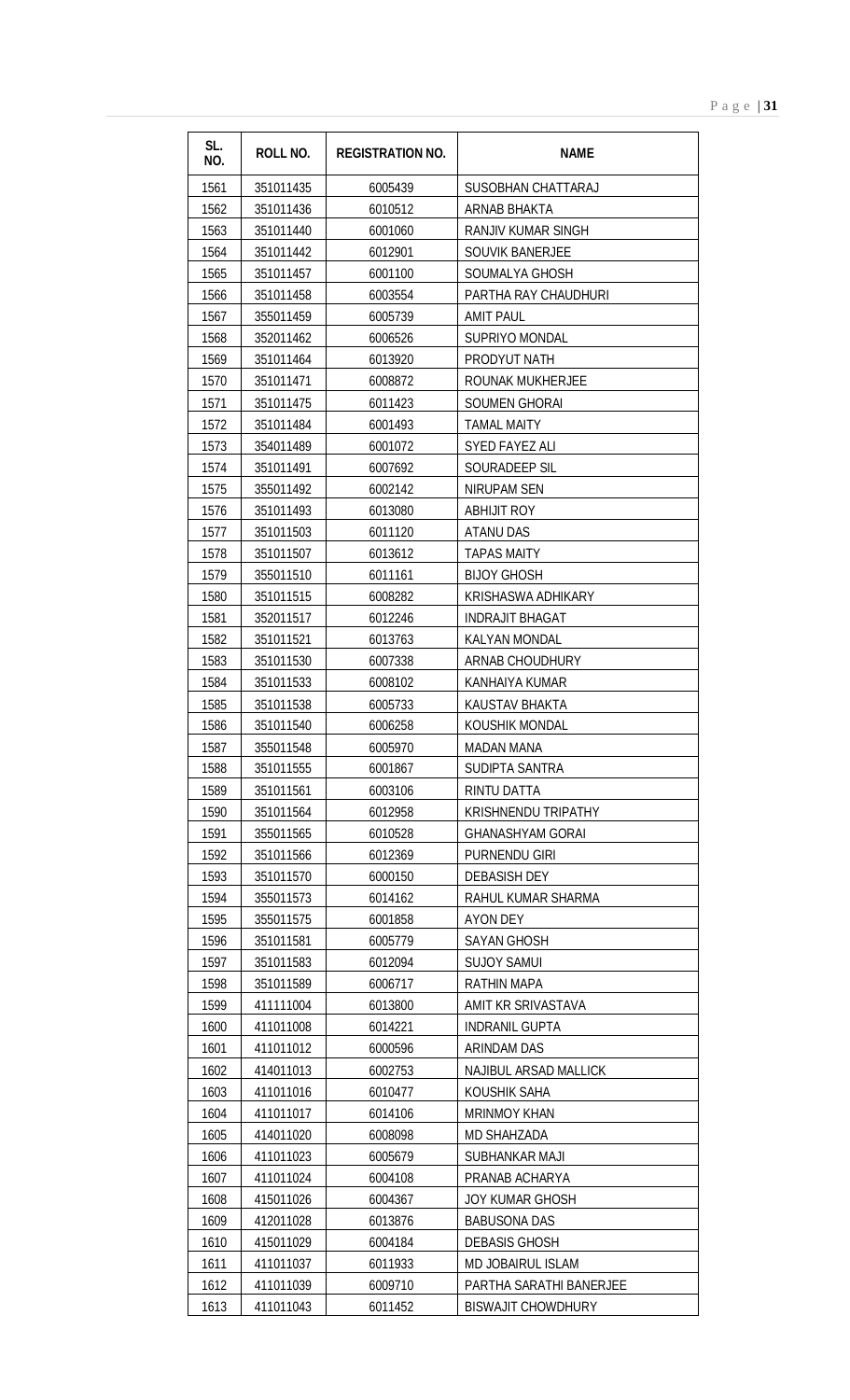| SL. NO. | ROLL NO. | REGISTRATION NO. | NAME |
|---|---|---|---|
| 1561 | 351011435 | 6005439 | SUSOBHAN CHATTARAJ |
| 1562 | 351011436 | 6010512 | ARNAB BHAKTA |
| 1563 | 351011440 | 6001060 | RANJIV KUMAR SINGH |
| 1564 | 351011442 | 6012901 | SOUVIK BANERJEE |
| 1565 | 351011457 | 6001100 | SOUMALYA GHOSH |
| 1566 | 351011458 | 6003554 | PARTHA RAY CHAUDHURI |
| 1567 | 355011459 | 6005739 | AMIT PAUL |
| 1568 | 352011462 | 6006526 | SUPRIYO MONDAL |
| 1569 | 351011464 | 6013920 | PRODYUT NATH |
| 1570 | 351011471 | 6008872 | ROUNAK MUKHERJEE |
| 1571 | 351011475 | 6011423 | SOUMEN GHORAI |
| 1572 | 351011484 | 6001493 | TAMAL MAITY |
| 1573 | 354011489 | 6001072 | SYED FAYEZ ALI |
| 1574 | 351011491 | 6007692 | SOURADEEP SIL |
| 1575 | 355011492 | 6002142 | NIRUPAM SEN |
| 1576 | 351011493 | 6013080 | ABHIJIT ROY |
| 1577 | 351011503 | 6011120 | ATANU DAS |
| 1578 | 351011507 | 6013612 | TAPAS MAITY |
| 1579 | 355011510 | 6011161 | BIJOY GHOSH |
| 1580 | 351011515 | 6008282 | KRISHASWA ADHIKARY |
| 1581 | 352011517 | 6012246 | INDRAJIT BHAGAT |
| 1582 | 351011521 | 6013763 | KALYAN MONDAL |
| 1583 | 351011530 | 6007338 | ARNAB CHOUDHURY |
| 1584 | 351011533 | 6008102 | KANHAIYA KUMAR |
| 1585 | 351011538 | 6005733 | KAUSTAV BHAKTA |
| 1586 | 351011540 | 6006258 | KOUSHIK MONDAL |
| 1587 | 355011548 | 6005970 | MADAN MANA |
| 1588 | 351011555 | 6001867 | SUDIPTA SANTRA |
| 1589 | 351011561 | 6003106 | RINTU DATTA |
| 1590 | 351011564 | 6012958 | KRISHNENDU TRIPATHY |
| 1591 | 355011565 | 6010528 | GHANASHYAM GORAI |
| 1592 | 351011566 | 6012369 | PURNENDU GIRI |
| 1593 | 351011570 | 6000150 | DEBASISH DEY |
| 1594 | 355011573 | 6014162 | RAHUL KUMAR SHARMA |
| 1595 | 355011575 | 6001858 | AYON DEY |
| 1596 | 351011581 | 6005779 | SAYAN GHOSH |
| 1597 | 351011583 | 6012094 | SUJOY SAMUI |
| 1598 | 351011589 | 6006717 | RATHIN MAPA |
| 1599 | 411111004 | 6013800 | AMIT KR SRIVASTAVA |
| 1600 | 411011008 | 6014221 | INDRANIL GUPTA |
| 1601 | 411011012 | 6000596 | ARINDAM DAS |
| 1602 | 414011013 | 6002753 | NAJIBUL ARSAD MALLICK |
| 1603 | 411011016 | 6010477 | KOUSHIK SAHA |
| 1604 | 411011017 | 6014106 | MRINMOY KHAN |
| 1605 | 414011020 | 6008098 | MD SHAHZADA |
| 1606 | 411011023 | 6005679 | SUBHANKAR MAJI |
| 1607 | 411011024 | 6004108 | PRANAB ACHARYA |
| 1608 | 415011026 | 6004367 | JOY KUMAR GHOSH |
| 1609 | 412011028 | 6013876 | BABUSONA DAS |
| 1610 | 415011029 | 6004184 | DEBASIS GHOSH |
| 1611 | 411011037 | 6011933 | MD JOBAIRUL ISLAM |
| 1612 | 411011039 | 6009710 | PARTHA SARATHI BANERJEE |
| 1613 | 411011043 | 6011452 | BISWAJIT CHOWDHURY |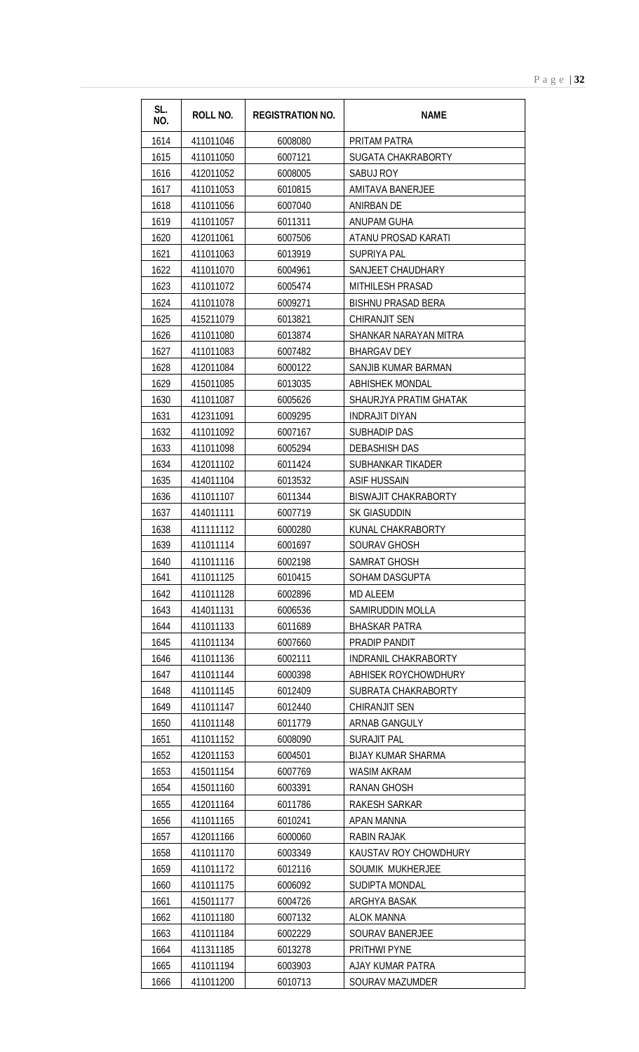| SL. NO. | ROLL NO. | REGISTRATION NO. | NAME |
|---|---|---|---|
| 1614 | 411011046 | 6008080 | PRITAM PATRA |
| 1615 | 411011050 | 6007121 | SUGATA CHAKRABORTY |
| 1616 | 412011052 | 6008005 | SABUJ ROY |
| 1617 | 411011053 | 6010815 | AMITAVA BANERJEE |
| 1618 | 411011056 | 6007040 | ANIRBAN DE |
| 1619 | 411011057 | 6011311 | ANUPAM GUHA |
| 1620 | 412011061 | 6007506 | ATANU PROSAD KARATI |
| 1621 | 411011063 | 6013919 | SUPRIYA PAL |
| 1622 | 411011070 | 6004961 | SANJEET CHAUDHARY |
| 1623 | 411011072 | 6005474 | MITHILESH PRASAD |
| 1624 | 411011078 | 6009271 | BISHNU PRASAD BERA |
| 1625 | 415211079 | 6013821 | CHIRANJIT SEN |
| 1626 | 411011080 | 6013874 | SHANKAR NARAYAN MITRA |
| 1627 | 411011083 | 6007482 | BHARGAV DEY |
| 1628 | 412011084 | 6000122 | SANJIB KUMAR BARMAN |
| 1629 | 415011085 | 6013035 | ABHISHEK MONDAL |
| 1630 | 411011087 | 6005626 | SHAURJYA PRATIM GHATAK |
| 1631 | 412311091 | 6009295 | INDRAJIT DIYAN |
| 1632 | 411011092 | 6007167 | SUBHADIP DAS |
| 1633 | 411011098 | 6005294 | DEBASHISH DAS |
| 1634 | 412011102 | 6011424 | SUBHANKAR TIKADER |
| 1635 | 414011104 | 6013532 | ASIF HUSSAIN |
| 1636 | 411011107 | 6011344 | BISWAJIT CHAKRABORTY |
| 1637 | 414011111 | 6007719 | SK GIASUDDIN |
| 1638 | 411111112 | 6000280 | KUNAL CHAKRABORTY |
| 1639 | 411011114 | 6001697 | SOURAV GHOSH |
| 1640 | 411011116 | 6002198 | SAMRAT GHOSH |
| 1641 | 411011125 | 6010415 | SOHAM DASGUPTA |
| 1642 | 411011128 | 6002896 | MD ALEEM |
| 1643 | 414011131 | 6006536 | SAMIRUDDIN MOLLA |
| 1644 | 411011133 | 6011689 | BHASKAR PATRA |
| 1645 | 411011134 | 6007660 | PRADIP PANDIT |
| 1646 | 411011136 | 6002111 | INDRANIL CHAKRABORTY |
| 1647 | 411011144 | 6000398 | ABHISEK ROYCHOWDHURY |
| 1648 | 411011145 | 6012409 | SUBRATA CHAKRABORTY |
| 1649 | 411011147 | 6012440 | CHIRANJIT SEN |
| 1650 | 411011148 | 6011779 | ARNAB GANGULY |
| 1651 | 411011152 | 6008090 | SURAJIT PAL |
| 1652 | 412011153 | 6004501 | BIJAY KUMAR SHARMA |
| 1653 | 415011154 | 6007769 | WASIM AKRAM |
| 1654 | 415011160 | 6003391 | RANAN GHOSH |
| 1655 | 412011164 | 6011786 | RAKESH SARKAR |
| 1656 | 411011165 | 6010241 | APAN MANNA |
| 1657 | 412011166 | 6000060 | RABIN RAJAK |
| 1658 | 411011170 | 6003349 | KAUSTAV ROY CHOWDHURY |
| 1659 | 411011172 | 6012116 | SOUMIK MUKHERJEE |
| 1660 | 411011175 | 6006092 | SUDIPTA MONDAL |
| 1661 | 415011177 | 6004726 | ARGHYA BASAK |
| 1662 | 411011180 | 6007132 | ALOK MANNA |
| 1663 | 411011184 | 6002229 | SOURAV BANERJEE |
| 1664 | 411311185 | 6013278 | PRITHWI PYNE |
| 1665 | 411011194 | 6003903 | AJAY KUMAR PATRA |
| 1666 | 411011200 | 6010713 | SOURAV MAZUMDER |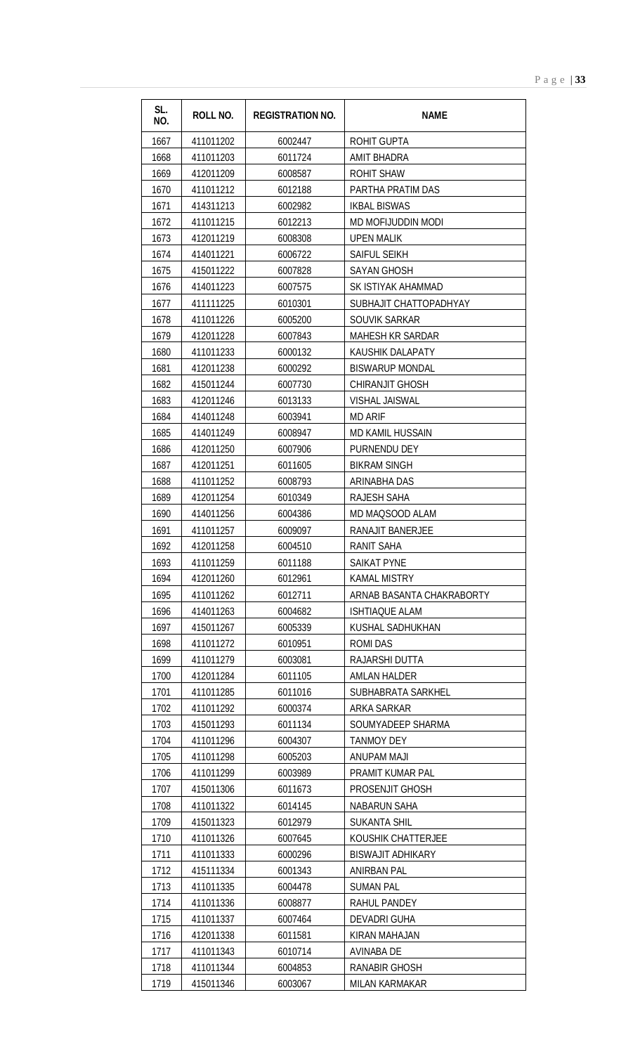| SL. NO. | ROLL NO. | REGISTRATION NO. | NAME |
|---|---|---|---|
| 1667 | 411011202 | 6002447 | ROHIT GUPTA |
| 1668 | 411011203 | 6011724 | AMIT BHADRA |
| 1669 | 412011209 | 6008587 | ROHIT SHAW |
| 1670 | 411011212 | 6012188 | PARTHA PRATIM DAS |
| 1671 | 414311213 | 6002982 | IKBAL BISWAS |
| 1672 | 411011215 | 6012213 | MD MOFIJUDDIN MODI |
| 1673 | 412011219 | 6008308 | UPEN MALIK |
| 1674 | 414011221 | 6006722 | SAIFUL SEIKH |
| 1675 | 415011222 | 6007828 | SAYAN GHOSH |
| 1676 | 414011223 | 6007575 | SK ISTIYAK AHAMMAD |
| 1677 | 411111225 | 6010301 | SUBHAJIT CHATTOPADHYAY |
| 1678 | 411011226 | 6005200 | SOUVIK SARKAR |
| 1679 | 412011228 | 6007843 | MAHESH KR SARDAR |
| 1680 | 411011233 | 6000132 | KAUSHIK DALAPATY |
| 1681 | 412011238 | 6000292 | BISWARUP MONDAL |
| 1682 | 415011244 | 6007730 | CHIRANJIT GHOSH |
| 1683 | 412011246 | 6013133 | VISHAL JAISWAL |
| 1684 | 414011248 | 6003941 | MD ARIF |
| 1685 | 414011249 | 6008947 | MD KAMIL HUSSAIN |
| 1686 | 412011250 | 6007906 | PURNENDU DEY |
| 1687 | 412011251 | 6011605 | BIKRAM SINGH |
| 1688 | 411011252 | 6008793 | ARINABHA DAS |
| 1689 | 412011254 | 6010349 | RAJESH SAHA |
| 1690 | 414011256 | 6004386 | MD MAQSOOD ALAM |
| 1691 | 411011257 | 6009097 | RANAJIT BANERJEE |
| 1692 | 412011258 | 6004510 | RANIT SAHA |
| 1693 | 411011259 | 6011188 | SAIKAT PYNE |
| 1694 | 412011260 | 6012961 | KAMAL MISTRY |
| 1695 | 411011262 | 6012711 | ARNAB BASANTA CHAKRABORTY |
| 1696 | 414011263 | 6004682 | ISHTIAQUE ALAM |
| 1697 | 415011267 | 6005339 | KUSHAL SADHUKHAN |
| 1698 | 411011272 | 6010951 | ROMI DAS |
| 1699 | 411011279 | 6003081 | RAJARSHI DUTTA |
| 1700 | 412011284 | 6011105 | AMLAN HALDER |
| 1701 | 411011285 | 6011016 | SUBHABRATA SARKHEL |
| 1702 | 411011292 | 6000374 | ARKA SARKAR |
| 1703 | 415011293 | 6011134 | SOUMYADEEP SHARMA |
| 1704 | 411011296 | 6004307 | TANMOY DEY |
| 1705 | 411011298 | 6005203 | ANUPAM MAJI |
| 1706 | 411011299 | 6003989 | PRAMIT KUMAR PAL |
| 1707 | 415011306 | 6011673 | PROSENJIT GHOSH |
| 1708 | 411011322 | 6014145 | NABARUN SAHA |
| 1709 | 415011323 | 6012979 | SUKANTA SHIL |
| 1710 | 411011326 | 6007645 | KOUSHIK CHATTERJEE |
| 1711 | 411011333 | 6000296 | BISWAJIT ADHIKARY |
| 1712 | 415111334 | 6001343 | ANIRBAN PAL |
| 1713 | 411011335 | 6004478 | SUMAN PAL |
| 1714 | 411011336 | 6008877 | RAHUL PANDEY |
| 1715 | 411011337 | 6007464 | DEVADRI GUHA |
| 1716 | 412011338 | 6011581 | KIRAN MAHAJAN |
| 1717 | 411011343 | 6010714 | AVINABA DE |
| 1718 | 411011344 | 6004853 | RANABIR GHOSH |
| 1719 | 415011346 | 6003067 | MILAN KARMAKAR |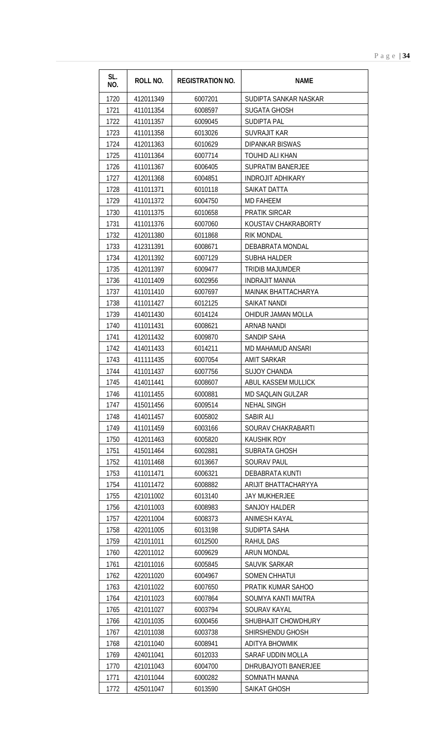| SL. NO. | ROLL NO. | REGISTRATION NO. | NAME |
|---|---|---|---|
| 1720 | 412011349 | 6007201 | SUDIPTA SANKAR NASKAR |
| 1721 | 411011354 | 6008597 | SUGATA GHOSH |
| 1722 | 411011357 | 6009045 | SUDIPTA PAL |
| 1723 | 411011358 | 6013026 | SUVRAJIT KAR |
| 1724 | 412011363 | 6010629 | DIPANKAR BISWAS |
| 1725 | 411011364 | 6007714 | TOUHID ALI KHAN |
| 1726 | 411011367 | 6006405 | SUPRATIM BANERJEE |
| 1727 | 412011368 | 6004851 | INDROJIT ADHIKARY |
| 1728 | 411011371 | 6010118 | SAIKAT DATTA |
| 1729 | 411011372 | 6004750 | MD FAHEEM |
| 1730 | 411011375 | 6010658 | PRATIK SIRCAR |
| 1731 | 411011376 | 6007060 | KOUSTAV CHAKRABORTY |
| 1732 | 412011380 | 6011868 | RIK MONDAL |
| 1733 | 412311391 | 6008671 | DEBABRATA MONDAL |
| 1734 | 412011392 | 6007129 | SUBHA HALDER |
| 1735 | 412011397 | 6009477 | TRIDIB MAJUMDER |
| 1736 | 411011409 | 6002956 | INDRAJIT MANNA |
| 1737 | 411011410 | 6007697 | MAINAK BHATTACHARYA |
| 1738 | 411011427 | 6012125 | SAIKAT NANDI |
| 1739 | 414011430 | 6014124 | OHIDUR JAMAN MOLLA |
| 1740 | 411011431 | 6008621 | ARNAB NANDI |
| 1741 | 412011432 | 6009870 | SANDIP SAHA |
| 1742 | 414011433 | 6014211 | MD MAHAMUD ANSARI |
| 1743 | 411111435 | 6007054 | AMIT SARKAR |
| 1744 | 411011437 | 6007756 | SUJOY CHANDA |
| 1745 | 414011441 | 6008607 | ABUL KASSEM MULLICK |
| 1746 | 411011455 | 6000881 | MD SAQLAIN GULZAR |
| 1747 | 415011456 | 6009514 | NEHAL SINGH |
| 1748 | 414011457 | 6005802 | SABIR ALI |
| 1749 | 411011459 | 6003166 | SOURAV CHAKRABARTI |
| 1750 | 412011463 | 6005820 | KAUSHIK ROY |
| 1751 | 415011464 | 6002881 | SUBRATA GHOSH |
| 1752 | 411011468 | 6013667 | SOURAV PAUL |
| 1753 | 411011471 | 6006321 | DEBABRATA KUNTI |
| 1754 | 411011472 | 6008882 | ARIJIT BHATTACHARYYA |
| 1755 | 421011002 | 6013140 | JAY MUKHERJEE |
| 1756 | 421011003 | 6008983 | SANJOY HALDER |
| 1757 | 422011004 | 6008373 | ANIMESH KAYAL |
| 1758 | 422011005 | 6013198 | SUDIPTA SAHA |
| 1759 | 421011011 | 6012500 | RAHUL DAS |
| 1760 | 422011012 | 6009629 | ARUN MONDAL |
| 1761 | 421011016 | 6005845 | SAUVIK SARKAR |
| 1762 | 422011020 | 6004967 | SOMEN CHHATUI |
| 1763 | 421011022 | 6007650 | PRATIK KUMAR SAHOO |
| 1764 | 421011023 | 6007864 | SOUMYA KANTI MAITRA |
| 1765 | 421011027 | 6003794 | SOURAV KAYAL |
| 1766 | 421011035 | 6000456 | SHUBHAJIT CHOWDHURY |
| 1767 | 421011038 | 6003738 | SHIRSHENDU GHOSH |
| 1768 | 421011040 | 6008941 | ADITYA BHOWMIK |
| 1769 | 424011041 | 6012033 | SARAF UDDIN MOLLA |
| 1770 | 421011043 | 6004700 | DHRUBAJYOTI BANERJEE |
| 1771 | 421011044 | 6000282 | SOMNATH MANNA |
| 1772 | 425011047 | 6013590 | SAIKAT GHOSH |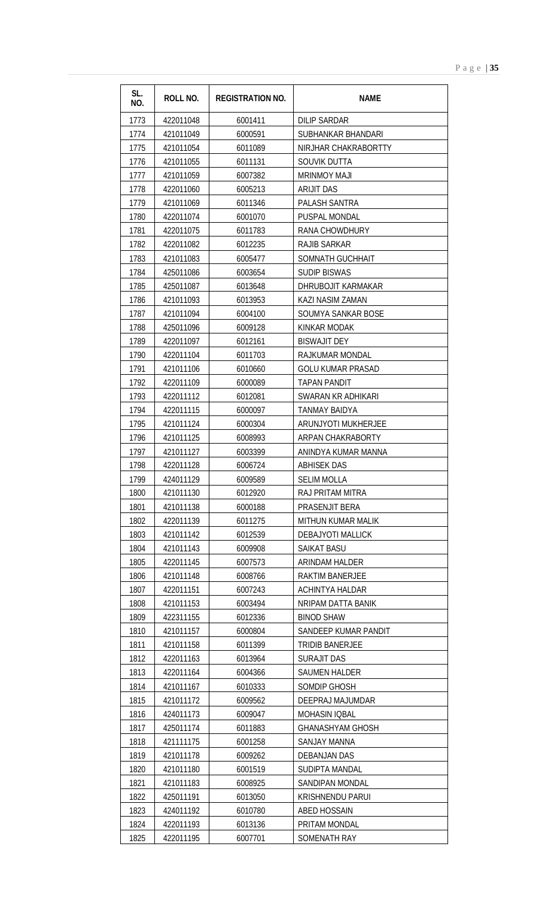| SL. NO. | ROLL NO. | REGISTRATION NO. | NAME |
|---|---|---|---|
| 1773 | 422011048 | 6001411 | DILIP SARDAR |
| 1774 | 421011049 | 6000591 | SUBHANKAR BHANDARI |
| 1775 | 421011054 | 6011089 | NIRJHAR CHAKRABORTTY |
| 1776 | 421011055 | 6011131 | SOUVIK DUTTA |
| 1777 | 421011059 | 6007382 | MRINMOY MAJI |
| 1778 | 422011060 | 6005213 | ARIJIT DAS |
| 1779 | 421011069 | 6011346 | PALASH SANTRA |
| 1780 | 422011074 | 6001070 | PUSPAL MONDAL |
| 1781 | 422011075 | 6011783 | RANA CHOWDHURY |
| 1782 | 422011082 | 6012235 | RAJIB SARKAR |
| 1783 | 421011083 | 6005477 | SOMNATH GUCHHAIT |
| 1784 | 425011086 | 6003654 | SUDIP BISWAS |
| 1785 | 425011087 | 6013648 | DHRUBOJIT KARMAKAR |
| 1786 | 421011093 | 6013953 | KAZI NASIM ZAMAN |
| 1787 | 421011094 | 6004100 | SOUMYA SANKAR BOSE |
| 1788 | 425011096 | 6009128 | KINKAR MODAK |
| 1789 | 422011097 | 6012161 | BISWAJIT DEY |
| 1790 | 422011104 | 6011703 | RAJKUMAR MONDAL |
| 1791 | 421011106 | 6010660 | GOLU KUMAR PRASAD |
| 1792 | 422011109 | 6000089 | TAPAN PANDIT |
| 1793 | 422011112 | 6012081 | SWARAN KR ADHIKARI |
| 1794 | 422011115 | 6000097 | TANMAY BAIDYA |
| 1795 | 421011124 | 6000304 | ARUNJYOTI MUKHERJEE |
| 1796 | 421011125 | 6008993 | ARPAN CHAKRABORTY |
| 1797 | 421011127 | 6003399 | ANINDYA KUMAR MANNA |
| 1798 | 422011128 | 6006724 | ABHISEK DAS |
| 1799 | 424011129 | 6009589 | SELIM MOLLA |
| 1800 | 421011130 | 6012920 | RAJ PRITAM MITRA |
| 1801 | 421011138 | 6000188 | PRASENJIT BERA |
| 1802 | 422011139 | 6011275 | MITHUN KUMAR MALIK |
| 1803 | 421011142 | 6012539 | DEBAJYOTI MALLICK |
| 1804 | 421011143 | 6009908 | SAIKAT BASU |
| 1805 | 422011145 | 6007573 | ARINDAM HALDER |
| 1806 | 421011148 | 6008766 | RAKTIM BANERJEE |
| 1807 | 422011151 | 6007243 | ACHINTYA HALDAR |
| 1808 | 421011153 | 6003494 | NRIPAM DATTA BANIK |
| 1809 | 422311155 | 6012336 | BINOD SHAW |
| 1810 | 421011157 | 6000804 | SANDEEP KUMAR PANDIT |
| 1811 | 421011158 | 6011399 | TRIDIB BANERJEE |
| 1812 | 422011163 | 6013964 | SURAJIT DAS |
| 1813 | 422011164 | 6004366 | SAUMEN HALDER |
| 1814 | 421011167 | 6010333 | SOMDIP GHOSH |
| 1815 | 421011172 | 6009562 | DEEPRAJ MAJUMDAR |
| 1816 | 424011173 | 6009047 | MOHASIN IQBAL |
| 1817 | 425011174 | 6011883 | GHANASHYAM GHOSH |
| 1818 | 421111175 | 6001258 | SANJAY MANNA |
| 1819 | 421011178 | 6009262 | DEBANJAN DAS |
| 1820 | 421011180 | 6001519 | SUDIPTA MANDAL |
| 1821 | 421011183 | 6008925 | SANDIPAN MONDAL |
| 1822 | 425011191 | 6013050 | KRISHNENDU PARUI |
| 1823 | 424011192 | 6010780 | ABED HOSSAIN |
| 1824 | 422011193 | 6013136 | PRITAM MONDAL |
| 1825 | 422011195 | 6007701 | SOMENATH RAY |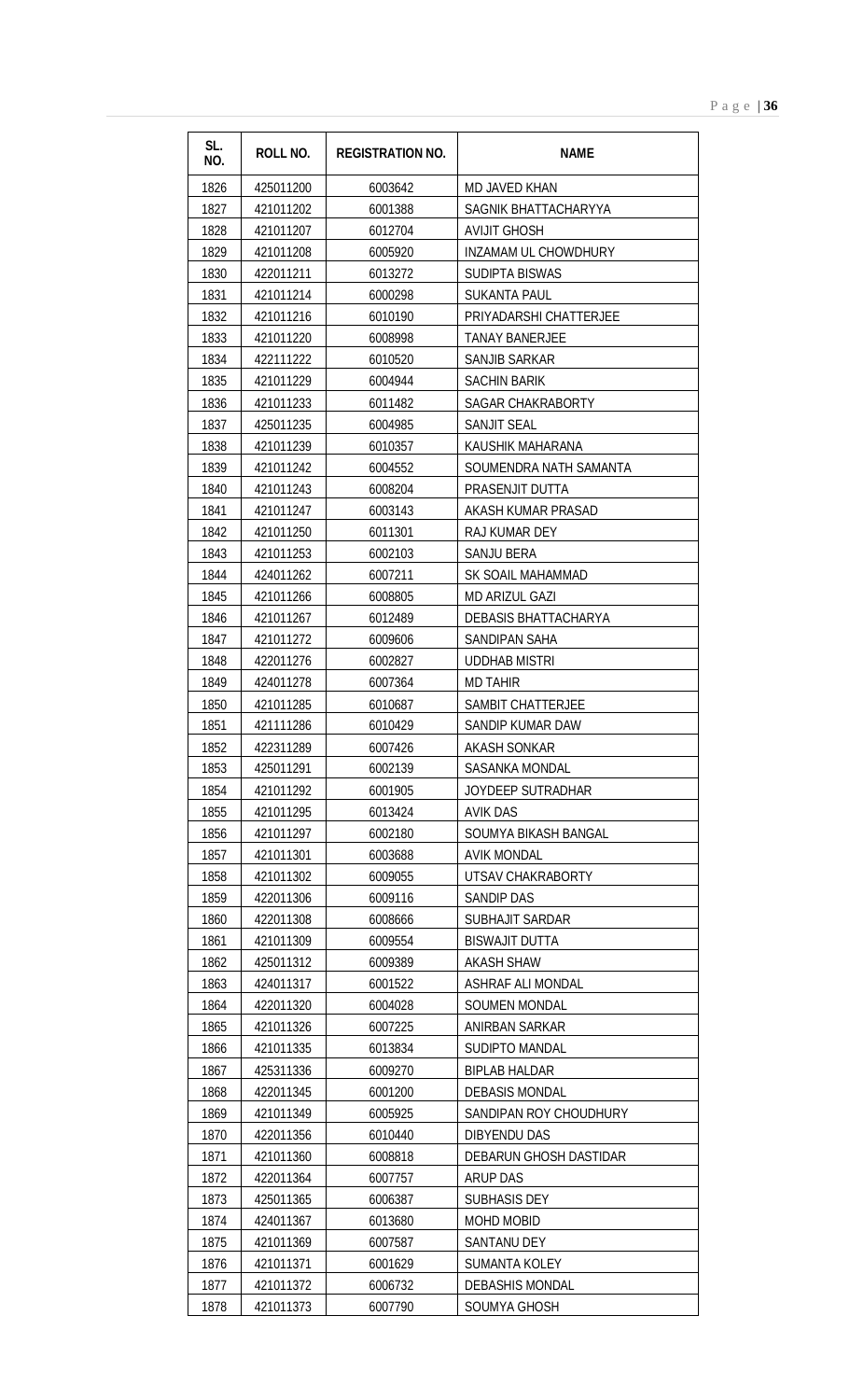| SL. NO. | ROLL NO. | REGISTRATION NO. | NAME |
|---|---|---|---|
| 1826 | 425011200 | 6003642 | MD JAVED KHAN |
| 1827 | 421011202 | 6001388 | SAGNIK BHATTACHARYYA |
| 1828 | 421011207 | 6012704 | AVIJIT GHOSH |
| 1829 | 421011208 | 6005920 | INZAMAM UL CHOWDHURY |
| 1830 | 422011211 | 6013272 | SUDIPTA BISWAS |
| 1831 | 421011214 | 6000298 | SUKANTA PAUL |
| 1832 | 421011216 | 6010190 | PRIYADARSHI CHATTERJEE |
| 1833 | 421011220 | 6008998 | TANAY BANERJEE |
| 1834 | 422111222 | 6010520 | SANJIB SARKAR |
| 1835 | 421011229 | 6004944 | SACHIN BARIK |
| 1836 | 421011233 | 6011482 | SAGAR CHAKRABORTY |
| 1837 | 425011235 | 6004985 | SANJIT SEAL |
| 1838 | 421011239 | 6010357 | KAUSHIK MAHARANA |
| 1839 | 421011242 | 6004552 | SOUMENDRA NATH SAMANTA |
| 1840 | 421011243 | 6008204 | PRASENJIT DUTTA |
| 1841 | 421011247 | 6003143 | AKASH KUMAR PRASAD |
| 1842 | 421011250 | 6011301 | RAJ KUMAR DEY |
| 1843 | 421011253 | 6002103 | SANJU BERA |
| 1844 | 424011262 | 6007211 | SK SOAIL MAHAMMAD |
| 1845 | 421011266 | 6008805 | MD ARIZUL GAZI |
| 1846 | 421011267 | 6012489 | DEBASIS BHATTACHARYA |
| 1847 | 421011272 | 6009606 | SANDIPAN SAHA |
| 1848 | 422011276 | 6002827 | UDDHAB MISTRI |
| 1849 | 424011278 | 6007364 | MD TAHIR |
| 1850 | 421011285 | 6010687 | SAMBIT CHATTERJEE |
| 1851 | 421111286 | 6010429 | SANDIP KUMAR DAW |
| 1852 | 422311289 | 6007426 | AKASH SONKAR |
| 1853 | 425011291 | 6002139 | SASANKA MONDAL |
| 1854 | 421011292 | 6001905 | JOYDEEP SUTRADHAR |
| 1855 | 421011295 | 6013424 | AVIK DAS |
| 1856 | 421011297 | 6002180 | SOUMYA BIKASH BANGAL |
| 1857 | 421011301 | 6003688 | AVIK MONDAL |
| 1858 | 421011302 | 6009055 | UTSAV CHAKRABORTY |
| 1859 | 422011306 | 6009116 | SANDIP DAS |
| 1860 | 422011308 | 6008666 | SUBHAJIT SARDAR |
| 1861 | 421011309 | 6009554 | BISWAJIT DUTTA |
| 1862 | 425011312 | 6009389 | AKASH SHAW |
| 1863 | 424011317 | 6001522 | ASHRAF ALI MONDAL |
| 1864 | 422011320 | 6004028 | SOUMEN MONDAL |
| 1865 | 421011326 | 6007225 | ANIRBAN SARKAR |
| 1866 | 421011335 | 6013834 | SUDIPTO MANDAL |
| 1867 | 425311336 | 6009270 | BIPLAB HALDAR |
| 1868 | 422011345 | 6001200 | DEBASIS MONDAL |
| 1869 | 421011349 | 6005925 | SANDIPAN ROY CHOUDHURY |
| 1870 | 422011356 | 6010440 | DIBYENDU DAS |
| 1871 | 421011360 | 6008818 | DEBARUN GHOSH DASTIDAR |
| 1872 | 422011364 | 6007757 | ARUP DAS |
| 1873 | 425011365 | 6006387 | SUBHASIS DEY |
| 1874 | 424011367 | 6013680 | MOHD MOBID |
| 1875 | 421011369 | 6007587 | SANTANU DEY |
| 1876 | 421011371 | 6001629 | SUMANTA KOLEY |
| 1877 | 421011372 | 6006732 | DEBASHIS MONDAL |
| 1878 | 421011373 | 6007790 | SOUMYA GHOSH |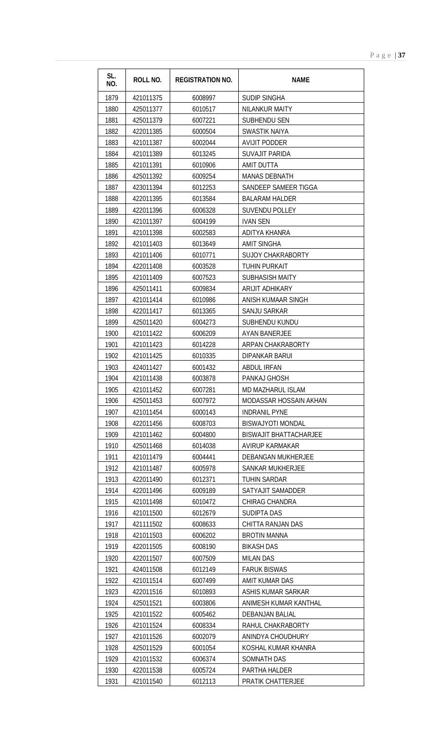| SL. NO. | ROLL NO. | REGISTRATION NO. | NAME |
|---|---|---|---|
| 1879 | 421011375 | 6008997 | SUDIP SINGHA |
| 1880 | 425011377 | 6010517 | NILANKUR MAITY |
| 1881 | 425011379 | 6007221 | SUBHENDU SEN |
| 1882 | 422011385 | 6000504 | SWASTIK NAIYA |
| 1883 | 421011387 | 6002044 | AVIJIT PODDER |
| 1884 | 421011389 | 6013245 | SUVAJIT PARIDA |
| 1885 | 421011391 | 6010906 | AMIT DUTTA |
| 1886 | 425011392 | 6009254 | MANAS DEBNATH |
| 1887 | 423011394 | 6012253 | SANDEEP SAMEER TIGGA |
| 1888 | 422011395 | 6013584 | BALARAM HALDER |
| 1889 | 422011396 | 6006328 | SUVENDU POLLEY |
| 1890 | 421011397 | 6004199 | IVAN SEN |
| 1891 | 421011398 | 6002583 | ADITYA KHANRA |
| 1892 | 421011403 | 6013649 | AMIT SINGHA |
| 1893 | 421011406 | 6010771 | SUJOY CHAKRABORTY |
| 1894 | 422011408 | 6003528 | TUHIN PURKAIT |
| 1895 | 421011409 | 6007523 | SUBHASISH MAITY |
| 1896 | 425011411 | 6009834 | ARIJIT ADHIKARY |
| 1897 | 421011414 | 6010986 | ANISH KUMAAR SINGH |
| 1898 | 422011417 | 6013365 | SANJU SARKAR |
| 1899 | 425011420 | 6004273 | SUBHENDU KUNDU |
| 1900 | 421011422 | 6006209 | AYAN BANERJEE |
| 1901 | 421011423 | 6014228 | ARPAN CHAKRABORTY |
| 1902 | 421011425 | 6010335 | DIPANKAR BARUI |
| 1903 | 424011427 | 6001432 | ABDUL IRFAN |
| 1904 | 421011438 | 6003878 | PANKAJ GHOSH |
| 1905 | 421011452 | 6007281 | MD MAZHARUL ISLAM |
| 1906 | 425011453 | 6007972 | MODASSAR HOSSAIN AKHAN |
| 1907 | 421011454 | 6000143 | INDRANIL PYNE |
| 1908 | 422011456 | 6008703 | BISWAJYOTI MONDAL |
| 1909 | 421011462 | 6004800 | BISWAJIT BHATTACHARJEE |
| 1910 | 425011468 | 6014038 | AVIRUP KARMAKAR |
| 1911 | 421011479 | 6004441 | DEBANGAN MUKHERJEE |
| 1912 | 421011487 | 6005978 | SANKAR MUKHERJEE |
| 1913 | 422011490 | 6012371 | TUHIN SARDAR |
| 1914 | 422011496 | 6009189 | SATYAJIT SAMADDER |
| 1915 | 421011498 | 6010472 | CHIRAG CHANDRA |
| 1916 | 421011500 | 6012679 | SUDIPTA DAS |
| 1917 | 421111502 | 6008633 | CHITTA RANJAN DAS |
| 1918 | 421011503 | 6006202 | BROTIN MANNA |
| 1919 | 422011505 | 6008190 | BIKASH DAS |
| 1920 | 422011507 | 6007509 | MILAN DAS |
| 1921 | 424011508 | 6012149 | FARUK BISWAS |
| 1922 | 421011514 | 6007499 | AMIT KUMAR DAS |
| 1923 | 422011516 | 6010893 | ASHIS KUMAR SARKAR |
| 1924 | 425011521 | 6003806 | ANIMESH KUMAR KANTHAL |
| 1925 | 421011522 | 6005462 | DEBANJAN BALIAL |
| 1926 | 421011524 | 6008334 | RAHUL CHAKRABORTY |
| 1927 | 421011526 | 6002079 | ANINDYA CHOUDHURY |
| 1928 | 425011529 | 6001054 | KOSHAL KUMAR KHANRA |
| 1929 | 421011532 | 6006374 | SOMNATH DAS |
| 1930 | 422011538 | 6005724 | PARTHA HALDER |
| 1931 | 421011540 | 6012113 | PRATIK CHATTERJEE |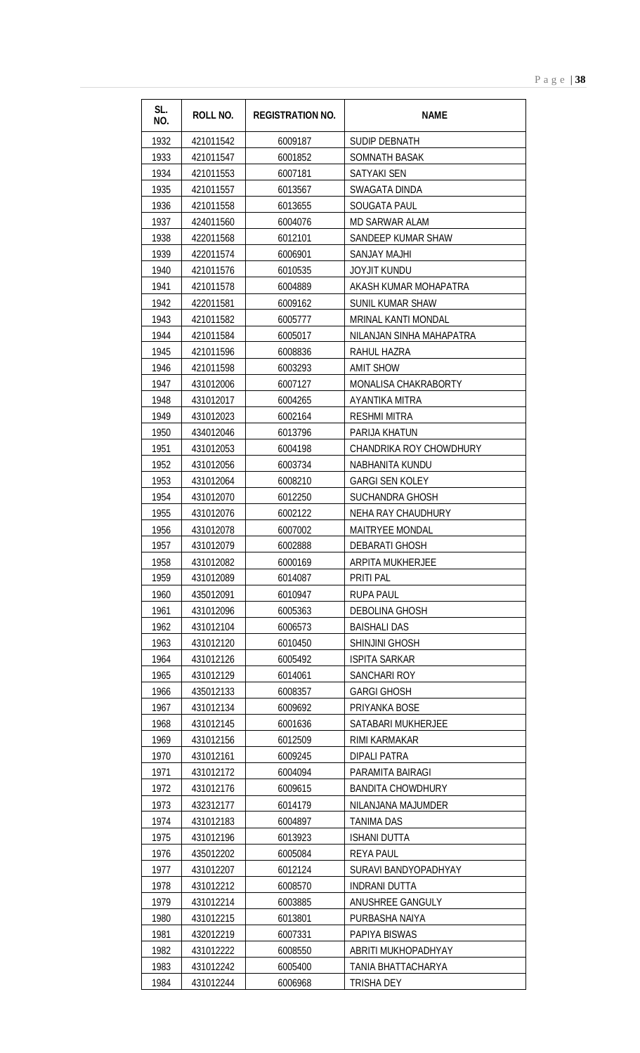| SL. NO. | ROLL NO. | REGISTRATION NO. | NAME |
|---|---|---|---|
| 1932 | 421011542 | 6009187 | SUDIP DEBNATH |
| 1933 | 421011547 | 6001852 | SOMNATH BASAK |
| 1934 | 421011553 | 6007181 | SATYAKI SEN |
| 1935 | 421011557 | 6013567 | SWAGATA DINDA |
| 1936 | 421011558 | 6013655 | SOUGATA PAUL |
| 1937 | 424011560 | 6004076 | MD SARWAR ALAM |
| 1938 | 422011568 | 6012101 | SANDEEP KUMAR SHAW |
| 1939 | 422011574 | 6006901 | SANJAY MAJHI |
| 1940 | 421011576 | 6010535 | JOYJIT KUNDU |
| 1941 | 421011578 | 6004889 | AKASH KUMAR MOHAPATRA |
| 1942 | 422011581 | 6009162 | SUNIL KUMAR SHAW |
| 1943 | 421011582 | 6005777 | MRINAL KANTI MONDAL |
| 1944 | 421011584 | 6005017 | NILANJAN SINHA MAHAPATRA |
| 1945 | 421011596 | 6008836 | RAHUL HAZRA |
| 1946 | 421011598 | 6003293 | AMIT SHOW |
| 1947 | 431012006 | 6007127 | MONALISA CHAKRABORTY |
| 1948 | 431012017 | 6004265 | AYANTIKA MITRA |
| 1949 | 431012023 | 6002164 | RESHMI MITRA |
| 1950 | 434012046 | 6013796 | PARIJA KHATUN |
| 1951 | 431012053 | 6004198 | CHANDRIKA ROY CHOWDHURY |
| 1952 | 431012056 | 6003734 | NABHANITA KUNDU |
| 1953 | 431012064 | 6008210 | GARGI SEN KOLEY |
| 1954 | 431012070 | 6012250 | SUCHANDRA GHOSH |
| 1955 | 431012076 | 6002122 | NEHA RAY CHAUDHURY |
| 1956 | 431012078 | 6007002 | MAITRYEE MONDAL |
| 1957 | 431012079 | 6002888 | DEBARATI GHOSH |
| 1958 | 431012082 | 6000169 | ARPITA MUKHERJEE |
| 1959 | 431012089 | 6014087 | PRITI PAL |
| 1960 | 435012091 | 6010947 | RUPA PAUL |
| 1961 | 431012096 | 6005363 | DEBOLINA GHOSH |
| 1962 | 431012104 | 6006573 | BAISHALI DAS |
| 1963 | 431012120 | 6010450 | SHINJINI GHOSH |
| 1964 | 431012126 | 6005492 | ISPITA SARKAR |
| 1965 | 431012129 | 6014061 | SANCHARI ROY |
| 1966 | 435012133 | 6008357 | GARGI GHOSH |
| 1967 | 431012134 | 6009692 | PRIYANKA BOSE |
| 1968 | 431012145 | 6001636 | SATABARI MUKHERJEE |
| 1969 | 431012156 | 6012509 | RIMI KARMAKAR |
| 1970 | 431012161 | 6009245 | DIPALI PATRA |
| 1971 | 431012172 | 6004094 | PARAMITA BAIRAGI |
| 1972 | 431012176 | 6009615 | BANDITA CHOWDHURY |
| 1973 | 432312177 | 6014179 | NILANJANA MAJUMDER |
| 1974 | 431012183 | 6004897 | TANIMA DAS |
| 1975 | 431012196 | 6013923 | ISHANI DUTTA |
| 1976 | 435012202 | 6005084 | REYA PAUL |
| 1977 | 431012207 | 6012124 | SURAVI BANDYOPADHYAY |
| 1978 | 431012212 | 6008570 | INDRANI DUTTA |
| 1979 | 431012214 | 6003885 | ANUSHREE GANGULY |
| 1980 | 431012215 | 6013801 | PURBASHA NAIYA |
| 1981 | 432012219 | 6007331 | PAPIYA BISWAS |
| 1982 | 431012222 | 6008550 | ABRITI MUKHOPADHYAY |
| 1983 | 431012242 | 6005400 | TANIA BHATTACHARYA |
| 1984 | 431012244 | 6006968 | TRISHA DEY |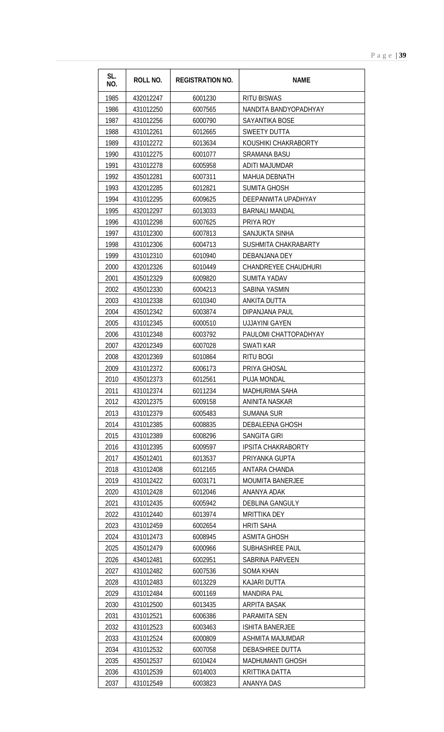| SL. NO. | ROLL NO. | REGISTRATION NO. | NAME |
|---|---|---|---|
| 1985 | 432012247 | 6001230 | RITU BISWAS |
| 1986 | 431012250 | 6007565 | NANDITA BANDYOPADHYAY |
| 1987 | 431012256 | 6000790 | SAYANTIKA BOSE |
| 1988 | 431012261 | 6012665 | SWEETY DUTTA |
| 1989 | 431012272 | 6013634 | KOUSHIKI CHAKRABORTY |
| 1990 | 431012275 | 6001077 | SRAMANA BASU |
| 1991 | 431012278 | 6005958 | ADITI MAJUMDAR |
| 1992 | 435012281 | 6007311 | MAHUA DEBNATH |
| 1993 | 432012285 | 6012821 | SUMITA GHOSH |
| 1994 | 431012295 | 6009625 | DEEPANWITA UPADHYAY |
| 1995 | 432012297 | 6013033 | BARNALI MANDAL |
| 1996 | 431012298 | 6007625 | PRIYA ROY |
| 1997 | 431012300 | 6007813 | SANJUKTA SINHA |
| 1998 | 431012306 | 6004713 | SUSHMITA CHAKRABARTY |
| 1999 | 431012310 | 6010940 | DEBANJANA DEY |
| 2000 | 432012326 | 6010449 | CHANDREYEE CHAUDHURI |
| 2001 | 435012329 | 6009820 | SUMITA YADAV |
| 2002 | 435012330 | 6004213 | SABINA YASMIN |
| 2003 | 431012338 | 6010340 | ANKITA DUTTA |
| 2004 | 435012342 | 6003874 | DIPANJANA PAUL |
| 2005 | 431012345 | 6000510 | UJJAYINI GAYEN |
| 2006 | 431012348 | 6003792 | PAULOMI CHATTOPADHYAY |
| 2007 | 432012349 | 6007028 | SWATI KAR |
| 2008 | 432012369 | 6010864 | RITU BOGI |
| 2009 | 431012372 | 6006173 | PRIYA GHOSAL |
| 2010 | 435012373 | 6012561 | PUJA MONDAL |
| 2011 | 431012374 | 6011234 | MADHURIMA SAHA |
| 2012 | 432012375 | 6009158 | ANINITA NASKAR |
| 2013 | 431012379 | 6005483 | SUMANA SUR |
| 2014 | 431012385 | 6008835 | DEBALEENA GHOSH |
| 2015 | 431012389 | 6008296 | SANGITA GIRI |
| 2016 | 431012395 | 6009597 | IPSITA CHAKRABORTY |
| 2017 | 435012401 | 6013537 | PRIYANKA GUPTA |
| 2018 | 431012408 | 6012165 | ANTARA CHANDA |
| 2019 | 431012422 | 6003171 | MOUMITA BANERJEE |
| 2020 | 431012428 | 6012046 | ANANYA ADAK |
| 2021 | 431012435 | 6005942 | DEBLINA GANGULY |
| 2022 | 431012440 | 6013974 | MRITTIKA DEY |
| 2023 | 431012459 | 6002654 | HRITI SAHA |
| 2024 | 431012473 | 6008945 | ASMITA GHOSH |
| 2025 | 435012479 | 6000966 | SUBHASHREE PAUL |
| 2026 | 434012481 | 6002951 | SABRINA PARVEEN |
| 2027 | 431012482 | 6007536 | SOMA KHAN |
| 2028 | 431012483 | 6013229 | KAJARI DUTTA |
| 2029 | 431012484 | 6001169 | MANDIRA PAL |
| 2030 | 431012500 | 6013435 | ARPITA BASAK |
| 2031 | 431012521 | 6006386 | PARAMITA SEN |
| 2032 | 431012523 | 6003463 | ISHITA BANERJEE |
| 2033 | 431012524 | 6000809 | ASHMITA MAJUMDAR |
| 2034 | 431012532 | 6007058 | DEBASHREE DUTTA |
| 2035 | 435012537 | 6010424 | MADHUMANTI GHOSH |
| 2036 | 431012539 | 6014003 | KRITTIKA DATTA |
| 2037 | 431012549 | 6003823 | ANANYA DAS |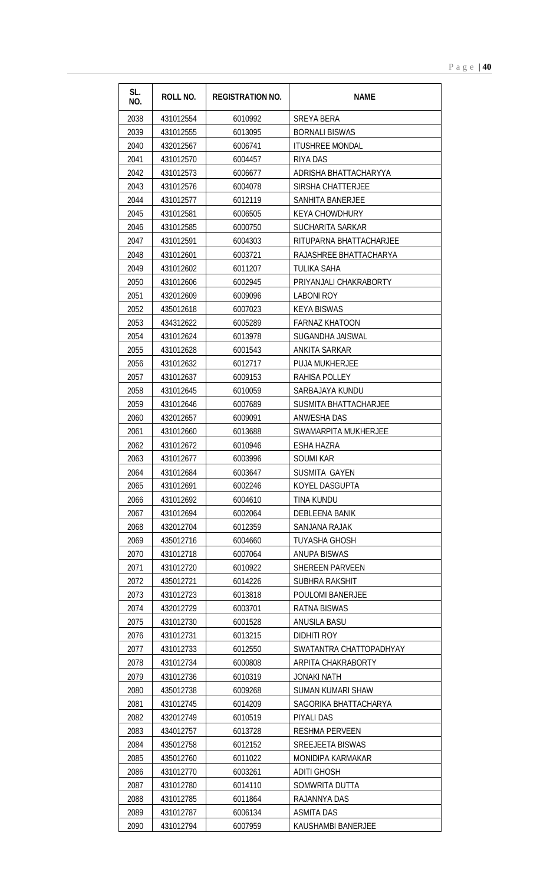| SL. NO. | ROLL NO. | REGISTRATION NO. | NAME |
|---|---|---|---|
| 2038 | 431012554 | 6010992 | SREYA BERA |
| 2039 | 431012555 | 6013095 | BORNALI BISWAS |
| 2040 | 432012567 | 6006741 | ITUSHREE MONDAL |
| 2041 | 431012570 | 6004457 | RIYA DAS |
| 2042 | 431012573 | 6006677 | ADRISHA BHATTACHARYYA |
| 2043 | 431012576 | 6004078 | SIRSHA CHATTERJEE |
| 2044 | 431012577 | 6012119 | SANHITA BANERJEE |
| 2045 | 431012581 | 6006505 | KEYA CHOWDHURY |
| 2046 | 431012585 | 6000750 | SUCHARITA SARKAR |
| 2047 | 431012591 | 6004303 | RITUPARNA BHATTACHARJEE |
| 2048 | 431012601 | 6003721 | RAJASHREE BHATTACHARYA |
| 2049 | 431012602 | 6011207 | TULIKA SAHA |
| 2050 | 431012606 | 6002945 | PRIYANJALI CHAKRABORTY |
| 2051 | 432012609 | 6009096 | LABONI ROY |
| 2052 | 435012618 | 6007023 | KEYA BISWAS |
| 2053 | 434312622 | 6005289 | FARNAZ KHATOON |
| 2054 | 431012624 | 6013978 | SUGANDHA JAISWAL |
| 2055 | 431012628 | 6001543 | ANKITA SARKAR |
| 2056 | 431012632 | 6012717 | PUJA MUKHERJEE |
| 2057 | 431012637 | 6009153 | RAHISA POLLEY |
| 2058 | 431012645 | 6010059 | SARBAJAYA KUNDU |
| 2059 | 431012646 | 6007689 | SUSMITA BHATTACHARJEE |
| 2060 | 432012657 | 6009091 | ANWESHA DAS |
| 2061 | 431012660 | 6013688 | SWAMARPITA MUKHERJEE |
| 2062 | 431012672 | 6010946 | ESHA HAZRA |
| 2063 | 431012677 | 6003996 | SOUMI KAR |
| 2064 | 431012684 | 6003647 | SUSMITA GAYEN |
| 2065 | 431012691 | 6002246 | KOYEL DASGUPTA |
| 2066 | 431012692 | 6004610 | TINA KUNDU |
| 2067 | 431012694 | 6002064 | DEBLEENA BANIK |
| 2068 | 432012704 | 6012359 | SANJANA RAJAK |
| 2069 | 435012716 | 6004660 | TUYASHA GHOSH |
| 2070 | 431012718 | 6007064 | ANUPA BISWAS |
| 2071 | 431012720 | 6010922 | SHEREEN PARVEEN |
| 2072 | 435012721 | 6014226 | SUBHRA RAKSHIT |
| 2073 | 431012723 | 6013818 | POULOMI BANERJEE |
| 2074 | 432012729 | 6003701 | RATNA BISWAS |
| 2075 | 431012730 | 6001528 | ANUSILA BASU |
| 2076 | 431012731 | 6013215 | DIDHITI ROY |
| 2077 | 431012733 | 6012550 | SWATANTRA CHATTOPADHYAY |
| 2078 | 431012734 | 6000808 | ARPITA CHAKRABORTY |
| 2079 | 431012736 | 6010319 | JONAKI NATH |
| 2080 | 435012738 | 6009268 | SUMAN KUMARI SHAW |
| 2081 | 431012745 | 6014209 | SAGORIKA BHATTACHARYA |
| 2082 | 432012749 | 6010519 | PIYALI DAS |
| 2083 | 434012757 | 6013728 | RESHMA PERVEEN |
| 2084 | 435012758 | 6012152 | SREEJEETA BISWAS |
| 2085 | 435012760 | 6011022 | MONIDIPA KARMAKAR |
| 2086 | 431012770 | 6003261 | ADITI GHOSH |
| 2087 | 431012780 | 6014110 | SOMWRITA DUTTA |
| 2088 | 431012785 | 6011864 | RAJANNYA DAS |
| 2089 | 431012787 | 6006134 | ASMITA DAS |
| 2090 | 431012794 | 6007959 | KAUSHAMBI BANERJEE |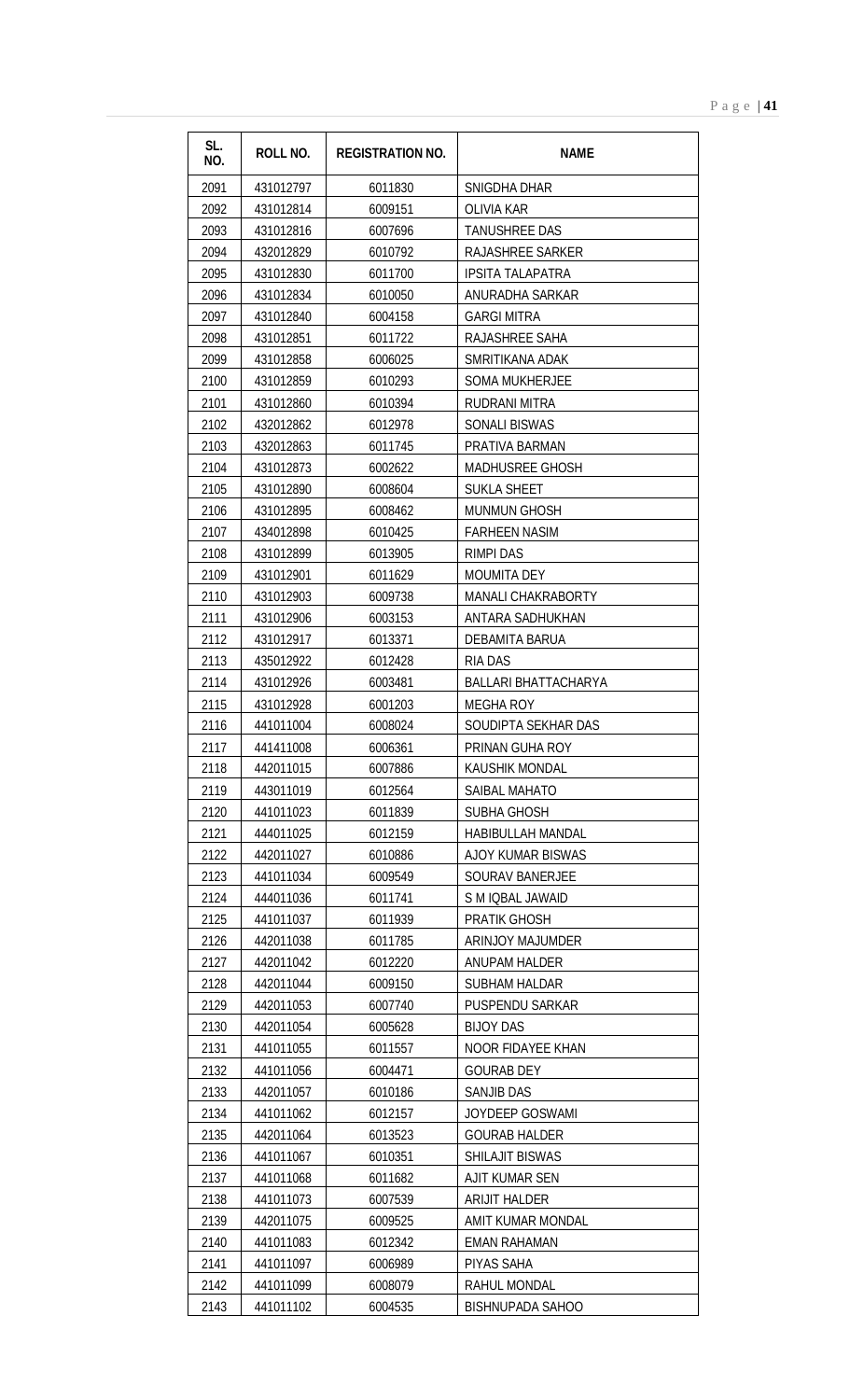| SL. NO. | ROLL NO. | REGISTRATION NO. | NAME |
|---|---|---|---|
| 2091 | 431012797 | 6011830 | SNIGDHA DHAR |
| 2092 | 431012814 | 6009151 | OLIVIA KAR |
| 2093 | 431012816 | 6007696 | TANUSHREE DAS |
| 2094 | 432012829 | 6010792 | RAJASHREE SARKER |
| 2095 | 431012830 | 6011700 | IPSITA TALAPATRA |
| 2096 | 431012834 | 6010050 | ANURADHA SARKAR |
| 2097 | 431012840 | 6004158 | GARGI MITRA |
| 2098 | 431012851 | 6011722 | RAJASHREE SAHA |
| 2099 | 431012858 | 6006025 | SMRITIKANA ADAK |
| 2100 | 431012859 | 6010293 | SOMA MUKHERJEE |
| 2101 | 431012860 | 6010394 | RUDRANI MITRA |
| 2102 | 432012862 | 6012978 | SONALI BISWAS |
| 2103 | 432012863 | 6011745 | PRATIVA BARMAN |
| 2104 | 431012873 | 6002622 | MADHUSREE GHOSH |
| 2105 | 431012890 | 6008604 | SUKLA SHEET |
| 2106 | 431012895 | 6008462 | MUNMUN GHOSH |
| 2107 | 434012898 | 6010425 | FARHEEN NASIM |
| 2108 | 431012899 | 6013905 | RIMPI DAS |
| 2109 | 431012901 | 6011629 | MOUMITA DEY |
| 2110 | 431012903 | 6009738 | MANALI CHAKRABORTY |
| 2111 | 431012906 | 6003153 | ANTARA SADHUKHAN |
| 2112 | 431012917 | 6013371 | DEBAMITA BARUA |
| 2113 | 435012922 | 6012428 | RIA DAS |
| 2114 | 431012926 | 6003481 | BALLARI BHATTACHARYA |
| 2115 | 431012928 | 6001203 | MEGHA ROY |
| 2116 | 441011004 | 6008024 | SOUDIPTA SEKHAR DAS |
| 2117 | 441411008 | 6006361 | PRINAN GUHA ROY |
| 2118 | 442011015 | 6007886 | KAUSHIK MONDAL |
| 2119 | 443011019 | 6012564 | SAIBAL MAHATO |
| 2120 | 441011023 | 6011839 | SUBHA GHOSH |
| 2121 | 444011025 | 6012159 | HABIBULLAH MANDAL |
| 2122 | 442011027 | 6010886 | AJOY KUMAR BISWAS |
| 2123 | 441011034 | 6009549 | SOURAV BANERJEE |
| 2124 | 444011036 | 6011741 | S M IQBAL JAWAID |
| 2125 | 441011037 | 6011939 | PRATIK GHOSH |
| 2126 | 442011038 | 6011785 | ARINJOY MAJUMDER |
| 2127 | 442011042 | 6012220 | ANUPAM HALDER |
| 2128 | 442011044 | 6009150 | SUBHAM HALDAR |
| 2129 | 442011053 | 6007740 | PUSPENDU SARKAR |
| 2130 | 442011054 | 6005628 | BIJOY DAS |
| 2131 | 441011055 | 6011557 | NOOR FIDAYEE KHAN |
| 2132 | 441011056 | 6004471 | GOURAB DEY |
| 2133 | 442011057 | 6010186 | SANJIB DAS |
| 2134 | 441011062 | 6012157 | JOYDEEP GOSWAMI |
| 2135 | 442011064 | 6013523 | GOURAB HALDER |
| 2136 | 441011067 | 6010351 | SHILAJIT BISWAS |
| 2137 | 441011068 | 6011682 | AJIT KUMAR SEN |
| 2138 | 441011073 | 6007539 | ARIJIT HALDER |
| 2139 | 442011075 | 6009525 | AMIT KUMAR MONDAL |
| 2140 | 441011083 | 6012342 | EMAN RAHAMAN |
| 2141 | 441011097 | 6006989 | PIYAS SAHA |
| 2142 | 441011099 | 6008079 | RAHUL MONDAL |
| 2143 | 441011102 | 6004535 | BISHNUPADA SAHOO |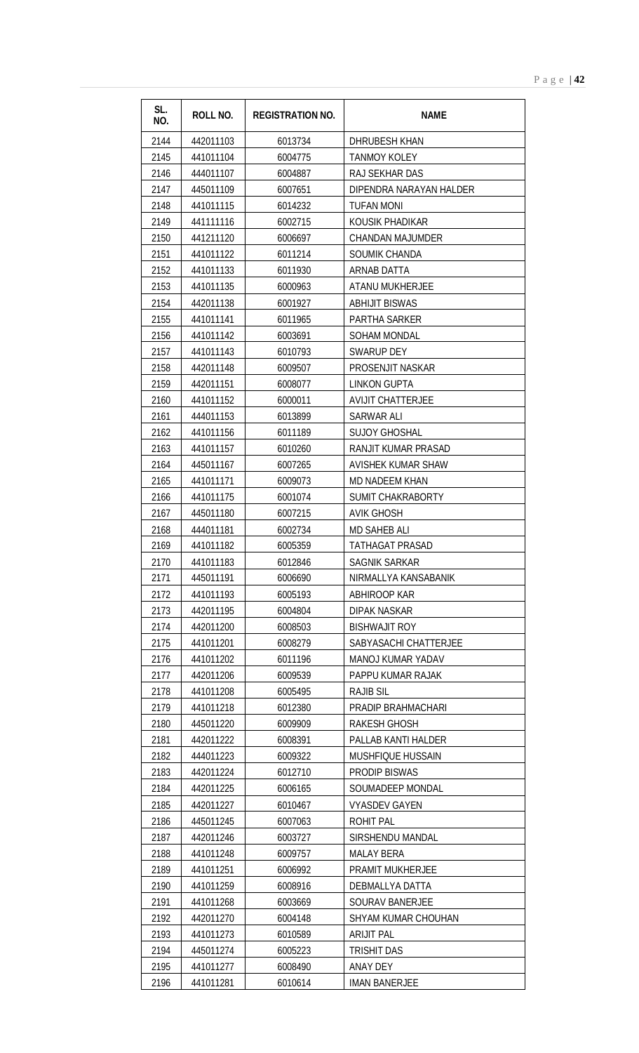| SL. NO. | ROLL NO. | REGISTRATION NO. | NAME |
|---|---|---|---|
| 2144 | 442011103 | 6013734 | DHRUBESH KHAN |
| 2145 | 441011104 | 6004775 | TANMOY KOLEY |
| 2146 | 444011107 | 6004887 | RAJ SEKHAR DAS |
| 2147 | 445011109 | 6007651 | DIPENDRA NARAYAN HALDER |
| 2148 | 441011115 | 6014232 | TUFAN MONI |
| 2149 | 441111116 | 6002715 | KOUSIK PHADIKAR |
| 2150 | 441211120 | 6006697 | CHANDAN MAJUMDER |
| 2151 | 441011122 | 6011214 | SOUMIK CHANDA |
| 2152 | 441011133 | 6011930 | ARNAB DATTA |
| 2153 | 441011135 | 6000963 | ATANU MUKHERJEE |
| 2154 | 442011138 | 6001927 | ABHIJIT BISWAS |
| 2155 | 441011141 | 6011965 | PARTHA SARKER |
| 2156 | 441011142 | 6003691 | SOHAM MONDAL |
| 2157 | 441011143 | 6010793 | SWARUP DEY |
| 2158 | 442011148 | 6009507 | PROSENJIT NASKAR |
| 2159 | 442011151 | 6008077 | LINKON GUPTA |
| 2160 | 441011152 | 6000011 | AVIJIT CHATTERJEE |
| 2161 | 444011153 | 6013899 | SARWAR ALI |
| 2162 | 441011156 | 6011189 | SUJOY GHOSHAL |
| 2163 | 441011157 | 6010260 | RANJIT KUMAR PRASAD |
| 2164 | 445011167 | 6007265 | AVISHEK KUMAR SHAW |
| 2165 | 441011171 | 6009073 | MD NADEEM KHAN |
| 2166 | 441011175 | 6001074 | SUMIT CHAKRABORTY |
| 2167 | 445011180 | 6007215 | AVIK GHOSH |
| 2168 | 444011181 | 6002734 | MD SAHEB ALI |
| 2169 | 441011182 | 6005359 | TATHAGAT PRASAD |
| 2170 | 441011183 | 6012846 | SAGNIK SARKAR |
| 2171 | 445011191 | 6006690 | NIRMALLYA KANSABANIK |
| 2172 | 441011193 | 6005193 | ABHIROOP KAR |
| 2173 | 442011195 | 6004804 | DIPAK NASKAR |
| 2174 | 442011200 | 6008503 | BISHWAJIT ROY |
| 2175 | 441011201 | 6008279 | SABYASACHI CHATTERJEE |
| 2176 | 441011202 | 6011196 | MANOJ KUMAR YADAV |
| 2177 | 442011206 | 6009539 | PAPPU KUMAR RAJAK |
| 2178 | 441011208 | 6005495 | RAJIB SIL |
| 2179 | 441011218 | 6012380 | PRADIP BRAHMACHARI |
| 2180 | 445011220 | 6009909 | RAKESH GHOSH |
| 2181 | 442011222 | 6008391 | PALLAB KANTI HALDER |
| 2182 | 444011223 | 6009322 | MUSHFIQUE HUSSAIN |
| 2183 | 442011224 | 6012710 | PRODIP BISWAS |
| 2184 | 442011225 | 6006165 | SOUMADEEP MONDAL |
| 2185 | 442011227 | 6010467 | VYASDEV GAYEN |
| 2186 | 445011245 | 6007063 | ROHIT PAL |
| 2187 | 442011246 | 6003727 | SIRSHENDU MANDAL |
| 2188 | 441011248 | 6009757 | MALAY BERA |
| 2189 | 441011251 | 6006992 | PRAMIT MUKHERJEE |
| 2190 | 441011259 | 6008916 | DEBMALLYA DATTA |
| 2191 | 441011268 | 6003669 | SOURAV BANERJEE |
| 2192 | 442011270 | 6004148 | SHYAM KUMAR CHOUHAN |
| 2193 | 441011273 | 6010589 | ARIJIT PAL |
| 2194 | 445011274 | 6005223 | TRISHIT DAS |
| 2195 | 441011277 | 6008490 | ANAY DEY |
| 2196 | 441011281 | 6010614 | IMAN BANERJEE |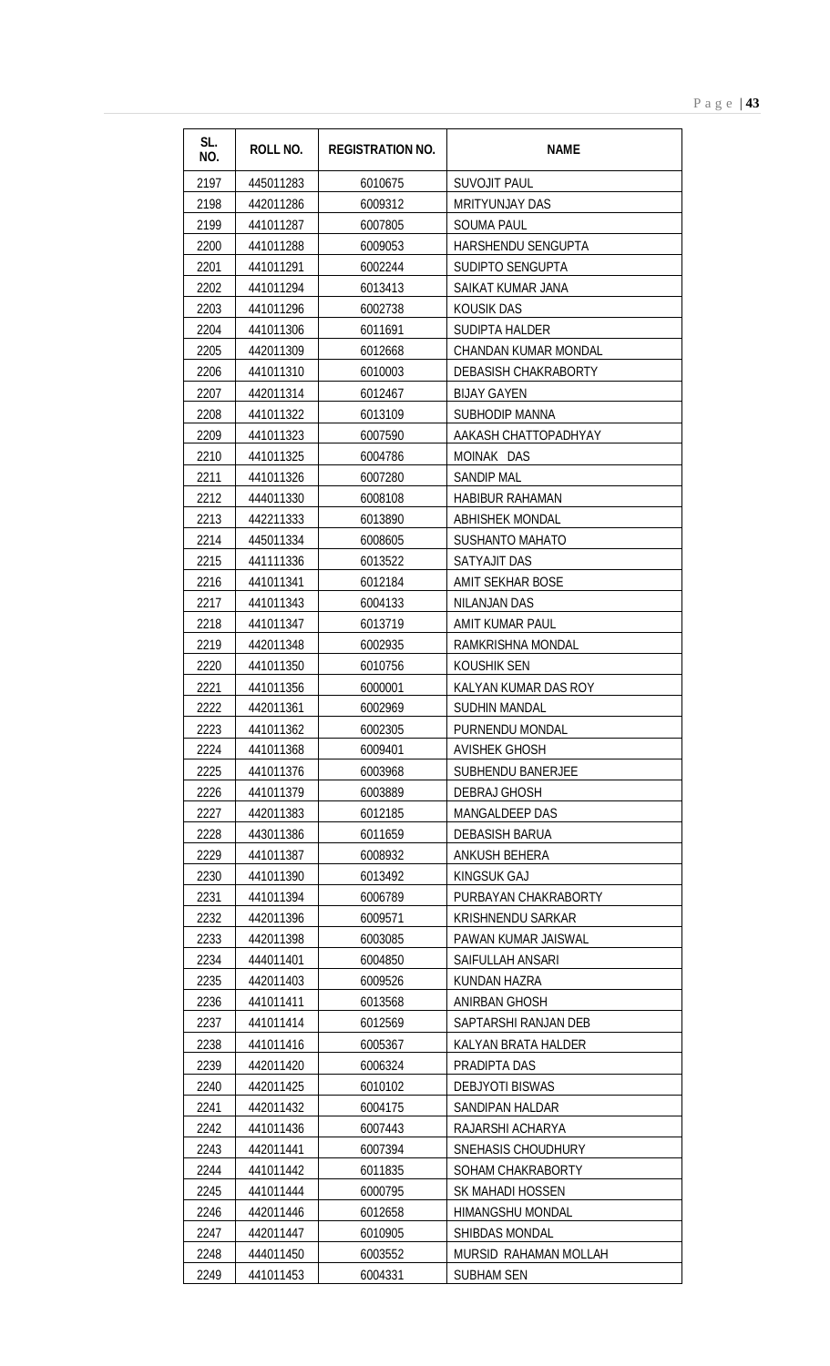| SL. NO. | ROLL NO. | REGISTRATION NO. | NAME |
|---|---|---|---|
| 2197 | 445011283 | 6010675 | SUVOJIT PAUL |
| 2198 | 442011286 | 6009312 | MRITYUNJAY DAS |
| 2199 | 441011287 | 6007805 | SOUMA PAUL |
| 2200 | 441011288 | 6009053 | HARSHENDU SENGUPTA |
| 2201 | 441011291 | 6002244 | SUDIPTO SENGUPTA |
| 2202 | 441011294 | 6013413 | SAIKAT KUMAR JANA |
| 2203 | 441011296 | 6002738 | KOUSIK DAS |
| 2204 | 441011306 | 6011691 | SUDIPTA HALDER |
| 2205 | 442011309 | 6012668 | CHANDAN KUMAR MONDAL |
| 2206 | 441011310 | 6010003 | DEBASISH CHAKRABORTY |
| 2207 | 442011314 | 6012467 | BIJAY GAYEN |
| 2208 | 441011322 | 6013109 | SUBHODIP MANNA |
| 2209 | 441011323 | 6007590 | AAKASH CHATTOPADHYAY |
| 2210 | 441011325 | 6004786 | MOINAK DAS |
| 2211 | 441011326 | 6007280 | SANDIP MAL |
| 2212 | 444011330 | 6008108 | HABIBUR RAHAMAN |
| 2213 | 442211333 | 6013890 | ABHISHEK MONDAL |
| 2214 | 445011334 | 6008605 | SUSHANTO MAHATO |
| 2215 | 441111336 | 6013522 | SATYAJIT DAS |
| 2216 | 441011341 | 6012184 | AMIT SEKHAR BOSE |
| 2217 | 441011343 | 6004133 | NILANJAN DAS |
| 2218 | 441011347 | 6013719 | AMIT KUMAR PAUL |
| 2219 | 442011348 | 6002935 | RAMKRISHNA MONDAL |
| 2220 | 441011350 | 6010756 | KOUSHIK SEN |
| 2221 | 441011356 | 6000001 | KALYAN KUMAR DAS ROY |
| 2222 | 442011361 | 6002969 | SUDHIN MANDAL |
| 2223 | 441011362 | 6002305 | PURNENDU MONDAL |
| 2224 | 441011368 | 6009401 | AVISHEK GHOSH |
| 2225 | 441011376 | 6003968 | SUBHENDU BANERJEE |
| 2226 | 441011379 | 6003889 | DEBRAJ GHOSH |
| 2227 | 442011383 | 6012185 | MANGALDEEP DAS |
| 2228 | 443011386 | 6011659 | DEBASISH BARUA |
| 2229 | 441011387 | 6008932 | ANKUSH BEHERA |
| 2230 | 441011390 | 6013492 | KINGSUK GAJ |
| 2231 | 441011394 | 6006789 | PURBAYAN CHAKRABORTY |
| 2232 | 442011396 | 6009571 | KRISHNENDU SARKAR |
| 2233 | 442011398 | 6003085 | PAWAN KUMAR JAISWAL |
| 2234 | 444011401 | 6004850 | SAIFULLAH ANSARI |
| 2235 | 442011403 | 6009526 | KUNDAN HAZRA |
| 2236 | 441011411 | 6013568 | ANIRBAN GHOSH |
| 2237 | 441011414 | 6012569 | SAPTARSHI RANJAN DEB |
| 2238 | 441011416 | 6005367 | KALYAN BRATA HALDER |
| 2239 | 442011420 | 6006324 | PRADIPTA DAS |
| 2240 | 442011425 | 6010102 | DEBJYOTI BISWAS |
| 2241 | 442011432 | 6004175 | SANDIPAN HALDAR |
| 2242 | 441011436 | 6007443 | RAJARSHI ACHARYA |
| 2243 | 442011441 | 6007394 | SNEHASIS CHOUDHURY |
| 2244 | 441011442 | 6011835 | SOHAM CHAKRABORTY |
| 2245 | 441011444 | 6000795 | SK MAHADI HOSSEN |
| 2246 | 442011446 | 6012658 | HIMANGSHU MONDAL |
| 2247 | 442011447 | 6010905 | SHIBDAS MONDAL |
| 2248 | 444011450 | 6003552 | MURSID RAHAMAN MOLLAH |
| 2249 | 441011453 | 6004331 | SUBHAM SEN |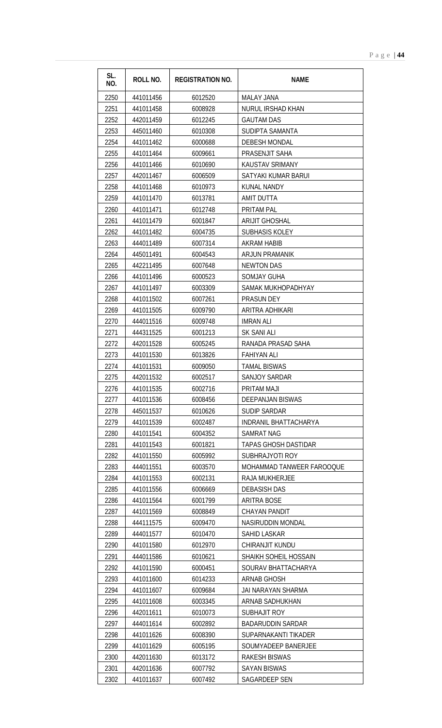| SL. NO. | ROLL NO. | REGISTRATION NO. | NAME |
|---|---|---|---|
| 2250 | 441011456 | 6012520 | MALAY JANA |
| 2251 | 441011458 | 6008928 | NURUL IRSHAD KHAN |
| 2252 | 442011459 | 6012245 | GAUTAM DAS |
| 2253 | 445011460 | 6010308 | SUDIPTA SAMANTA |
| 2254 | 441011462 | 6000688 | DEBESH MONDAL |
| 2255 | 441011464 | 6009661 | PRASENJIT SAHA |
| 2256 | 441011466 | 6010690 | KAUSTAV SRIMANY |
| 2257 | 442011467 | 6006509 | SATYAKI KUMAR BARUI |
| 2258 | 441011468 | 6010973 | KUNAL NANDY |
| 2259 | 441011470 | 6013781 | AMIT DUTTA |
| 2260 | 441011471 | 6012748 | PRITAM PAL |
| 2261 | 441011479 | 6001847 | ARIJIT GHOSHAL |
| 2262 | 441011482 | 6004735 | SUBHASIS KOLEY |
| 2263 | 444011489 | 6007314 | AKRAM HABIB |
| 2264 | 445011491 | 6004543 | ARJUN PRAMANIK |
| 2265 | 442211495 | 6007648 | NEWTON DAS |
| 2266 | 441011496 | 6000523 | SOMJAY GUHA |
| 2267 | 441011497 | 6003309 | SAMAK MUKHOPADHYAY |
| 2268 | 441011502 | 6007261 | PRASUN DEY |
| 2269 | 441011505 | 6009790 | ARITRA ADHIKARI |
| 2270 | 444011516 | 6009748 | IMRAN ALI |
| 2271 | 444311525 | 6001213 | SK SANI ALI |
| 2272 | 442011528 | 6005245 | RANADA PRASAD SAHA |
| 2273 | 441011530 | 6013826 | FAHIYAN ALI |
| 2274 | 441011531 | 6009050 | TAMAL BISWAS |
| 2275 | 442011532 | 6002517 | SANJOY SARDAR |
| 2276 | 441011535 | 6002716 | PRITAM MAJI |
| 2277 | 441011536 | 6008456 | DEEPANJAN BISWAS |
| 2278 | 445011537 | 6010626 | SUDIP SARDAR |
| 2279 | 441011539 | 6002487 | INDRANIL BHATTACHARYA |
| 2280 | 441011541 | 6004352 | SAMRAT NAG |
| 2281 | 441011543 | 6001821 | TAPAS GHOSH DASTIDAR |
| 2282 | 441011550 | 6005992 | SUBHRAJYOTI ROY |
| 2283 | 444011551 | 6003570 | MOHAMMAD TANWEER FAROOQUE |
| 2284 | 441011553 | 6002131 | RAJA MUKHERJEE |
| 2285 | 441011556 | 6006669 | DEBASISH DAS |
| 2286 | 441011564 | 6001799 | ARITRA BOSE |
| 2287 | 441011569 | 6008849 | CHAYAN PANDIT |
| 2288 | 444111575 | 6009470 | NASIRUDDIN MONDAL |
| 2289 | 444011577 | 6010470 | SAHID LASKAR |
| 2290 | 441011580 | 6012970 | CHIRANJIT KUNDU |
| 2291 | 444011586 | 6010621 | SHAIKH SOHEIL HOSSAIN |
| 2292 | 441011590 | 6000451 | SOURAV BHATTACHARYA |
| 2293 | 441011600 | 6014233 | ARNAB GHOSH |
| 2294 | 441011607 | 6009684 | JAI NARAYAN SHARMA |
| 2295 | 441011608 | 6003345 | ARNAB SADHUKHAN |
| 2296 | 442011611 | 6010073 | SUBHAJIT ROY |
| 2297 | 444011614 | 6002892 | BADARUDDIN SARDAR |
| 2298 | 441011626 | 6008390 | SUPARNAKANTI TIKADER |
| 2299 | 441011629 | 6005195 | SOUMYADEEP BANERJEE |
| 2300 | 442011630 | 6013172 | RAKESH BISWAS |
| 2301 | 442011636 | 6007792 | SAYAN BISWAS |
| 2302 | 441011637 | 6007492 | SAGARDEEP SEN |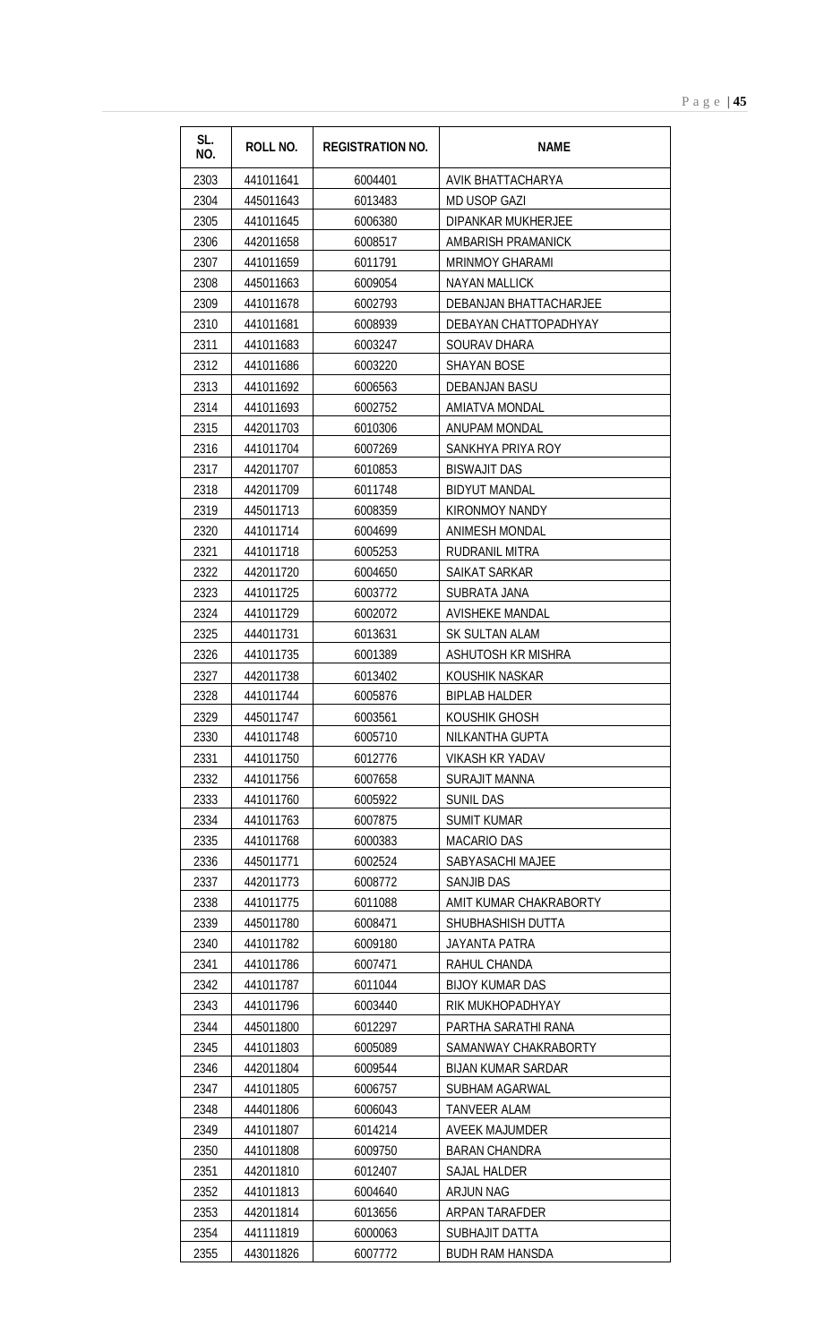| SL. NO. | ROLL NO. | REGISTRATION NO. | NAME |
|---|---|---|---|
| 2303 | 441011641 | 6004401 | AVIK BHATTACHARYA |
| 2304 | 445011643 | 6013483 | MD USOP GAZI |
| 2305 | 441011645 | 6006380 | DIPANKAR MUKHERJEE |
| 2306 | 442011658 | 6008517 | AMBARISH PRAMANICK |
| 2307 | 441011659 | 6011791 | MRINMOY GHARAMI |
| 2308 | 445011663 | 6009054 | NAYAN MALLICK |
| 2309 | 441011678 | 6002793 | DEBANJAN BHATTACHARJEE |
| 2310 | 441011681 | 6008939 | DEBAYAN CHATTOPADHYAY |
| 2311 | 441011683 | 6003247 | SOURAV DHARA |
| 2312 | 441011686 | 6003220 | SHAYAN BOSE |
| 2313 | 441011692 | 6006563 | DEBANJAN BASU |
| 2314 | 441011693 | 6002752 | AMIATVA MONDAL |
| 2315 | 442011703 | 6010306 | ANUPAM MONDAL |
| 2316 | 441011704 | 6007269 | SANKHYA PRIYA ROY |
| 2317 | 442011707 | 6010853 | BISWAJIT DAS |
| 2318 | 442011709 | 6011748 | BIDYUT MANDAL |
| 2319 | 445011713 | 6008359 | KIRONMOY NANDY |
| 2320 | 441011714 | 6004699 | ANIMESH MONDAL |
| 2321 | 441011718 | 6005253 | RUDRANIL MITRA |
| 2322 | 442011720 | 6004650 | SAIKAT SARKAR |
| 2323 | 441011725 | 6003772 | SUBRATA JANA |
| 2324 | 441011729 | 6002072 | AVISHEKE MANDAL |
| 2325 | 444011731 | 6013631 | SK SULTAN ALAM |
| 2326 | 441011735 | 6001389 | ASHUTOSH KR MISHRA |
| 2327 | 442011738 | 6013402 | KOUSHIK NASKAR |
| 2328 | 441011744 | 6005876 | BIPLAB HALDER |
| 2329 | 445011747 | 6003561 | KOUSHIK GHOSH |
| 2330 | 441011748 | 6005710 | NILKANTHA GUPTA |
| 2331 | 441011750 | 6012776 | VIKASH KR YADAV |
| 2332 | 441011756 | 6007658 | SURAJIT MANNA |
| 2333 | 441011760 | 6005922 | SUNIL DAS |
| 2334 | 441011763 | 6007875 | SUMIT KUMAR |
| 2335 | 441011768 | 6000383 | MACARIO DAS |
| 2336 | 445011771 | 6002524 | SABYASACHI MAJEE |
| 2337 | 442011773 | 6008772 | SANJIB DAS |
| 2338 | 441011775 | 6011088 | AMIT KUMAR CHAKRABORTY |
| 2339 | 445011780 | 6008471 | SHUBHASHISH DUTTA |
| 2340 | 441011782 | 6009180 | JAYANTA PATRA |
| 2341 | 441011786 | 6007471 | RAHUL CHANDA |
| 2342 | 441011787 | 6011044 | BIJOY KUMAR DAS |
| 2343 | 441011796 | 6003440 | RIK MUKHOPADHYAY |
| 2344 | 445011800 | 6012297 | PARTHA SARATHI RANA |
| 2345 | 441011803 | 6005089 | SAMANWAY CHAKRABORTY |
| 2346 | 442011804 | 6009544 | BIJAN KUMAR SARDAR |
| 2347 | 441011805 | 6006757 | SUBHAM AGARWAL |
| 2348 | 444011806 | 6006043 | TANVEER ALAM |
| 2349 | 441011807 | 6014214 | AVEEK MAJUMDER |
| 2350 | 441011808 | 6009750 | BARAN CHANDRA |
| 2351 | 442011810 | 6012407 | SAJAL HALDER |
| 2352 | 441011813 | 6004640 | ARJUN NAG |
| 2353 | 442011814 | 6013656 | ARPAN TARAFDER |
| 2354 | 441111819 | 6000063 | SUBHAJIT DATTA |
| 2355 | 443011826 | 6007772 | BUDH RAM HANSDA |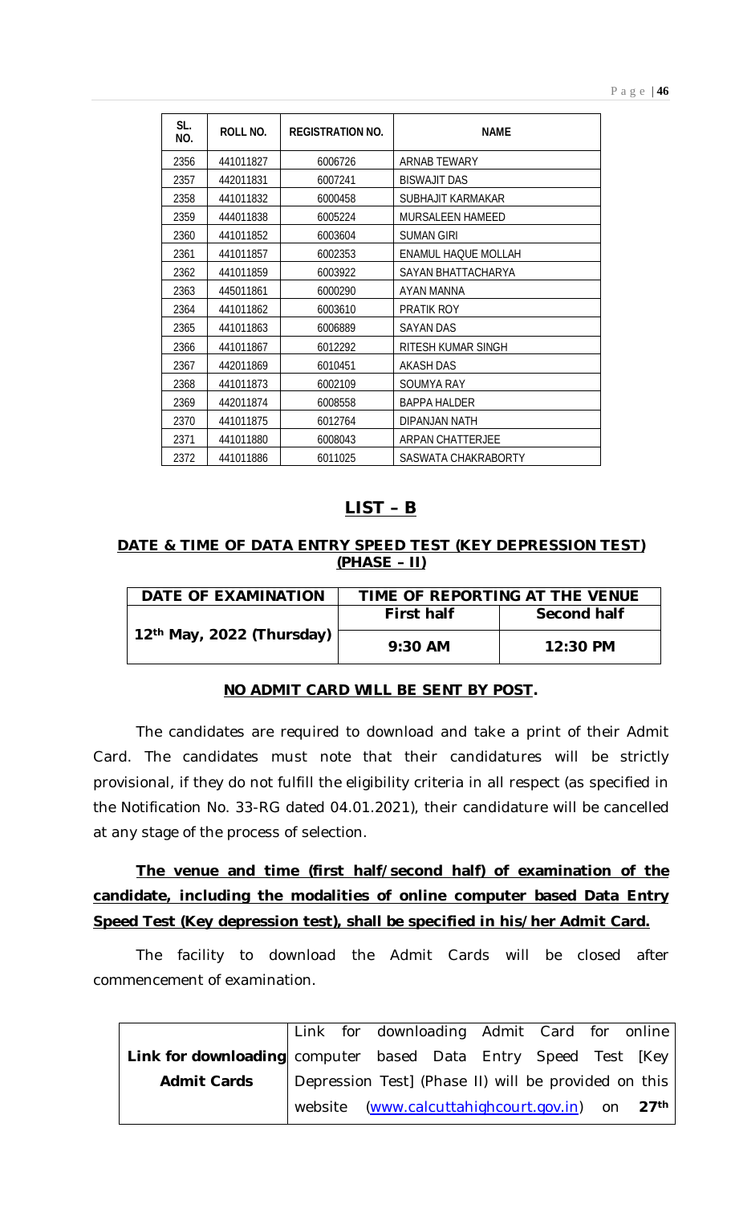| SL. NO. | ROLL NO. | REGISTRATION NO. | NAME |
|---|---|---|---|
| 2356 | 441011827 | 6006726 | ARNAB TEWARY |
| 2357 | 442011831 | 6007241 | BISWAJIT DAS |
| 2358 | 441011832 | 6000458 | SUBHAJIT KARMAKAR |
| 2359 | 444011838 | 6005224 | MURSALEEN HAMEED |
| 2360 | 441011852 | 6003604 | SUMAN GIRI |
| 2361 | 441011857 | 6002353 | ENAMUL HAQUE MOLLAH |
| 2362 | 441011859 | 6003922 | SAYAN BHATTACHARYA |
| 2363 | 445011861 | 6000290 | AYAN MANNA |
| 2364 | 441011862 | 6003610 | PRATIK ROY |
| 2365 | 441011863 | 6006889 | SAYAN DAS |
| 2366 | 441011867 | 6012292 | RITESH KUMAR SINGH |
| 2367 | 442011869 | 6010451 | AKASH DAS |
| 2368 | 441011873 | 6002109 | SOUMYA RAY |
| 2369 | 442011874 | 6008558 | BAPPA HALDER |
| 2370 | 441011875 | 6012764 | DIPANJAN NATH |
| 2371 | 441011880 | 6008043 | ARPAN CHATTERJEE |
| 2372 | 441011886 | 6011025 | SASWATA CHAKRABORTY |

## LIST – B

### DATE & TIME OF DATA ENTRY SPEED TEST (KEY DEPRESSION TEST) (PHASE – II)

| DATE OF EXAMINATION | TIME OF REPORTING AT THE VENUE | |
|---|---|---|
| | **First half** | **Second half** |
| **12th May, 2022 (Thursday)** | **9:30 AM** | **12:30 PM** |

**NO ADMIT CARD WILL BE SENT BY POST.**

The candidates are required to download and take a print of their Admit Card. The candidates must note that their candidatures will be strictly provisional, if they do not fulfill the eligibility criteria in all respect (as specified in the Notification No. 33-RG dated 04.01.2021), their candidature will be cancelled at any stage of the process of selection.

**The venue and time (first half/second half) of examination of the candidate, including the modalities of online computer based Data Entry Speed Test (Key depression test), shall be specified in his/her Admit Card.**

The facility to download the Admit Cards will be closed after commencement of examination.

| | |
|---|---|
| **Link for downloading Admit Cards** | Link for downloading Admit Card for online computer based Data Entry Speed Test [Key Depression Test] (Phase II) will be provided on this website (www.calcuttahighcourt.gov.in) on **27th** |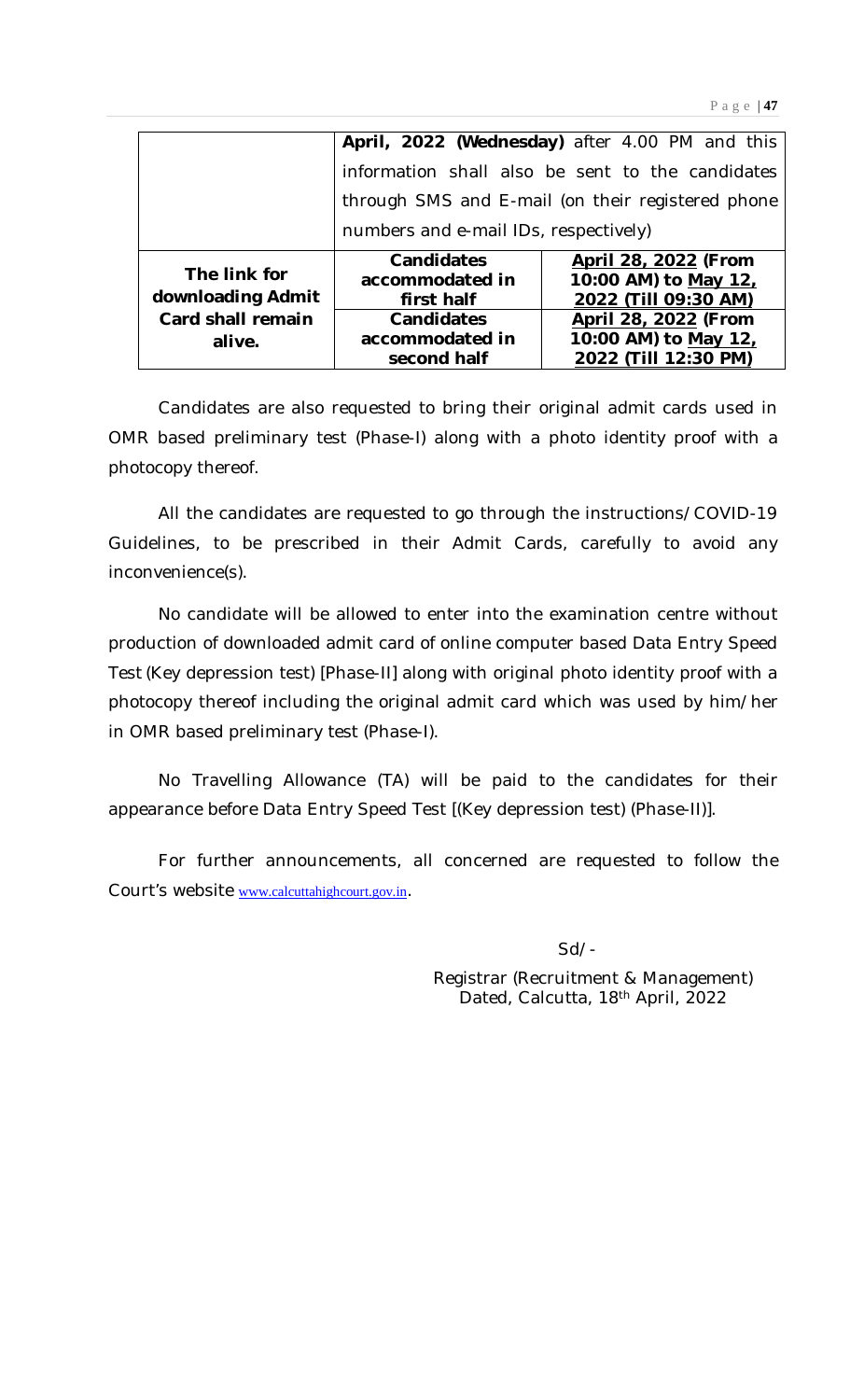| | | |
|---|---|---|
| | **April, 2022 (Wednesday)** after 4.00 PM and this information shall also be sent to the candidates through SMS and E-mail (on their registered phone numbers and e-mail IDs, respectively) | |
| **The link for downloading Admit Card shall remain alive.** | **Candidates accommodated in first half** | **April 28, 2022 (From 10:00 AM) to May 12, 2022 (Till 09:30 AM)** |
| | **Candidates accommodated in second half** | **April 28, 2022 (From 10:00 AM) to May 12, 2022 (Till 12:30 PM)** |

Candidates are also requested to bring their original admit cards used in OMR based preliminary test (Phase-I) along with a photo identity proof with a photocopy thereof.

All the candidates are requested to go through the instructions/COVID-19 Guidelines, to be prescribed in their Admit Cards, carefully to avoid any inconvenience(s).

No candidate will be allowed to enter into the examination centre without production of downloaded admit card of online computer based Data Entry Speed Test (Key depression test) [Phase-II] along with original photo identity proof with a photocopy thereof including the original admit card which was used by him/her in OMR based preliminary test (Phase-I).

No Travelling Allowance (TA) will be paid to the candidates for their appearance before Data Entry Speed Test [(Key depression test) (Phase-II)].

For further announcements, all concerned are requested to follow the Court's website www.calcuttahighcourt.gov.in.

Sd/-

Registrar (Recruitment & Management)
Dated, Calcutta, 18th April, 2022